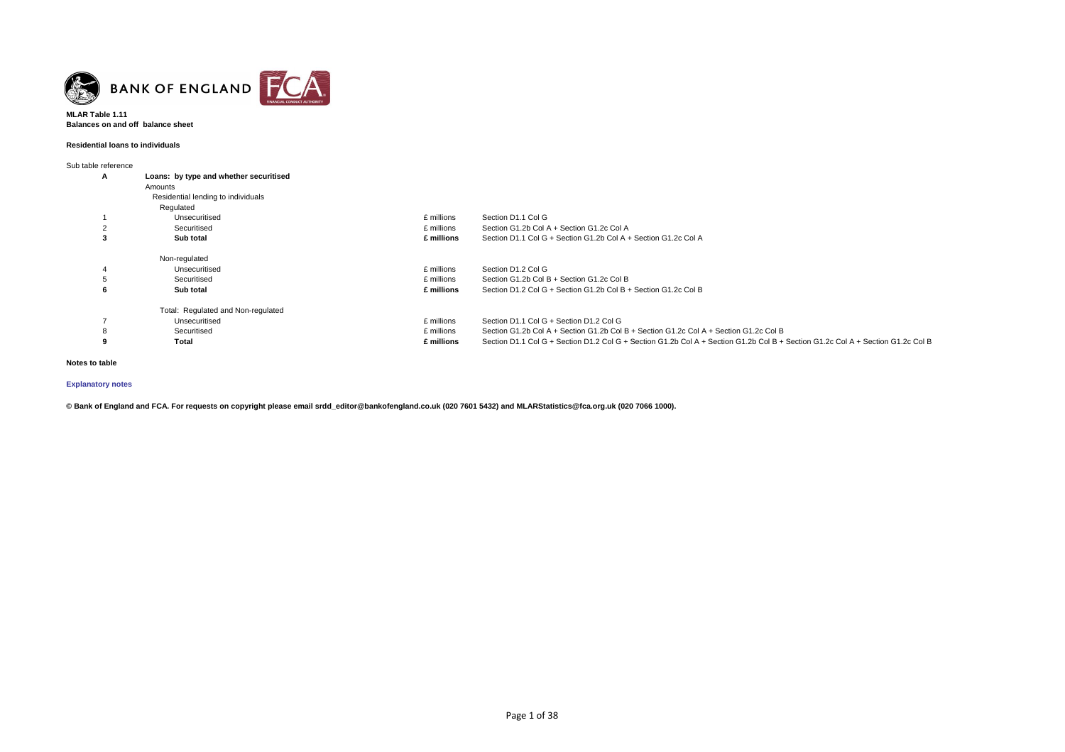**MLAR Table 1.11**
**Balances on and off balance sheet**

**Residential loans to individuals**

| Sub table reference | | | |
|---|---|---|---|
| **A** | **Loans: by type and whether securitised** | | |
| | Amounts | | |
| | Residential lending to individuals | | |
| | Regulated | | |
| 1 | Unsecuritised | £ millions | Section D1.1 Col G |
| 2 | Securitised | £ millions | Section G1.2b Col A + Section G1.2c Col A |
| **3** | **Sub total** | **£ millions** | Section D1.1 Col G + Section G1.2b Col A + Section G1.2c Col A |
| | Non-regulated | | |
| 4 | Unsecuritised | £ millions | Section D1.2 Col G |
| 5 | Securitised | £ millions | Section G1.2b Col B + Section G1.2c Col B |
| **6** | **Sub total** | **£ millions** | Section D1.2 Col G + Section G1.2b Col B + Section G1.2c Col B |
| | Total: Regulated and Non-regulated | | |
| 7 | Unsecuritised | £ millions | Section D1.1 Col G + Section D1.2 Col G |
| 8 | Securitised | £ millions | Section G1.2b Col A + Section G1.2b Col B + Section G1.2c Col A + Section G1.2c Col B |
| **9** | **Total** | **£ millions** | Section D1.1 Col G + Section D1.2 Col G + Section G1.2b Col A + Section G1.2b Col B + Section G1.2c Col A + Section G1.2c Col B |

**Notes to table**

**Explanatory notes**

**© Bank of England and FCA. For requests on copyright please email srdd_editor@bankofengland.co.uk (020 7601 5432) and MLARStatistics@fca.org.uk (020 7066 1000).**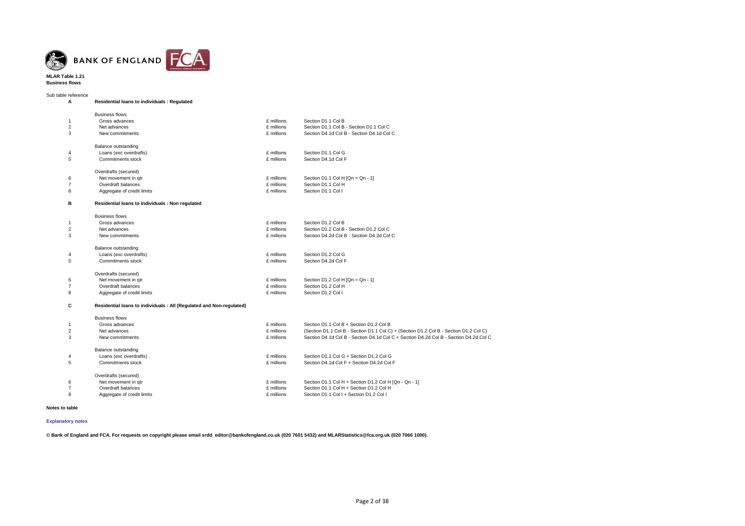**MLAR Table 1.21**
**Business flows**

Sub table reference

| | | | |
|---|---|---|---|
| **A** | **Residential loans to individuals : Regulated** | | |
| | Business flows | | |
| 1 | Gross advances | £ millions | Section D1.1 Col B |
| 2 | Net advances | £ millions | Section D1.1 Col B - Section D1.1 Col C |
| 3 | New commitments | £ millions | Section D4.1d Col B - Section D4.1d Col C |
| | Balance outstanding | | |
| 4 | Loans (exc overdrafts) | £ millions | Section D1.1 Col G |
| 5 | Commitments stock | £ millions | Section D4.1d Col F |
| | Overdrafts (secured) | | |
| 6 | Net movement in qtr | £ millions | Section D1.1 Col H [Qn = Qn - 1] |
| 7 | Overdraft balances | £ millions | Section D1.1 Col H |
| 8 | Aggregate of credit limits | £ millions | Section D1.1 Col I |
| **B** | **Residential loans to individuals : Non regulated** | | |
| | Business flows | | |
| 1 | Gross advances | £ millions | Section D1.2 Col B |
| 2 | Net advances | £ millions | Section D1.2 Col B - Section D1.2 Col C |
| 3 | New commitments | £ millions | Section D4.2d Col B - Section D4.2d Col C |
| | Balance outstanding | | |
| 4 | Loans (exc overdrafts) | £ millions | Section D1.2 Col G |
| 5 | Commitments stock | £ millions | Section D4.2d Col F |
| | Overdrafts (secured) | | |
| 6 | Net movement in qtr | £ millions | Section D1.2 Col H [Qn = Qn - 1] |
| 7 | Overdraft balances | £ millions | Section D1.2 Col H |
| 8 | Aggregate of credit limits | £ millions | Section D1.2 Col I |
| **C** | **Residential loans to individuals : All (Regulated and Non-regulated)** | | |
| | Business flows | | |
| 1 | Gross advances | £ millions | Section D1.1 Col B + Section D1.2 Col B |
| 2 | Net advances | £ millions | (Section D1.1 Col B - Section D1.1 Col C) + (Section D1.2 Col B - Section D1.2 Col C) |
| 3 | New commitments | £ millions | Section D4.1d Col B - Section D4.1d Col C + Section D4.2d Col B - Section D4.2d Col C |
| | Balance outstanding | | |
| 4 | Loans (exc overdrafts) | £ millions | Section D1.1 Col G + Section D1.2 Col G |
| 5 | Commitments stock | £ millions | Section D4.1d Col F + Section D4.2d Col F |
| | Overdrafts (secured) | | |
| 6 | Net movement in qtr | £ millions | Section D1.1 Col H + Section D1.2 Col H [Qn - Qn - 1] |
| 7 | Overdraft balances | £ millions | Section D1.1 Col H + Section D1.2 Col H |
| 8 | Aggregate of credit limits | £ millions | Section D1.1 Col I + Section D1.2 Col I |

**Notes to table**

**Explanatory notes**

**© Bank of England and FCA. For requests on copyright please email srdd_editor@bankofengland.co.uk (020 7601 5432) and MLARStatistics@fca.org.uk (020 7066 1000).**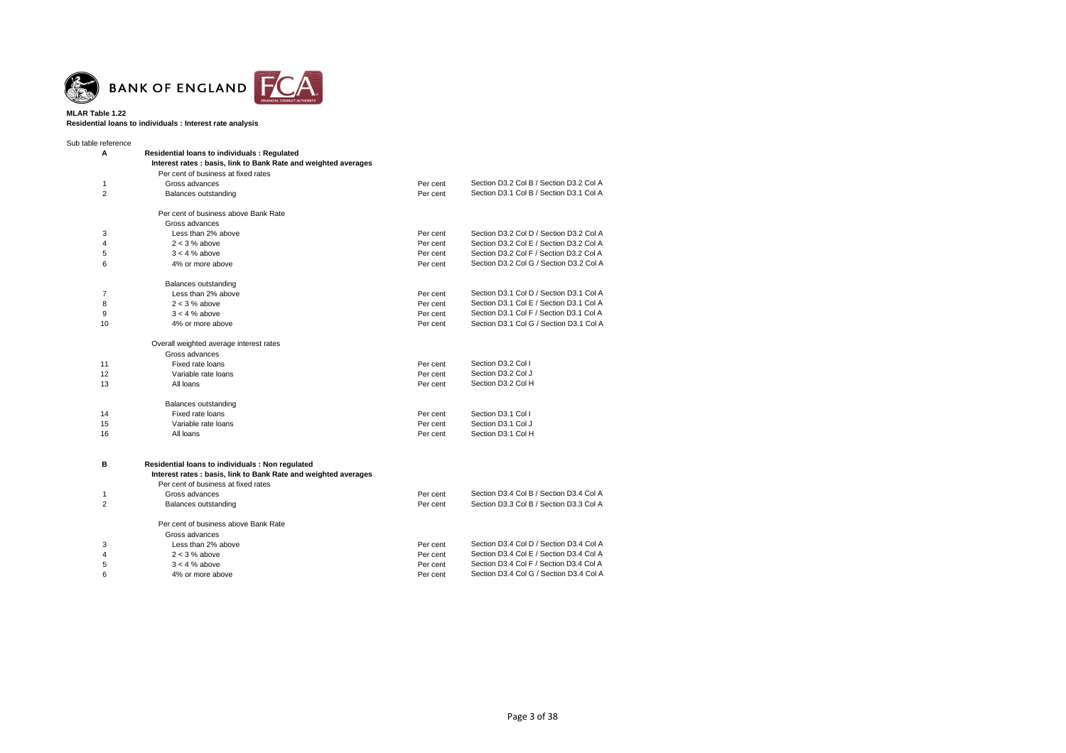**MLAR Table 1.22**
**Residential loans to individuals : Interest rate analysis**

| Sub table reference | | | |
|---|---|---|---|
| **A** | **Residential loans to individuals : Regulated** | | |
| | **Interest rates : basis, link to Bank Rate and weighted averages** | | |
| | Per cent of business at fixed rates | | |
| 1 | Gross advances | Per cent | Section D3.2 Col B / Section D3.2 Col A |
| 2 | Balances outstanding | Per cent | Section D3.1 Col B / Section D3.1 Col A |
| | | | |
| | Per cent of business above Bank Rate | | |
| | Gross advances | | |
| 3 | Less than 2% above | Per cent | Section D3.2 Col D / Section D3.2 Col A |
| 4 | 2 < 3 % above | Per cent | Section D3.2 Col E / Section D3.2 Col A |
| 5 | 3 < 4 % above | Per cent | Section D3.2 Col F / Section D3.2 Col A |
| 6 | 4% or more above | Per cent | Section D3.2 Col G / Section D3.2 Col A |
| | | | |
| | Balances outstanding | | |
| 7 | Less than 2% above | Per cent | Section D3.1 Col D / Section D3.1 Col A |
| 8 | 2 < 3 % above | Per cent | Section D3.1 Col E / Section D3.1 Col A |
| 9 | 3 < 4 % above | Per cent | Section D3.1 Col F / Section D3.1 Col A |
| 10 | 4% or more above | Per cent | Section D3.1 Col G / Section D3.1 Col A |
| | | | |
| | Overall weighted average interest rates | | |
| | Gross advances | | |
| 11 | Fixed rate loans | Per cent | Section D3.2 Col I |
| 12 | Variable rate loans | Per cent | Section D3.2 Col J |
| 13 | All loans | Per cent | Section D3.2 Col H |
| | | | |
| | Balances outstanding | | |
| 14 | Fixed rate loans | Per cent | Section D3.1 Col I |
| 15 | Variable rate loans | Per cent | Section D3.1 Col J |
| 16 | All loans | Per cent | Section D3.1 Col H |
| | | | |
| **B** | **Residential loans to individuals : Non regulated** | | |
| | **Interest rates : basis, link to Bank Rate and weighted averages** | | |
| | Per cent of business at fixed rates | | |
| 1 | Gross advances | Per cent | Section D3.4 Col B / Section D3.4 Col A |
| 2 | Balances outstanding | Per cent | Section D3.3 Col B / Section D3.3 Col A |
| | | | |
| | Per cent of business above Bank Rate | | |
| | Gross advances | | |
| 3 | Less than 2% above | Per cent | Section D3.4 Col D / Section D3.4 Col A |
| 4 | 2 < 3 % above | Per cent | Section D3.4 Col E / Section D3.4 Col A |
| 5 | 3 < 4 % above | Per cent | Section D3.4 Col F / Section D3.4 Col A |
| 6 | 4% or more above | Per cent | Section D3.4 Col G / Section D3.4 Col A |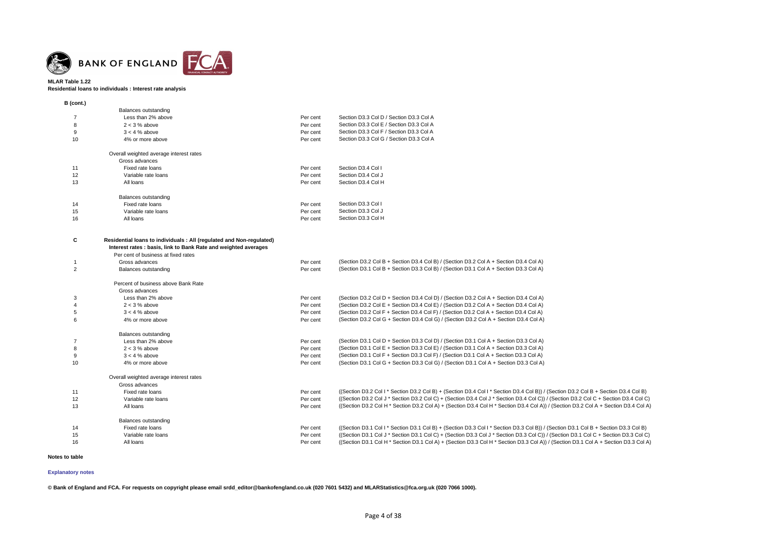BANK OF ENGLAND

**MLAR Table 1.22**
**Residential loans to individuals : Interest rate analysis**

**B (cont.)**

| | | | |
|---|---|---|---|
| | Balances outstanding | | |
| 7 | Less than 2% above | Per cent | Section D3.3 Col D / Section D3.3 Col A |
| 8 | 2 < 3 % above | Per cent | Section D3.3 Col E / Section D3.3 Col A |
| 9 | 3 < 4 % above | Per cent | Section D3.3 Col F / Section D3.3 Col A |
| 10 | 4% or more above | Per cent | Section D3.3 Col G / Section D3.3 Col A |
| | Overall weighted average interest rates | | |
| | Gross advances | | |
| 11 | Fixed rate loans | Per cent | Section D3.4 Col I |
| 12 | Variable rate loans | Per cent | Section D3.4 Col J |
| 13 | All loans | Per cent | Section D3.4 Col H |
| | Balances outstanding | | |
| 14 | Fixed rate loans | Per cent | Section D3.3 Col I |
| 15 | Variable rate loans | Per cent | Section D3.3 Col J |
| 16 | All loans | Per cent | Section D3.3 Col H |

**C** **Residential loans to individuals : All (regulated and Non-regulated)**
**Interest rates : basis, link to Bank Rate and weighted averages**

| | | | |
|---|---|---|---|
| | Per cent of business at fixed rates | | |
| 1 | Gross advances | Per cent | (Section D3.2 Col B + Section D3.4 Col B) / (Section D3.2 Col A + Section D3.4 Col A) |
| 2 | Balances outstanding | Per cent | (Section D3.1 Col B + Section D3.3 Col B) / (Section D3.1 Col A + Section D3.3 Col A) |
| | Percent of business above Bank Rate | | |
| | Gross advances | | |
| 3 | Less than 2% above | Per cent | (Section D3.2 Col D + Section D3.4 Col D) / (Section D3.2 Col A + Section D3.4 Col A) |
| 4 | 2 < 3 % above | Per cent | (Section D3.2 Col E + Section D3.4 Col E) / (Section D3.2 Col A + Section D3.4 Col A) |
| 5 | 3 < 4 % above | Per cent | (Section D3.2 Col F + Section D3.4 Col F) / (Section D3.2 Col A + Section D3.4 Col A) |
| 6 | 4% or more above | Per cent | (Section D3.2 Col G + Section D3.4 Col G) / (Section D3.2 Col A + Section D3.4 Col A) |
| | Balances outstanding | | |
| 7 | Less than 2% above | Per cent | (Section D3.1 Col D + Section D3.3 Col D) / (Section D3.1 Col A + Section D3.3 Col A) |
| 8 | 2 < 3 % above | Per cent | (Section D3.1 Col E + Section D3.3 Col E) / (Section D3.1 Col A + Section D3.3 Col A) |
| 9 | 3 < 4 % above | Per cent | (Section D3.1 Col F + Section D3.3 Col F) / (Section D3.1 Col A + Section D3.3 Col A) |
| 10 | 4% or more above | Per cent | (Section D3.1 Col G + Section D3.3 Col G) / (Section D3.1 Col A + Section D3.3 Col A) |
| | Overall weighted average interest rates | | |
| | Gross advances | | |
| 11 | Fixed rate loans | Per cent | ((Section D3.2 Col I * Section D3.2 Col B) + (Section D3.4 Col I * Section D3.4 Col B)) / (Section D3.2 Col B + Section D3.4 Col B) |
| 12 | Variable rate loans | Per cent | ((Section D3.2 Col J * Section D3.2 Col C) + (Section D3.4 Col J * Section D3.4 Col C)) / (Section D3.2 Col C + Section D3.4 Col C) |
| 13 | All loans | Per cent | ((Section D3.2 Col H * Section D3.2 Col A) + (Section D3.4 Col H * Section D3.4 Col A)) / (Section D3.2 Col A + Section D3.4 Col A) |
| | Balances outstanding | | |
| 14 | Fixed rate loans | Per cent | ((Section D3.1 Col I * Section D3.1 Col B) + (Section D3.3 Col I * Section D3.3 Col B)) / (Section D3.1 Col B + Section D3.3 Col B) |
| 15 | Variable rate loans | Per cent | ((Section D3.1 Col J * Section D3.1 Col C) + (Section D3.3 Col J * Section D3.3 Col C)) / (Section D3.1 Col C + Section D3.3 Col C) |
| 16 | All loans | Per cent | ((Section D3.1 Col H * Section D3.1 Col A) + (Section D3.3 Col H * Section D3.3 Col A)) / (Section D3.1 Col A + Section D3.3 Col A) |

**Notes to table**

**Explanatory notes**

**© Bank of England and FCA. For requests on copyright please email srdd_editor@bankofengland.co.uk (020 7601 5432) and MLARStatistics@fca.org.uk (020 7066 1000).**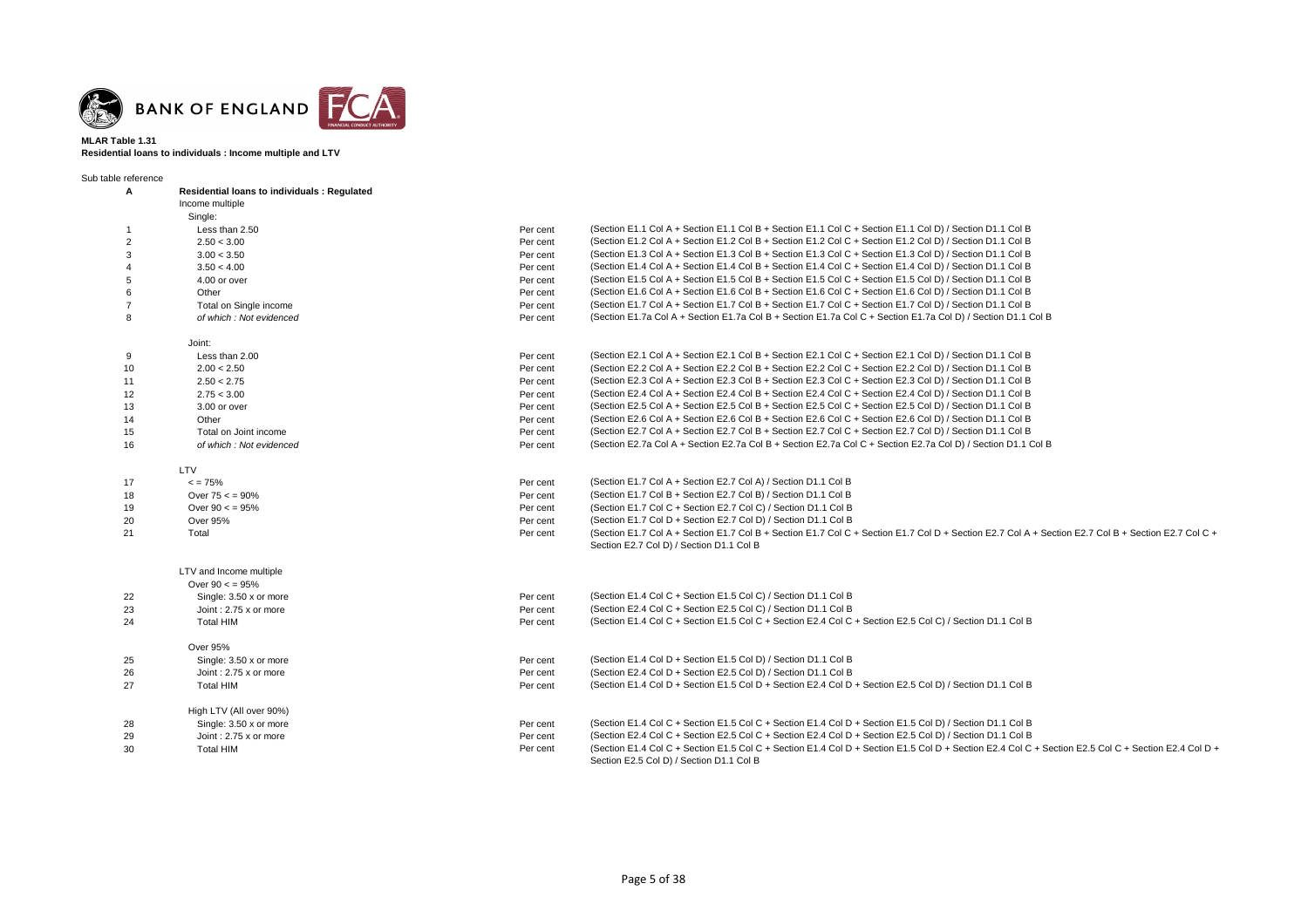**MLAR Table 1.31**
**Residential loans to individuals : Income multiple and LTV**

Sub table reference

| | | | |
|---|---|---|---|
| **A** | **Residential loans to individuals : Regulated** | | |
| | Income multiple | | |
| | Single: | | |
| 1 | Less than 2.50 | Per cent | (Section E1.1 Col A + Section E1.1 Col B + Section E1.1 Col C + Section E1.1 Col D) / Section D1.1 Col B |
| 2 | 2.50 < 3.00 | Per cent | (Section E1.2 Col A + Section E1.2 Col B + Section E1.2 Col C + Section E1.2 Col D) / Section D1.1 Col B |
| 3 | 3.00 < 3.50 | Per cent | (Section E1.3 Col A + Section E1.3 Col B + Section E1.3 Col C + Section E1.3 Col D) / Section D1.1 Col B |
| 4 | 3.50 < 4.00 | Per cent | (Section E1.4 Col A + Section E1.4 Col B + Section E1.4 Col C + Section E1.4 Col D) / Section D1.1 Col B |
| 5 | 4.00 or over | Per cent | (Section E1.5 Col A + Section E1.5 Col B + Section E1.5 Col C + Section E1.5 Col D) / Section D1.1 Col B |
| 6 | Other | Per cent | (Section E1.6 Col A + Section E1.6 Col B + Section E1.6 Col C + Section E1.6 Col D) / Section D1.1 Col B |
| 7 | Total on Single income | Per cent | (Section E1.7 Col A + Section E1.7 Col B + Section E1.7 Col C + Section E1.7 Col D) / Section D1.1 Col B |
| 8 | *of which : Not evidenced* | Per cent | (Section E1.7a Col A + Section E1.7a Col B + Section E1.7a Col C + Section E1.7a Col D) / Section D1.1 Col B |
| | Joint: | | |
| 9 | Less than 2.00 | Per cent | (Section E2.1 Col A + Section E2.1 Col B + Section E2.1 Col C + Section E2.1 Col D) / Section D1.1 Col B |
| 10 | 2.00 < 2.50 | Per cent | (Section E2.2 Col A + Section E2.2 Col B + Section E2.2 Col C + Section E2.2 Col D) / Section D1.1 Col B |
| 11 | 2.50 < 2.75 | Per cent | (Section E2.3 Col A + Section E2.3 Col B + Section E2.3 Col C + Section E2.3 Col D) / Section D1.1 Col B |
| 12 | 2.75 < 3.00 | Per cent | (Section E2.4 Col A + Section E2.4 Col B + Section E2.4 Col C + Section E2.4 Col D) / Section D1.1 Col B |
| 13 | 3.00 or over | Per cent | (Section E2.5 Col A + Section E2.5 Col B + Section E2.5 Col C + Section E2.5 Col D) / Section D1.1 Col B |
| 14 | Other | Per cent | (Section E2.6 Col A + Section E2.6 Col B + Section E2.6 Col C + Section E2.6 Col D) / Section D1.1 Col B |
| 15 | Total on Joint income | Per cent | (Section E2.7 Col A + Section E2.7 Col B + Section E2.7 Col C + Section E2.7 Col D) / Section D1.1 Col B |
| 16 | *of which : Not evidenced* | Per cent | (Section E2.7a Col A + Section E2.7a Col B + Section E2.7a Col C + Section E2.7a Col D) / Section D1.1 Col B |
| | LTV | | |
| 17 | < = 75% | Per cent | (Section E1.7 Col A + Section E2.7 Col A) / Section D1.1 Col B |
| 18 | Over 75 < = 90% | Per cent | (Section E1.7 Col B + Section E2.7 Col B) / Section D1.1 Col B |
| 19 | Over 90 < = 95% | Per cent | (Section E1.7 Col C + Section E2.7 Col C) / Section D1.1 Col B |
| 20 | Over 95% | Per cent | (Section E1.7 Col D + Section E2.7 Col D) / Section D1.1 Col B |
| 21 | Total | Per cent | (Section E1.7 Col A + Section E1.7 Col B + Section E1.7 Col C + Section E1.7 Col D + Section E2.7 Col A + Section E2.7 Col B + Section E2.7 Col C + Section E2.7 Col D) / Section D1.1 Col B |
| | LTV and Income multiple | | |
| | Over 90 < = 95% | | |
| 22 | Single: 3.50 x or more | Per cent | (Section E1.4 Col C + Section E1.5 Col C) / Section D1.1 Col B |
| 23 | Joint : 2.75 x or more | Per cent | (Section E2.4 Col C + Section E2.5 Col C) / Section D1.1 Col B |
| 24 | Total HIM | Per cent | (Section E1.4 Col C + Section E1.5 Col C + Section E2.4 Col C + Section E2.5 Col C) / Section D1.1 Col B |
| | Over 95% | | |
| 25 | Single: 3.50 x or more | Per cent | (Section E1.4 Col D + Section E1.5 Col D) / Section D1.1 Col B |
| 26 | Joint : 2.75 x or more | Per cent | (Section E2.4 Col D + Section E2.5 Col D) / Section D1.1 Col B |
| 27 | Total HIM | Per cent | (Section E1.4 Col D + Section E1.5 Col D + Section E2.4 Col D + Section E2.5 Col D) / Section D1.1 Col B |
| | High LTV (All over 90%) | | |
| 28 | Single: 3.50 x or more | Per cent | (Section E1.4 Col C + Section E1.5 Col C + Section E1.4 Col D + Section E1.5 Col D) / Section D1.1 Col B |
| 29 | Joint : 2.75 x or more | Per cent | (Section E2.4 Col C + Section E2.5 Col C + Section E2.4 Col D + Section E2.5 Col D) / Section D1.1 Col B |
| 30 | Total HIM | Per cent | (Section E1.4 Col C + Section E1.5 Col C + Section E1.4 Col D + Section E1.5 Col D + Section E2.4 Col C + Section E2.5 Col C + Section E2.4 Col D + Section E2.5 Col D) / Section D1.1 Col B |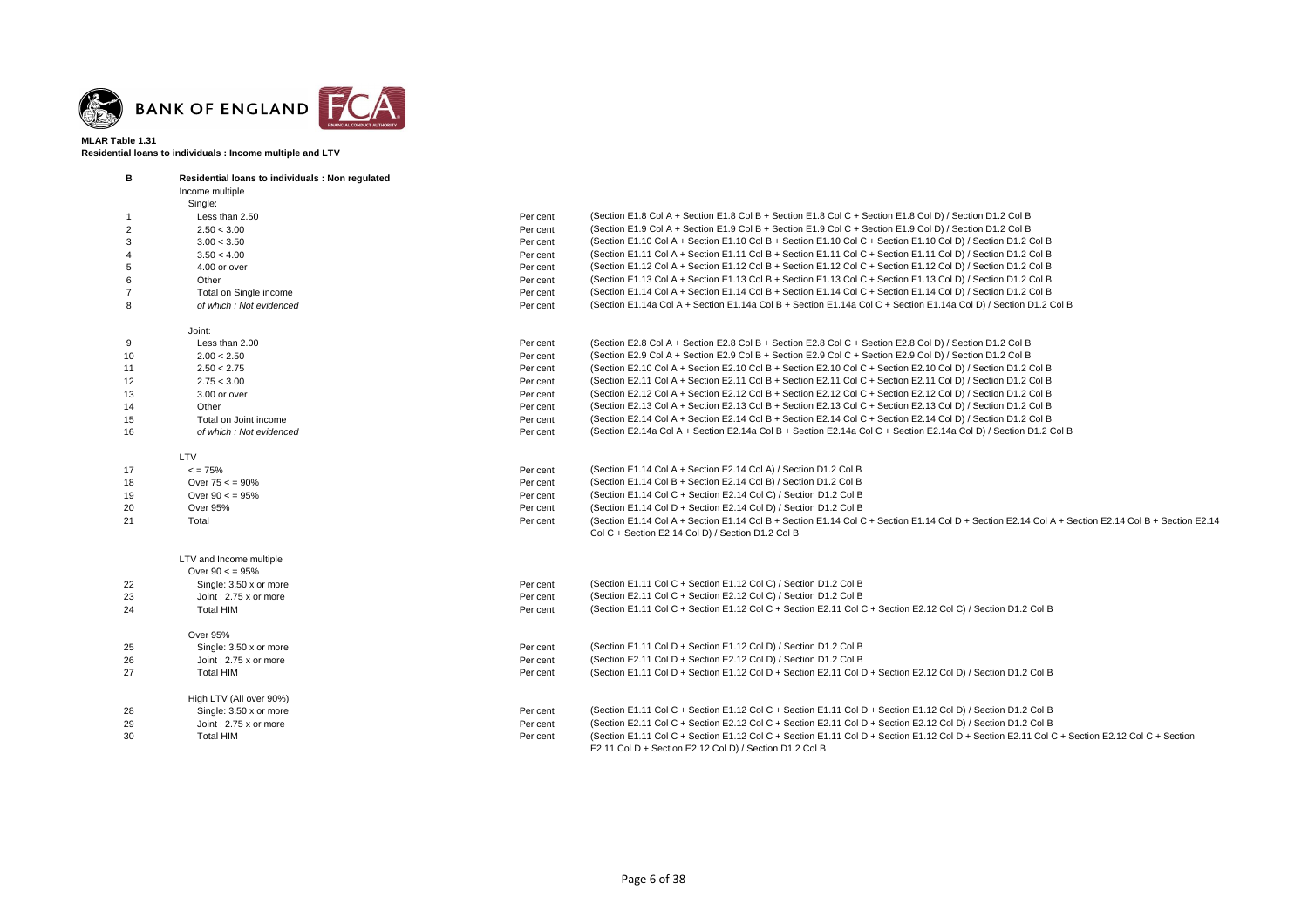**MLAR Table 1.31**
**Residential loans to individuals : Income multiple and LTV**

| | | | |
|---|---|---|---|
| **B** | **Residential loans to individuals : Non regulated** | | |
| | Income multiple | | |
| | Single: | | |
| 1 | Less than 2.50 | Per cent | (Section E1.8 Col A + Section E1.8 Col B + Section E1.8 Col C + Section E1.8 Col D) / Section D1.2 Col B |
| 2 | 2.50 < 3.00 | Per cent | (Section E1.9 Col A + Section E1.9 Col B + Section E1.9 Col C + Section E1.9 Col D) / Section D1.2 Col B |
| 3 | 3.00 < 3.50 | Per cent | (Section E1.10 Col A + Section E1.10 Col B + Section E1.10 Col C + Section E1.10 Col D) / Section D1.2 Col B |
| 4 | 3.50 < 4.00 | Per cent | (Section E1.11 Col A + Section E1.11 Col B + Section E1.11 Col C + Section E1.11 Col D) / Section D1.2 Col B |
| 5 | 4.00 or over | Per cent | (Section E1.12 Col A + Section E1.12 Col B + Section E1.12 Col C + Section E1.12 Col D) / Section D1.2 Col B |
| 6 | Other | Per cent | (Section E1.13 Col A + Section E1.13 Col B + Section E1.13 Col C + Section E1.13 Col D) / Section D1.2 Col B |
| 7 | Total on Single income | Per cent | (Section E1.14 Col A + Section E1.14 Col B + Section E1.14 Col C + Section E1.14 Col D) / Section D1.2 Col B |
| 8 | *of which : Not evidenced* | Per cent | (Section E1.14a Col A + Section E1.14a Col B + Section E1.14a Col C + Section E1.14a Col D) / Section D1.2 Col B |
| | Joint: | | |
| 9 | Less than 2.00 | Per cent | (Section E2.8 Col A + Section E2.8 Col B + Section E2.8 Col C + Section E2.8 Col D) / Section D1.2 Col B |
| 10 | 2.00 < 2.50 | Per cent | (Section E2.9 Col A + Section E2.9 Col B + Section E2.9 Col C + Section E2.9 Col D) / Section D1.2 Col B |
| 11 | 2.50 < 2.75 | Per cent | (Section E2.10 Col A + Section E2.10 Col B + Section E2.10 Col C + Section E2.10 Col D) / Section D1.2 Col B |
| 12 | 2.75 < 3.00 | Per cent | (Section E2.11 Col A + Section E2.11 Col B + Section E2.11 Col C + Section E2.11 Col D) / Section D1.2 Col B |
| 13 | 3.00 or over | Per cent | (Section E2.12 Col A + Section E2.12 Col B + Section E2.12 Col C + Section E2.12 Col D) / Section D1.2 Col B |
| 14 | Other | Per cent | (Section E2.13 Col A + Section E2.13 Col B + Section E2.13 Col C + Section E2.13 Col D) / Section D1.2 Col B |
| 15 | Total on Joint income | Per cent | (Section E2.14 Col A + Section E2.14 Col B + Section E2.14 Col C + Section E2.14 Col D) / Section D1.2 Col B |
| 16 | *of which : Not evidenced* | Per cent | (Section E2.14a Col A + Section E2.14a Col B + Section E2.14a Col C + Section E2.14a Col D) / Section D1.2 Col B |
| | LTV | | |
| 17 | < = 75% | Per cent | (Section E1.14 Col A + Section E2.14 Col A) / Section D1.2 Col B |
| 18 | Over 75 < = 90% | Per cent | (Section E1.14 Col B + Section E2.14 Col B) / Section D1.2 Col B |
| 19 | Over 90 < = 95% | Per cent | (Section E1.14 Col C + Section E2.14 Col C) / Section D1.2 Col B |
| 20 | Over 95% | Per cent | (Section E1.14 Col D + Section E2.14 Col D) / Section D1.2 Col B |
| 21 | Total | Per cent | (Section E1.14 Col A + Section E1.14 Col B + Section E1.14 Col C + Section E1.14 Col D + Section E2.14 Col A + Section E2.14 Col B + Section E2.14 Col C + Section E2.14 Col D) / Section D1.2 Col B |
| | LTV and Income multiple | | |
| | Over 90 < = 95% | | |
| 22 | Single: 3.50 x or more | Per cent | (Section E1.11 Col C + Section E1.12 Col C) / Section D1.2 Col B |
| 23 | Joint : 2.75 x or more | Per cent | (Section E2.11 Col C + Section E2.12 Col C) / Section D1.2 Col B |
| 24 | Total HIM | Per cent | (Section E1.11 Col C + Section E1.12 Col C + Section E2.11 Col C + Section E2.12 Col C) / Section D1.2 Col B |
| | Over 95% | | |
| 25 | Single: 3.50 x or more | Per cent | (Section E1.11 Col D + Section E1.12 Col D) / Section D1.2 Col B |
| 26 | Joint : 2.75 x or more | Per cent | (Section E2.11 Col D + Section E2.12 Col D) / Section D1.2 Col B |
| 27 | Total HIM | Per cent | (Section E1.11 Col D + Section E1.12 Col D + Section E2.11 Col D + Section E2.12 Col D) / Section D1.2 Col B |
| | High LTV (All over 90%) | | |
| 28 | Single: 3.50 x or more | Per cent | (Section E1.11 Col C + Section E1.12 Col C + Section E1.11 Col D + Section E1.12 Col D) / Section D1.2 Col B |
| 29 | Joint : 2.75 x or more | Per cent | (Section E2.11 Col C + Section E2.12 Col C + Section E2.11 Col D + Section E2.12 Col D) / Section D1.2 Col B |
| 30 | Total HIM | Per cent | (Section E1.11 Col C + Section E1.12 Col C + Section E1.11 Col D + Section E1.12 Col D + Section E2.11 Col C + Section E2.12 Col C + Section E2.11 Col D + Section E2.12 Col D) / Section D1.2 Col B |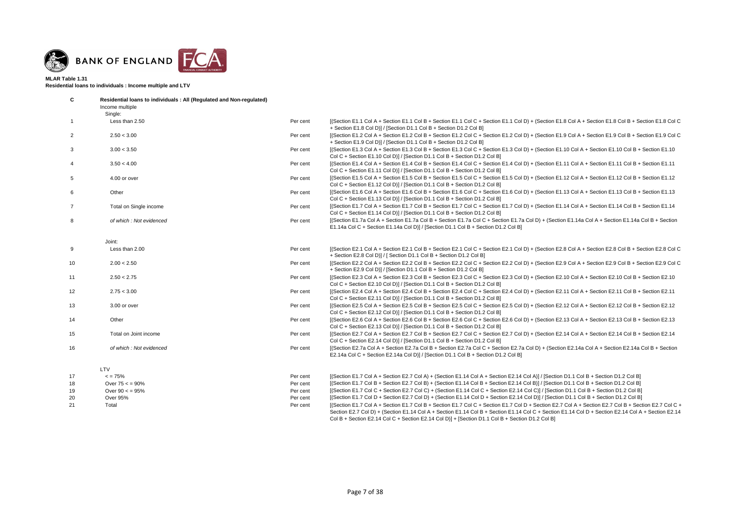**MLAR Table 1.31**
**Residential loans to individuals : Income multiple and LTV**

| | | | |
|---|---|---|---|
| **C** | **Residential loans to individuals : All (Regulated and Non-regulated)** | | |
| | Income multiple | | |
| | Single: | | |
| 1 | Less than 2.50 | Per cent | [(Section E1.1 Col A + Section E1.1 Col B + Section E1.1 Col C + Section E1.1 Col D) + (Section E1.8 Col A + Section E1.8 Col B + Section E1.8 Col C + Section E1.8 Col D)] / [Section D1.1 Col B + Section D1.2 Col B] |
| 2 | 2.50 < 3.00 | Per cent | [(Section E1.2 Col A + Section E1.2 Col B + Section E1.2 Col C + Section E1.2 Col D) + (Section E1.9 Col A + Section E1.9 Col B + Section E1.9 Col C + Section E1.9 Col D)] / [Section D1.1 Col B + Section D1.2 Col B] |
| 3 | 3.00 < 3.50 | Per cent | [(Section E1.3 Col A + Section E1.3 Col B + Section E1.3 Col C + Section E1.3 Col D) + (Section E1.10 Col A + Section E1.10 Col B + Section E1.10 Col C + Section E1.10 Col D)] / [Section D1.1 Col B + Section D1.2 Col B] |
| 4 | 3.50 < 4.00 | Per cent | [(Section E1.4 Col A + Section E1.4 Col B + Section E1.4 Col C + Section E1.4 Col D) + (Section E1.11 Col A + Section E1.11 Col B + Section E1.11 Col C + Section E1.11 Col D)] / [Section D1.1 Col B + Section D1.2 Col B] |
| 5 | 4.00 or over | Per cent | [(Section E1.5 Col A + Section E1.5 Col B + Section E1.5 Col C + Section E1.5 Col D) + (Section E1.12 Col A + Section E1.12 Col B + Section E1.12 Col C + Section E1.12 Col D)] / [Section D1.1 Col B + Section D1.2 Col B] |
| 6 | Other | Per cent | [(Section E1.6 Col A + Section E1.6 Col B + Section E1.6 Col C + Section E1.6 Col D) + (Section E1.13 Col A + Section E1.13 Col B + Section E1.13 Col C + Section E1.13 Col D)] / [Section D1.1 Col B + Section D1.2 Col B] |
| 7 | Total on Single income | Per cent | [(Section E1.7 Col A + Section E1.7 Col B + Section E1.7 Col C + Section E1.7 Col D) + (Section E1.14 Col A + Section E1.14 Col B + Section E1.14 Col C + Section E1.14 Col D)] / [Section D1.1 Col B + Section D1.2 Col B] |
| 8 | *of which : Not evidenced* | Per cent | [(Section E1.7a Col A + Section E1.7a Col B + Section E1.7a Col C + Section E1.7a Col D) + (Section E1.14a Col A + Section E1.14a Col B + Section E1.14a Col C + Section E1.14a Col D)] / [Section D1.1 Col B + Section D1.2 Col B] |
| | Joint: | | |
| 9 | Less than 2.00 | Per cent | [(Section E2.1 Col A + Section E2.1 Col B + Section E2.1 Col C + Section E2.1 Col D) + (Section E2.8 Col A + Section E2.8 Col B + Section E2.8 Col C + Section E2.8 Col D)] / [ Section D1.1 Col B + Section D1.2 Col B] |
| 10 | 2.00 < 2.50 | Per cent | [(Section E2.2 Col A + Section E2.2 Col B + Section E2.2 Col C + Section E2.2 Col D) + (Section E2.9 Col A + Section E2.9 Col B + Section E2.9 Col C + Section E2.9 Col D)] / [Section D1.1 Col B + Section D1.2 Col B] |
| 11 | 2.50 < 2.75 | Per cent | [(Section E2.3 Col A + Section E2.3 Col B + Section E2.3 Col C + Section E2.3 Col D) + (Section E2.10 Col A + Section E2.10 Col B + Section E2.10 Col C + Section E2.10 Col D)] / [Section D1.1 Col B + Section D1.2 Col B] |
| 12 | 2.75 < 3.00 | Per cent | [(Section E2.4 Col A + Section E2.4 Col B + Section E2.4 Col C + Section E2.4 Col D) + (Section E2.11 Col A + Section E2.11 Col B + Section E2.11 Col C + Section E2.11 Col D)] / [Section D1.1 Col B + Section D1.2 Col B] |
| 13 | 3.00 or over | Per cent | [(Section E2.5 Col A + Section E2.5 Col B + Section E2.5 Col C + Section E2.5 Col D) + (Section E2.12 Col A + Section E2.12 Col B + Section E2.12 Col C + Section E2.12 Col D)] / [Section D1.1 Col B + Section D1.2 Col B] |
| 14 | Other | Per cent | [(Section E2.6 Col A + Section E2.6 Col B + Section E2.6 Col C + Section E2.6 Col D) + (Section E2.13 Col A + Section E2.13 Col B + Section E2.13 Col C + Section E2.13 Col D)] / [Section D1.1 Col B + Section D1.2 Col B] |
| 15 | Total on Joint income | Per cent | [(Section E2.7 Col A + Section E2.7 Col B + Section E2.7 Col C + Section E2.7 Col D) + (Section E2.14 Col A + Section E2.14 Col B + Section E2.14 Col C + Section E2.14 Col D)] / [Section D1.1 Col B + Section D1.2 Col B] |
| 16 | *of which : Not evidenced* | Per cent | [(Section E2.7a Col A + Section E2.7a Col B + Section E2.7a Col C + Section E2.7a Col D) + (Section E2.14a Col A + Section E2.14a Col B + Section E2.14a Col C + Section E2.14a Col D)] / [Section D1.1 Col B + Section D1.2 Col B] |
| | LTV | | |
| 17 | < = 75% | Per cent | [(Section E1.7 Col A + Section E2.7 Col A) + (Section E1.14 Col A + Section E2.14 Col A)] / [Section D1.1 Col B + Section D1.2 Col B] |
| 18 | Over 75 < = 90% | Per cent | [(Section E1.7 Col B + Section E2.7 Col B) + (Section E1.14 Col B + Section E2.14 Col B)] / [Section D1.1 Col B + Section D1.2 Col B] |
| 19 | Over 90 < = 95% | Per cent | [(Section E1.7 Col C + Section E2.7 Col C) + (Section E1.14 Col C + Section E2.14 Col C)] / [Section D1.1 Col B + Section D1.2 Col B] |
| 20 | Over 95% | Per cent | [(Section E1.7 Col D + Section E2.7 Col D) + (Section E1.14 Col D + Section E2.14 Col D)] / [Section D1.1 Col B + Section D1.2 Col B] |
| 21 | Total | Per cent | [(Section E1.7 Col A + Section E1.7 Col B + Section E1.7 Col C + Section E1.7 Col D + Section E2.7 Col A + Section E2.7 Col B + Section E2.7 Col C + Section E2.7 Col D) + (Section E1.14 Col A + Section E1.14 Col B + Section E1.14 Col C + Section E1.14 Col D + Section E2.14 Col A + Section E2.14 Col B + Section E2.14 Col C + Section E2.14 Col D)] + [Section D1.1 Col B + Section D1.2 Col B] |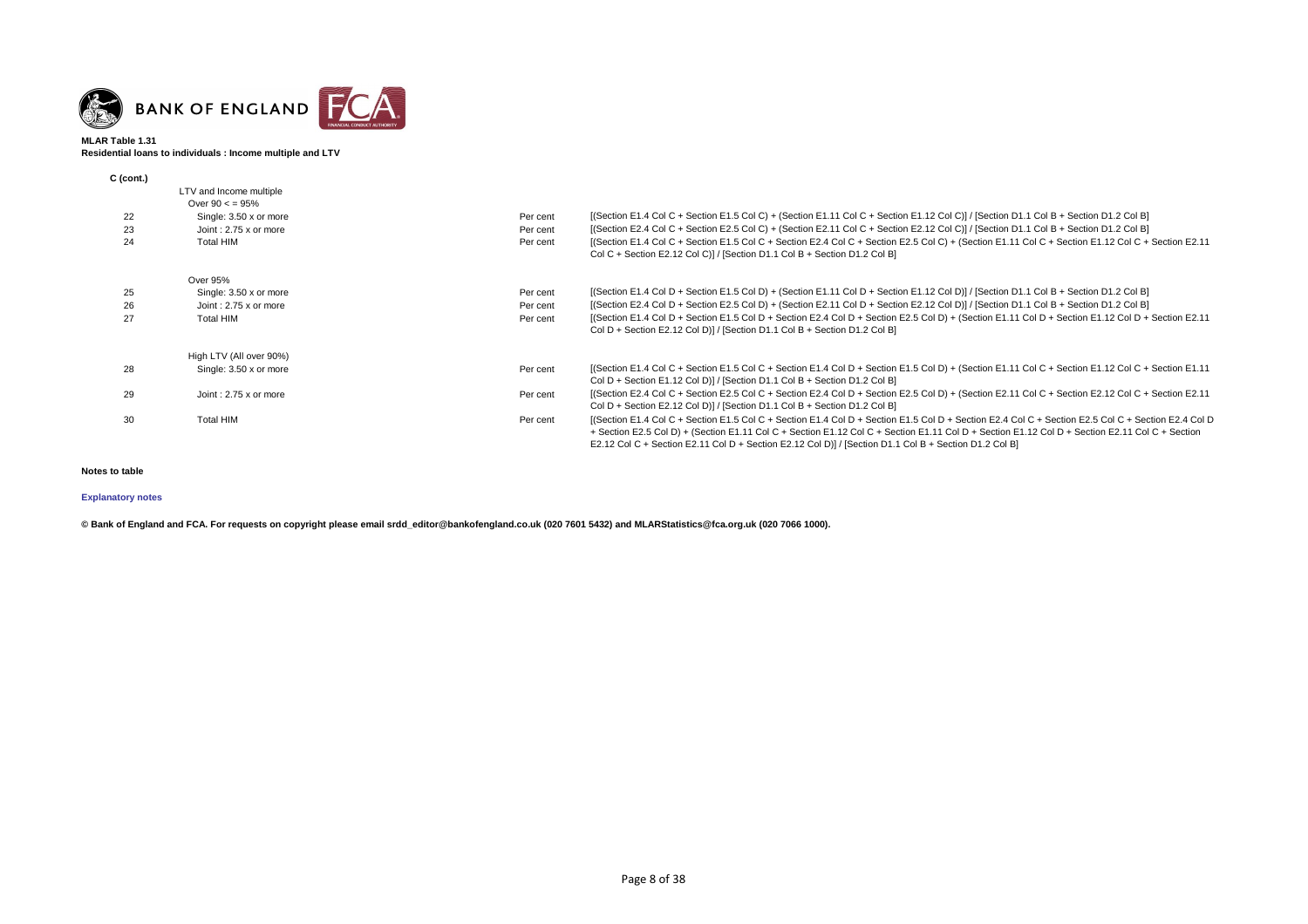BANK OF ENGLAND

**MLAR Table 1.31**
**Residential loans to individuals : Income multiple and LTV**

**C (cont.)**

| | | | |
|---|---|---|---|
| | LTV and Income multiple | | |
| | Over 90 < = 95% | | |
| 22 | Single: 3.50 x or more | Per cent | [(Section E1.4 Col C + Section E1.5 Col C) + (Section E1.11 Col C + Section E1.12 Col C)] / [Section D1.1 Col B + Section D1.2 Col B] |
| 23 | Joint : 2.75 x or more | Per cent | [(Section E2.4 Col C + Section E2.5 Col C) + (Section E2.11 Col C + Section E2.12 Col C)] / [Section D1.1 Col B + Section D1.2 Col B] |
| 24 | Total HIM | Per cent | [(Section E1.4 Col C + Section E1.5 Col C + Section E2.4 Col C + Section E2.5 Col C) + (Section E1.11 Col C + Section E1.12 Col C + Section E2.11 Col C + Section E2.12 Col C)] / [Section D1.1 Col B + Section D1.2 Col B] |
| | Over 95% | | |
| 25 | Single: 3.50 x or more | Per cent | [(Section E1.4 Col D + Section E1.5 Col D) + (Section E1.11 Col D + Section E1.12 Col D)] / [Section D1.1 Col B + Section D1.2 Col B] |
| 26 | Joint : 2.75 x or more | Per cent | [(Section E2.4 Col D + Section E2.5 Col D) + (Section E2.11 Col D + Section E2.12 Col D)] / [Section D1.1 Col B + Section D1.2 Col B] |
| 27 | Total HIM | Per cent | [(Section E1.4 Col D + Section E1.5 Col D + Section E2.4 Col D + Section E2.5 Col D) + (Section E1.11 Col D + Section E1.12 Col D + Section E2.11 Col D + Section E2.12 Col D)] / [Section D1.1 Col B + Section D1.2 Col B] |
| | High LTV (All over 90%) | | |
| 28 | Single: 3.50 x or more | Per cent | [(Section E1.4 Col C + Section E1.5 Col C + Section E1.4 Col D + Section E1.5 Col D) + (Section E1.11 Col C + Section E1.12 Col C + Section E1.11 Col D + Section E1.12 Col D)] / [Section D1.1 Col B + Section D1.2 Col B] |
| 29 | Joint : 2.75 x or more | Per cent | [(Section E2.4 Col C + Section E2.5 Col C + Section E2.4 Col D + Section E2.5 Col D) + (Section E2.11 Col C + Section E2.12 Col C + Section E2.11 Col D + Section E2.12 Col D)] / [Section D1.1 Col B + Section D1.2 Col B] |
| 30 | Total HIM | Per cent | [(Section E1.4 Col C + Section E1.5 Col C + Section E1.4 Col D + Section E1.5 Col D + Section E2.4 Col C + Section E2.5 Col C + Section E2.4 Col D + Section E2.5 Col D) + (Section E1.11 Col C + Section E1.12 Col C + Section E1.11 Col D + Section E1.12 Col D + Section E2.11 Col C + Section E2.12 Col C + Section E2.11 Col D + Section E2.12 Col D)] / [Section D1.1 Col B + Section D1.2 Col B] |

**Notes to table**

**Explanatory notes**

**© Bank of England and FCA. For requests on copyright please email srdd_editor@bankofengland.co.uk (020 7601 5432) and MLARStatistics@fca.org.uk (020 7066 1000).**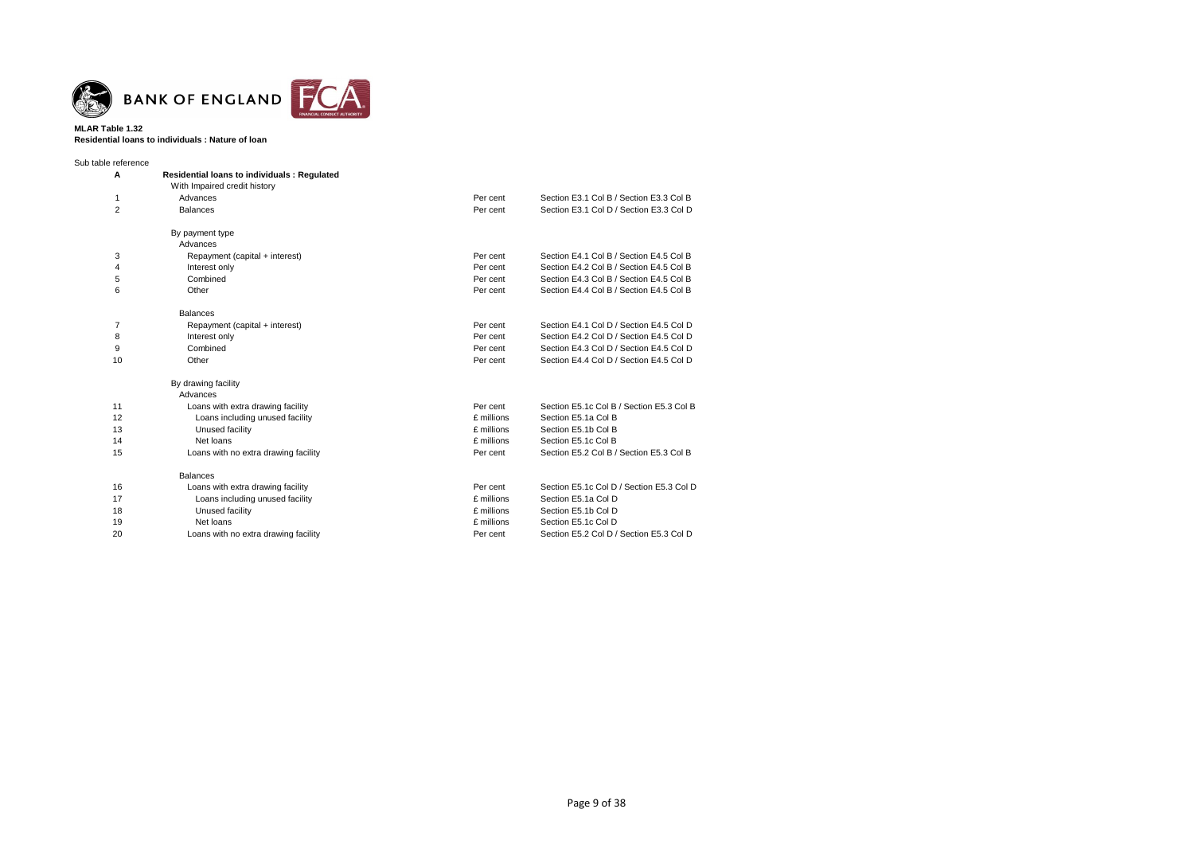BANK OF ENGLAND

**MLAR Table 1.32**
**Residential loans to individuals : Nature of loan**

Sub table reference

| | | | |
|---|---|---|---|
| **A** | **Residential loans to individuals : Regulated** | | |
| | With Impaired credit history | | |
| 1 | Advances | Per cent | Section E3.1 Col B / Section E3.3 Col B |
| 2 | Balances | Per cent | Section E3.1 Col D / Section E3.3 Col D |
| | | | |
| | By payment type | | |
| | Advances | | |
| 3 | Repayment (capital + interest) | Per cent | Section E4.1 Col B / Section E4.5 Col B |
| 4 | Interest only | Per cent | Section E4.2 Col B / Section E4.5 Col B |
| 5 | Combined | Per cent | Section E4.3 Col B / Section E4.5 Col B |
| 6 | Other | Per cent | Section E4.4 Col B / Section E4.5 Col B |
| | | | |
| | Balances | | |
| 7 | Repayment (capital + interest) | Per cent | Section E4.1 Col D / Section E4.5 Col D |
| 8 | Interest only | Per cent | Section E4.2 Col D / Section E4.5 Col D |
| 9 | Combined | Per cent | Section E4.3 Col D / Section E4.5 Col D |
| 10 | Other | Per cent | Section E4.4 Col D / Section E4.5 Col D |
| | | | |
| | By drawing facility | | |
| | Advances | | |
| 11 | Loans with extra drawing facility | Per cent | Section E5.1c Col B / Section E5.3 Col B |
| 12 | Loans including unused facility | £ millions | Section E5.1a Col B |
| 13 | Unused facility | £ millions | Section E5.1b Col B |
| 14 | Net loans | £ millions | Section E5.1c Col B |
| 15 | Loans with no extra drawing facility | Per cent | Section E5.2 Col B / Section E5.3 Col B |
| | | | |
| | Balances | | |
| 16 | Loans with extra drawing facility | Per cent | Section E5.1c Col D / Section E5.3 Col D |
| 17 | Loans including unused facility | £ millions | Section E5.1a Col D |
| 18 | Unused facility | £ millions | Section E5.1b Col D |
| 19 | Net loans | £ millions | Section E5.1c Col D |
| 20 | Loans with no extra drawing facility | Per cent | Section E5.2 Col D / Section E5.3 Col D |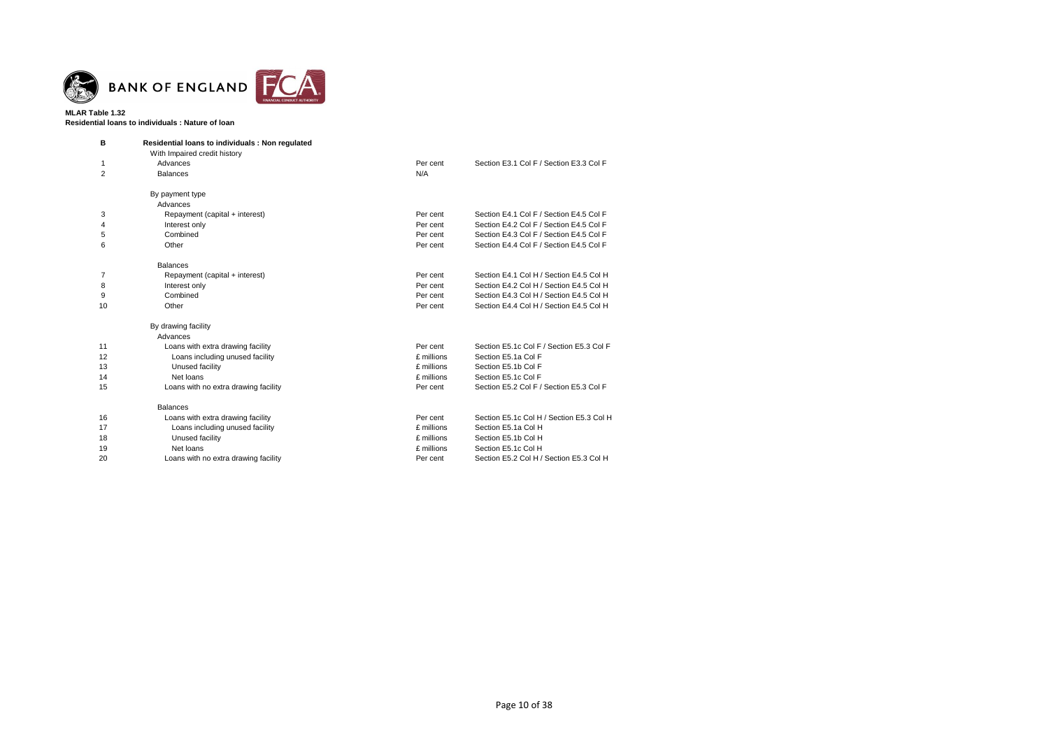**MLAR Table 1.32**
**Residential loans to individuals : Nature of loan**

| B | **Residential loans to individuals : Non regulated** | | |
|---|---|---|---|
| | With Impaired credit history | | |
| 1 | Advances | Per cent | Section E3.1 Col F / Section E3.3 Col F |
| 2 | Balances | N/A | |
| | | | |
| | By payment type | | |
| | Advances | | |
| 3 | Repayment (capital + interest) | Per cent | Section E4.1 Col F / Section E4.5 Col F |
| 4 | Interest only | Per cent | Section E4.2 Col F / Section E4.5 Col F |
| 5 | Combined | Per cent | Section E4.3 Col F / Section E4.5 Col F |
| 6 | Other | Per cent | Section E4.4 Col F / Section E4.5 Col F |
| | | | |
| | Balances | | |
| 7 | Repayment (capital + interest) | Per cent | Section E4.1 Col H / Section E4.5 Col H |
| 8 | Interest only | Per cent | Section E4.2 Col H / Section E4.5 Col H |
| 9 | Combined | Per cent | Section E4.3 Col H / Section E4.5 Col H |
| 10 | Other | Per cent | Section E4.4 Col H / Section E4.5 Col H |
| | | | |
| | By drawing facility | | |
| | Advances | | |
| 11 | Loans with extra drawing facility | Per cent | Section E5.1c Col F / Section E5.3 Col F |
| 12 | Loans including unused facility | £ millions | Section E5.1a Col F |
| 13 | Unused facility | £ millions | Section E5.1b Col F |
| 14 | Net loans | £ millions | Section E5.1c Col F |
| 15 | Loans with no extra drawing facility | Per cent | Section E5.2 Col F / Section E5.3 Col F |
| | | | |
| | Balances | | |
| 16 | Loans with extra drawing facility | Per cent | Section E5.1c Col H / Section E5.3 Col H |
| 17 | Loans including unused facility | £ millions | Section E5.1a Col H |
| 18 | Unused facility | £ millions | Section E5.1b Col H |
| 19 | Net loans | £ millions | Section E5.1c Col H |
| 20 | Loans with no extra drawing facility | Per cent | Section E5.2 Col H / Section E5.3 Col H |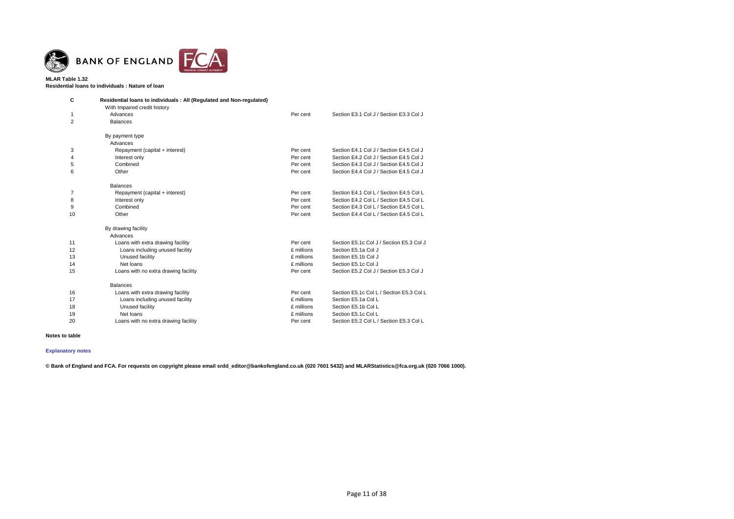**MLAR Table 1.32**
**Residential loans to individuals : Nature of loan**

| | | | |
|---|---|---|---|
| **C** | **Residential loans to individuals : All (Regulated and Non-regulated)** | | |
| | With Impaired credit history | | |
| 1 | Advances | Per cent | Section E3.1 Col J / Section E3.3 Col J |
| 2 | Balances | | |
| | | | |
| | By payment type | | |
| | Advances | | |
| 3 | Repayment (capital + interest) | Per cent | Section E4.1 Col J / Section E4.5 Col J |
| 4 | Interest only | Per cent | Section E4.2 Col J / Section E4.5 Col J |
| 5 | Combined | Per cent | Section E4.3 Col J / Section E4.5 Col J |
| 6 | Other | Per cent | Section E4.4 Col J / Section E4.5 Col J |
| | | | |
| | Balances | | |
| 7 | Repayment (capital + interest) | Per cent | Section E4.1 Col L / Section E4.5 Col L |
| 8 | Interest only | Per cent | Section E4.2 Col L / Section E4.5 Col L |
| 9 | Combined | Per cent | Section E4.3 Col L / Section E4.5 Col L |
| 10 | Other | Per cent | Section E4.4 Col L / Section E4.5 Col L |
| | | | |
| | By drawing facility | | |
| | Advances | | |
| 11 | Loans with extra drawing facility | Per cent | Section E5.1c Col J / Section E5.3 Col J |
| 12 | Loans including unused facility | £ millions | Section E5.1a Col J |
| 13 | Unused facility | £ millions | Section E5.1b Col J |
| 14 | Net loans | £ millions | Section E5.1c Col J |
| 15 | Loans with no extra drawing facility | Per cent | Section E5.2 Col J / Section E5.3 Col J |
| | | | |
| | Balances | | |
| 16 | Loans with extra drawing facility | Per cent | Section E5.1c Col L / Section E5.3 Col L |
| 17 | Loans including unused facility | £ millions | Section E5.1a Col L |
| 18 | Unused facility | £ millions | Section E5.1b Col L |
| 19 | Net loans | £ millions | Section E5.1c Col L |
| 20 | Loans with no extra drawing facility | Per cent | Section E5.2 Col L / Section E5.3 Col L |

**Notes to table**

**Explanatory notes**

**© Bank of England and FCA. For requests on copyright please email srdd_editor@bankofengland.co.uk (020 7601 5432) and MLARStatistics@fca.org.uk (020 7066 1000).**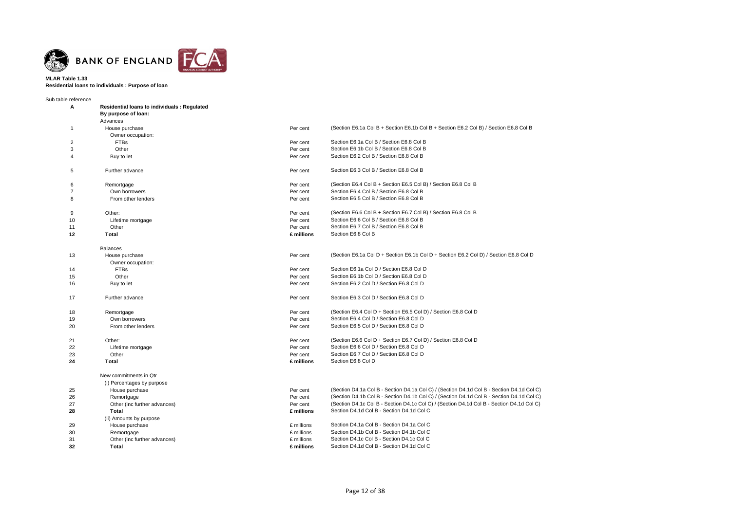BANK OF ENGLAND

**MLAR Table 1.33**
**Residential loans to individuals : Purpose of loan**

| Sub table reference | | | |
|---|---|---|---|
| **A** | **Residential loans to individuals : Regulated** | | |
| | **By purpose of loan:** | | |
| | Advances | | |
| 1 | House purchase: | Per cent | (Section E6.1a Col B + Section E6.1b Col B + Section E6.2 Col B) / Section E6.8 Col B |
| | Owner occupation: | | |
| 2 | FTBs | Per cent | Section E6.1a Col B / Section E6.8 Col B |
| 3 | Other | Per cent | Section E6.1b Col B / Section E6.8 Col B |
| 4 | Buy to let | Per cent | Section E6.2 Col B / Section E6.8 Col B |
| 5 | Further advance | Per cent | Section E6.3 Col B / Section E6.8 Col B |
| 6 | Remortgage | Per cent | (Section E6.4 Col B + Section E6.5 Col B) / Section E6.8 Col B |
| 7 | Own borrowers | Per cent | Section E6.4 Col B / Section E6.8 Col B |
| 8 | From other lenders | Per cent | Section E6.5 Col B / Section E6.8 Col B |
| 9 | Other: | Per cent | (Section E6.6 Col B + Section E6.7 Col B) / Section E6.8 Col B |
| 10 | Lifetime mortgage | Per cent | Section E6.6 Col B / Section E6.8 Col B |
| 11 | Other | Per cent | Section E6.7 Col B / Section E6.8 Col B |
| **12** | **Total** | **£ millions** | Section E6.8 Col B |
| | Balances | | |
| 13 | House purchase: | Per cent | (Section E6.1a Col D + Section E6.1b Col D + Section E6.2 Col D) / Section E6.8 Col D |
| | Owner occupation: | | |
| 14 | FTBs | Per cent | Section E6.1a Col D / Section E6.8 Col D |
| 15 | Other | Per cent | Section E6.1b Col D / Section E6.8 Col D |
| 16 | Buy to let | Per cent | Section E6.2 Col D / Section E6.8 Col D |
| 17 | Further advance | Per cent | Section E6.3 Col D / Section E6.8 Col D |
| 18 | Remortgage | Per cent | (Section E6.4 Col D + Section E6.5 Col D) / Section E6.8 Col D |
| 19 | Own borrowers | Per cent | Section E6.4 Col D / Section E6.8 Col D |
| 20 | From other lenders | Per cent | Section E6.5 Col D / Section E6.8 Col D |
| 21 | Other: | Per cent | (Section E6.6 Col D + Section E6.7 Col D) / Section E6.8 Col D |
| 22 | Lifetime mortgage | Per cent | Section E6.6 Col D / Section E6.8 Col D |
| 23 | Other | Per cent | Section E6.7 Col D / Section E6.8 Col D |
| **24** | **Total** | **£ millions** | Section E6.8 Col D |
| | New commitments in Qtr | | |
| | (i) Percentages by purpose | | |
| 25 | House purchase | Per cent | (Section D4.1a Col B - Section D4.1a Col C) / (Section D4.1d Col B - Section D4.1d Col C) |
| 26 | Remortgage | Per cent | (Section D4.1b Col B - Section D4.1b Col C) / (Section D4.1d Col B - Section D4.1d Col C) |
| 27 | Other (inc further advances) | Per cent | (Section D4.1c Col B - Section D4.1c Col C) / (Section D4.1d Col B - Section D4.1d Col C) |
| **28** | **Total** | **£ millions** | Section D4.1d Col B - Section D4.1d Col C |
| | (ii) Amounts by purpose | | |
| 29 | House purchase | £ millions | Section D4.1a Col B - Section D4.1a Col C |
| 30 | Remortgage | £ millions | Section D4.1b Col B - Section D4.1b Col C |
| 31 | Other (inc further advances) | £ millions | Section D4.1c Col B - Section D4.1c Col C |
| **32** | **Total** | **£ millions** | Section D4.1d Col B - Section D4.1d Col C |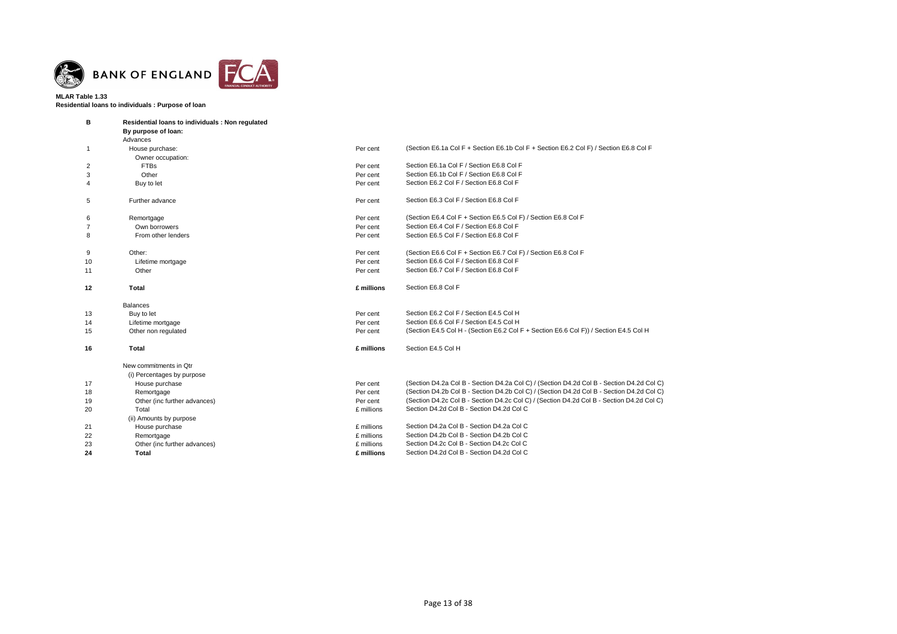**MLAR Table 1.33**
**Residential loans to individuals : Purpose of loan**

| | | | |
|---|---|---|---|
| **B** | **Residential loans to individuals : Non regulated** | | |
| | **By purpose of loan:** | | |
| | Advances | | |
| 1 | House purchase: | Per cent | (Section E6.1a Col F + Section E6.1b Col F + Section E6.2 Col F) / Section E6.8 Col F |
| | Owner occupation: | | |
| 2 | FTBs | Per cent | Section E6.1a Col F / Section E6.8 Col F |
| 3 | Other | Per cent | Section E6.1b Col F / Section E6.8 Col F |
| 4 | Buy to let | Per cent | Section E6.2 Col F / Section E6.8 Col F |
| 5 | Further advance | Per cent | Section E6.3 Col F / Section E6.8 Col F |
| 6 | Remortgage | Per cent | (Section E6.4 Col F + Section E6.5 Col F) / Section E6.8 Col F |
| 7 | Own borrowers | Per cent | Section E6.4 Col F / Section E6.8 Col F |
| 8 | From other lenders | Per cent | Section E6.5 Col F / Section E6.8 Col F |
| 9 | Other: | Per cent | (Section E6.6 Col F + Section E6.7 Col F) / Section E6.8 Col F |
| 10 | Lifetime mortgage | Per cent | Section E6.6 Col F / Section E6.8 Col F |
| 11 | Other | Per cent | Section E6.7 Col F / Section E6.8 Col F |
| **12** | **Total** | **£ millions** | Section E6.8 Col F |
| | Balances | | |
| 13 | Buy to let | Per cent | Section E6.2 Col F / Section E4.5 Col H |
| 14 | Lifetime mortgage | Per cent | Section E6.6 Col F / Section E4.5 Col H |
| 15 | Other non regulated | Per cent | (Section E4.5 Col H - (Section E6.2 Col F + Section E6.6 Col F)) / Section E4.5 Col H |
| **16** | **Total** | **£ millions** | Section E4.5 Col H |
| | New commitments in Qtr | | |
| | (i) Percentages by purpose | | |
| 17 | House purchase | Per cent | (Section D4.2a Col B - Section D4.2a Col C) / (Section D4.2d Col B - Section D4.2d Col C) |
| 18 | Remortgage | Per cent | (Section D4.2b Col B - Section D4.2b Col C) / (Section D4.2d Col B - Section D4.2d Col C) |
| 19 | Other (inc further advances) | Per cent | (Section D4.2c Col B - Section D4.2c Col C) / (Section D4.2d Col B - Section D4.2d Col C) |
| 20 | Total | £ millions | Section D4.2d Col B - Section D4.2d Col C |
| | (ii) Amounts by purpose | | |
| 21 | House purchase | £ millions | Section D4.2a Col B - Section D4.2a Col C |
| 22 | Remortgage | £ millions | Section D4.2b Col B - Section D4.2b Col C |
| 23 | Other (inc further advances) | £ millions | Section D4.2c Col B - Section D4.2c Col C |
| **24** | **Total** | **£ millions** | Section D4.2d Col B - Section D4.2d Col C |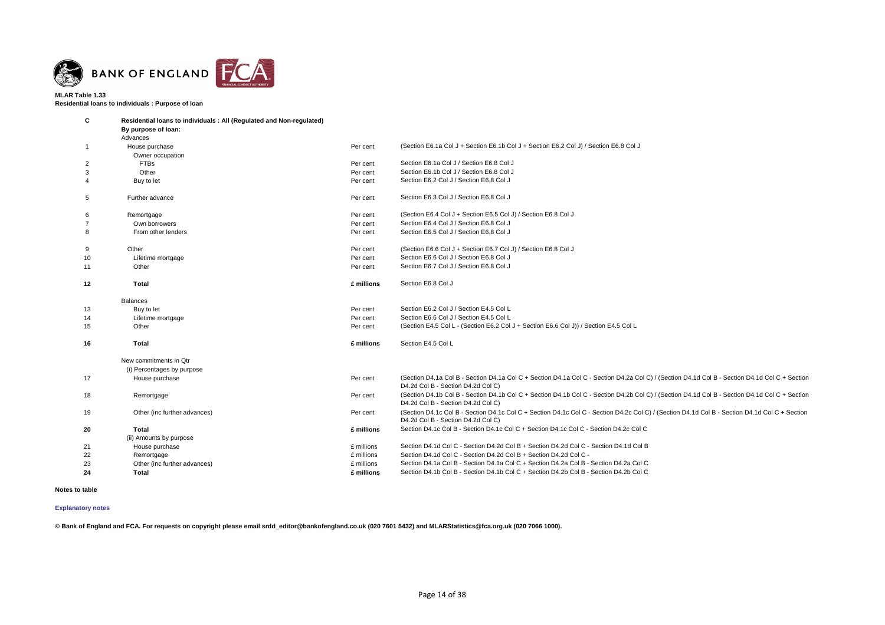BANK OF ENGLAND

**MLAR Table 1.33**
**Residential loans to individuals : Purpose of loan**

| | | | |
|---|---|---|---|
| **C** | **Residential loans to individuals : All (Regulated and Non-regulated)** | | |
| | **By purpose of loan:** | | |
| | Advances | | |
| 1 | House purchase | Per cent | (Section E6.1a Col J + Section E6.1b Col J + Section E6.2 Col J) / Section E6.8 Col J |
| | Owner occupation | | |
| 2 | FTBs | Per cent | Section E6.1a Col J / Section E6.8 Col J |
| 3 | Other | Per cent | Section E6.1b Col J / Section E6.8 Col J |
| 4 | Buy to let | Per cent | Section E6.2 Col J / Section E6.8 Col J |
| 5 | Further advance | Per cent | Section E6.3 Col J / Section E6.8 Col J |
| 6 | Remortgage | Per cent | (Section E6.4 Col J + Section E6.5 Col J) / Section E6.8 Col J |
| 7 | Own borrowers | Per cent | Section E6.4 Col J / Section E6.8 Col J |
| 8 | From other lenders | Per cent | Section E6.5 Col J / Section E6.8 Col J |
| 9 | Other | Per cent | (Section E6.6 Col J + Section E6.7 Col J) / Section E6.8 Col J |
| 10 | Lifetime mortgage | Per cent | Section E6.6 Col J / Section E6.8 Col J |
| 11 | Other | Per cent | Section E6.7 Col J / Section E6.8 Col J |
| **12** | **Total** | **£ millions** | Section E6.8 Col J |
| | Balances | | |
| 13 | Buy to let | Per cent | Section E6.2 Col J / Section E4.5 Col L |
| 14 | Lifetime mortgage | Per cent | Section E6.6 Col J / Section E4.5 Col L |
| 15 | Other | Per cent | (Section E4.5 Col L - (Section E6.2 Col J + Section E6.6 Col J)) / Section E4.5 Col L |
| **16** | **Total** | **£ millions** | Section E4.5 Col L |
| | New commitments in Qtr | | |
| | (i) Percentages by purpose | | |
| 17 | House purchase | Per cent | (Section D4.1a Col B - Section D4.1a Col C + Section D4.1a Col C - Section D4.2a Col C) / (Section D4.1d Col B - Section D4.1d Col C + Section D4.2d Col B - Section D4.2d Col C) |
| 18 | Remortgage | Per cent | (Section D4.1b Col B - Section D4.1b Col C + Section D4.1b Col C - Section D4.2b Col C) / (Section D4.1d Col B - Section D4.1d Col C + Section D4.2d Col B - Section D4.2d Col C) |
| 19 | Other (inc further advances) | Per cent | (Section D4.1c Col B - Section D4.1c Col C + Section D4.1c Col C - Section D4.2c Col C) / (Section D4.1d Col B - Section D4.1d Col C + Section D4.2d Col B - Section D4.2d Col C) |
| **20** | **Total** | **£ millions** | Section D4.1c Col B - Section D4.1c Col C + Section D4.1c Col C - Section D4.2c Col C |
| | (ii) Amounts by purpose | | |
| 21 | House purchase | £ millions | Section D4.1d Col C - Section D4.2d Col B + Section D4.2d Col C - Section D4.1d Col B |
| 22 | Remortgage | £ millions | Section D4.1d Col C - Section D4.2d Col B + Section D4.2d Col C - |
| 23 | Other (inc further advances) | £ millions | Section D4.1a Col B - Section D4.1a Col C + Section D4.2a Col B - Section D4.2a Col C |
| **24** | **Total** | **£ millions** | Section D4.1b Col B - Section D4.1b Col C + Section D4.2b Col B - Section D4.2b Col C |

**Notes to table**

**Explanatory notes**

**© Bank of England and FCA. For requests on copyright please email srdd_editor@bankofengland.co.uk (020 7601 5432) and MLARStatistics@fca.org.uk (020 7066 1000).**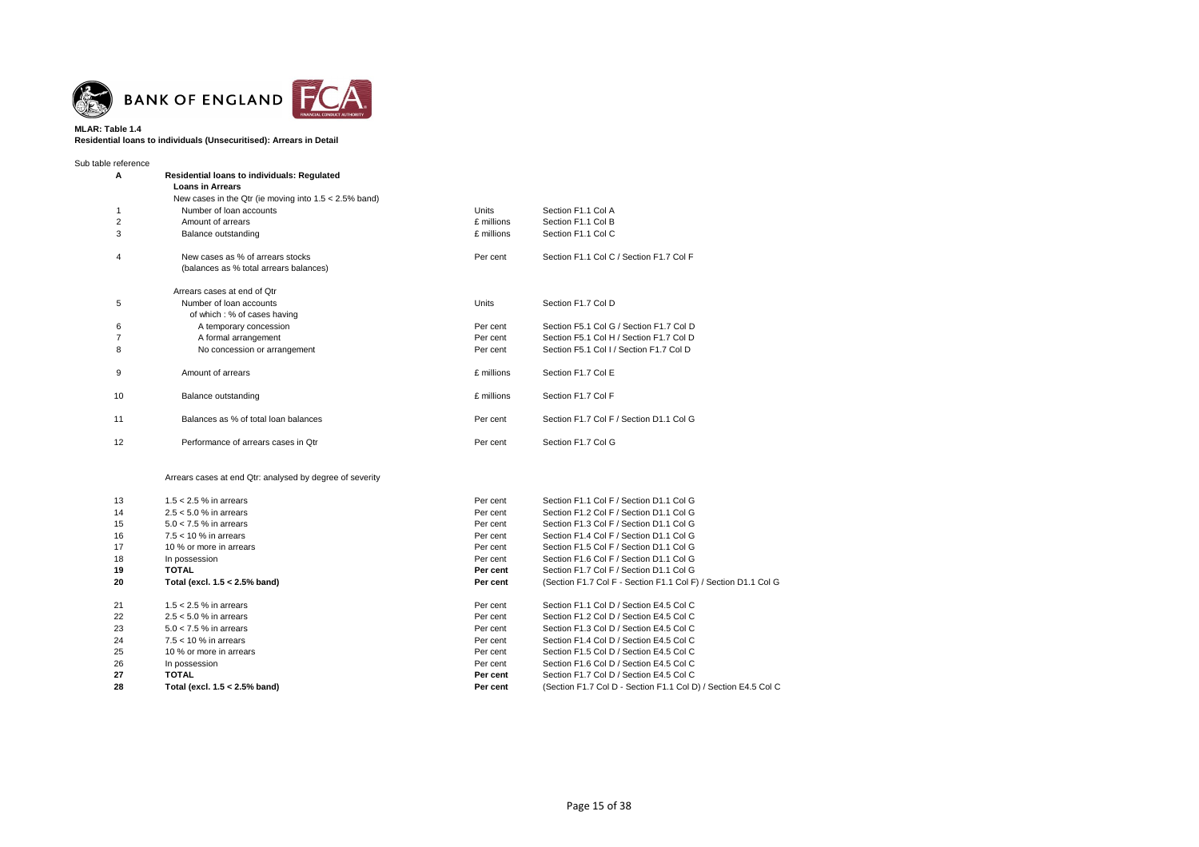**MLAR: Table 1.4**
**Residential loans to individuals (Unsecuritised): Arrears in Detail**

Sub table reference

| | | | |
|---|---|---|---|
| **A** | **Residential loans to individuals: Regulated** | | |
| | **Loans in Arrears** | | |
| | New cases in the Qtr (ie moving into 1.5 < 2.5% band) | | |
| 1 | Number of loan accounts | Units | Section F1.1 Col A |
| 2 | Amount of arrears | £ millions | Section F1.1 Col B |
| 3 | Balance outstanding | £ millions | Section F1.1 Col C |
| 4 | New cases as % of arrears stocks (balances as % total arrears balances) | Per cent | Section F1.1 Col C / Section F1.7 Col F |
| | Arrears cases at end of Qtr | | |
| 5 | Number of loan accounts | Units | Section F1.7 Col D |
| | of which : % of cases having | | |
| 6 | A temporary concession | Per cent | Section F5.1 Col G / Section F1.7 Col D |
| 7 | A formal arrangement | Per cent | Section F5.1 Col H / Section F1.7 Col D |
| 8 | No concession or arrangement | Per cent | Section F5.1 Col I / Section F1.7 Col D |
| 9 | Amount of arrears | £ millions | Section F1.7 Col E |
| 10 | Balance outstanding | £ millions | Section F1.7 Col F |
| 11 | Balances as % of total loan balances | Per cent | Section F1.7 Col F / Section D1.1 Col G |
| 12 | Performance of arrears cases in Qtr | Per cent | Section F1.7 Col G |
| | Arrears cases at end Qtr: analysed by degree of severity | | |
| 13 | 1.5 < 2.5 % in arrears | Per cent | Section F1.1 Col F / Section D1.1 Col G |
| 14 | 2.5 < 5.0 % in arrears | Per cent | Section F1.2 Col F / Section D1.1 Col G |
| 15 | 5.0 < 7.5 % in arrears | Per cent | Section F1.3 Col F / Section D1.1 Col G |
| 16 | 7.5 < 10 % in arrears | Per cent | Section F1.4 Col F / Section D1.1 Col G |
| 17 | 10 % or more in arrears | Per cent | Section F1.5 Col F / Section D1.1 Col G |
| 18 | In possession | Per cent | Section F1.6 Col F / Section D1.1 Col G |
| **19** | **TOTAL** | **Per cent** | Section F1.7 Col F / Section D1.1 Col G |
| **20** | **Total (excl. 1.5 < 2.5% band)** | **Per cent** | (Section F1.7 Col F - Section F1.1 Col F) / Section D1.1 Col G |
| 21 | 1.5 < 2.5 % in arrears | Per cent | Section F1.1 Col D / Section E4.5 Col C |
| 22 | 2.5 < 5.0 % in arrears | Per cent | Section F1.2 Col D / Section E4.5 Col C |
| 23 | 5.0 < 7.5 % in arrears | Per cent | Section F1.3 Col D / Section E4.5 Col C |
| 24 | 7.5 < 10 % in arrears | Per cent | Section F1.4 Col D / Section E4.5 Col C |
| 25 | 10 % or more in arrears | Per cent | Section F1.5 Col D / Section E4.5 Col C |
| 26 | In possession | Per cent | Section F1.6 Col D / Section E4.5 Col C |
| **27** | **TOTAL** | **Per cent** | Section F1.7 Col D / Section E4.5 Col C |
| **28** | **Total (excl. 1.5 < 2.5% band)** | **Per cent** | (Section F1.7 Col D - Section F1.1 Col D) / Section E4.5 Col C |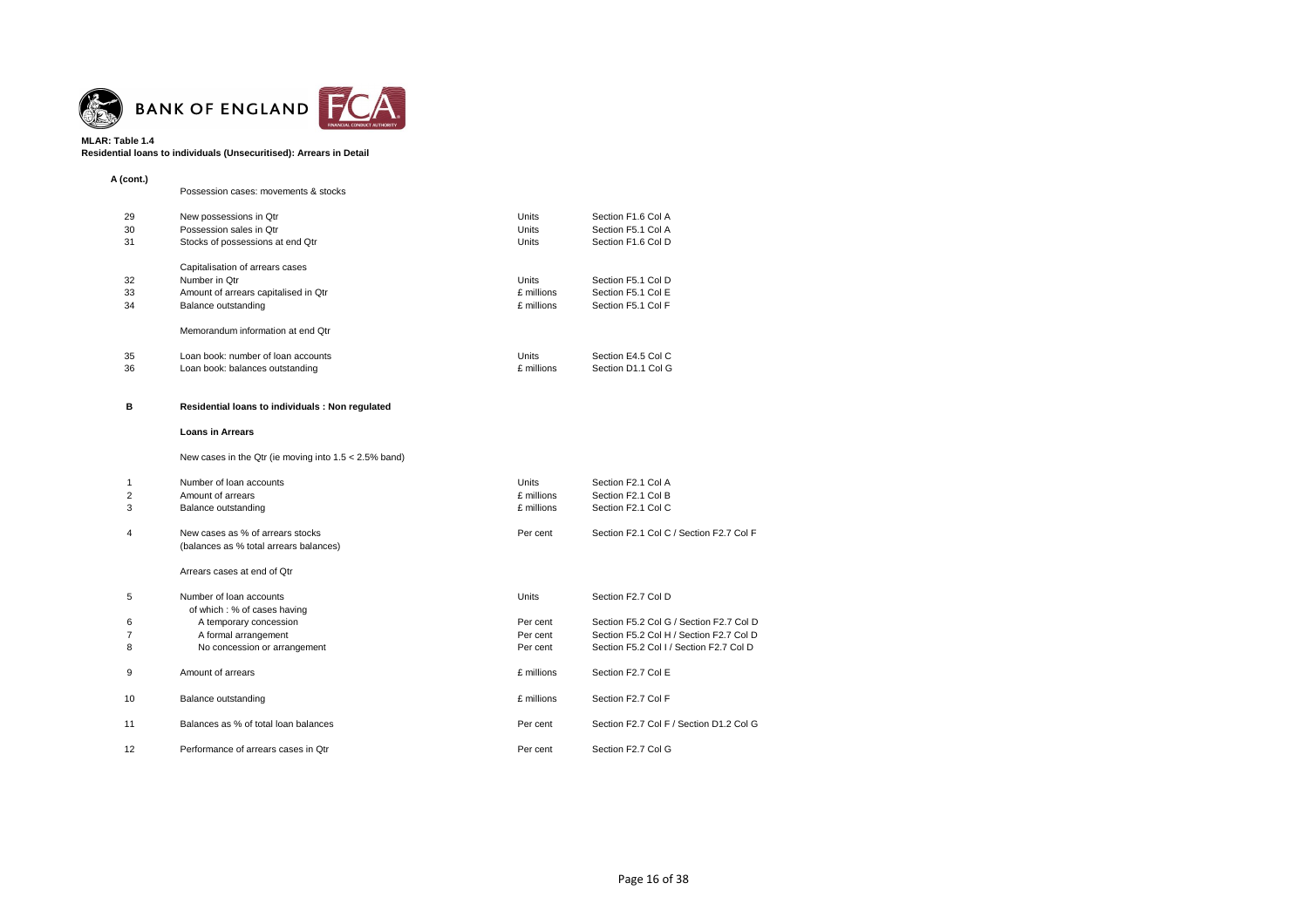**MLAR: Table 1.4**
**Residential loans to individuals (Unsecuritised): Arrears in Detail**

**A (cont.)**

| | | | |
|---|---|---|---|
| | Possession cases: movements & stocks | | |
| 29 | New possessions in Qtr | Units | Section F1.6 Col A |
| 30 | Possession sales in Qtr | Units | Section F5.1 Col A |
| 31 | Stocks of possessions at end Qtr | Units | Section F1.6 Col D |
| | Capitalisation of arrears cases | | |
| 32 | Number in Qtr | Units | Section F5.1 Col D |
| 33 | Amount of arrears capitalised in Qtr | £ millions | Section F5.1 Col E |
| 34 | Balance outstanding | £ millions | Section F5.1 Col F |
| | Memorandum information at end Qtr | | |
| 35 | Loan book: number of loan accounts | Units | Section E4.5 Col C |
| 36 | Loan book: balances outstanding | £ millions | Section D1.1 Col G |

**B** **Residential loans to individuals : Non regulated**

**Loans in Arrears**

| | | | |
|---|---|---|---|
| | New cases in the Qtr (ie moving into 1.5 < 2.5% band) | | |
| 1 | Number of loan accounts | Units | Section F2.1 Col A |
| 2 | Amount of arrears | £ millions | Section F2.1 Col B |
| 3 | Balance outstanding | £ millions | Section F2.1 Col C |
| 4 | New cases as % of arrears stocks (balances as % total arrears balances) | Per cent | Section F2.1 Col C / Section F2.7 Col F |
| | Arrears cases at end of Qtr | | |
| 5 | Number of loan accounts | Units | Section F2.7 Col D |
| | of which : % of cases having | | |
| 6 | A temporary concession | Per cent | Section F5.2 Col G / Section F2.7 Col D |
| 7 | A formal arrangement | Per cent | Section F5.2 Col H / Section F2.7 Col D |
| 8 | No concession or arrangement | Per cent | Section F5.2 Col I / Section F2.7 Col D |
| 9 | Amount of arrears | £ millions | Section F2.7 Col E |
| 10 | Balance outstanding | £ millions | Section F2.7 Col F |
| 11 | Balances as % of total loan balances | Per cent | Section F2.7 Col F / Section D1.2 Col G |
| 12 | Performance of arrears cases in Qtr | Per cent | Section F2.7 Col G |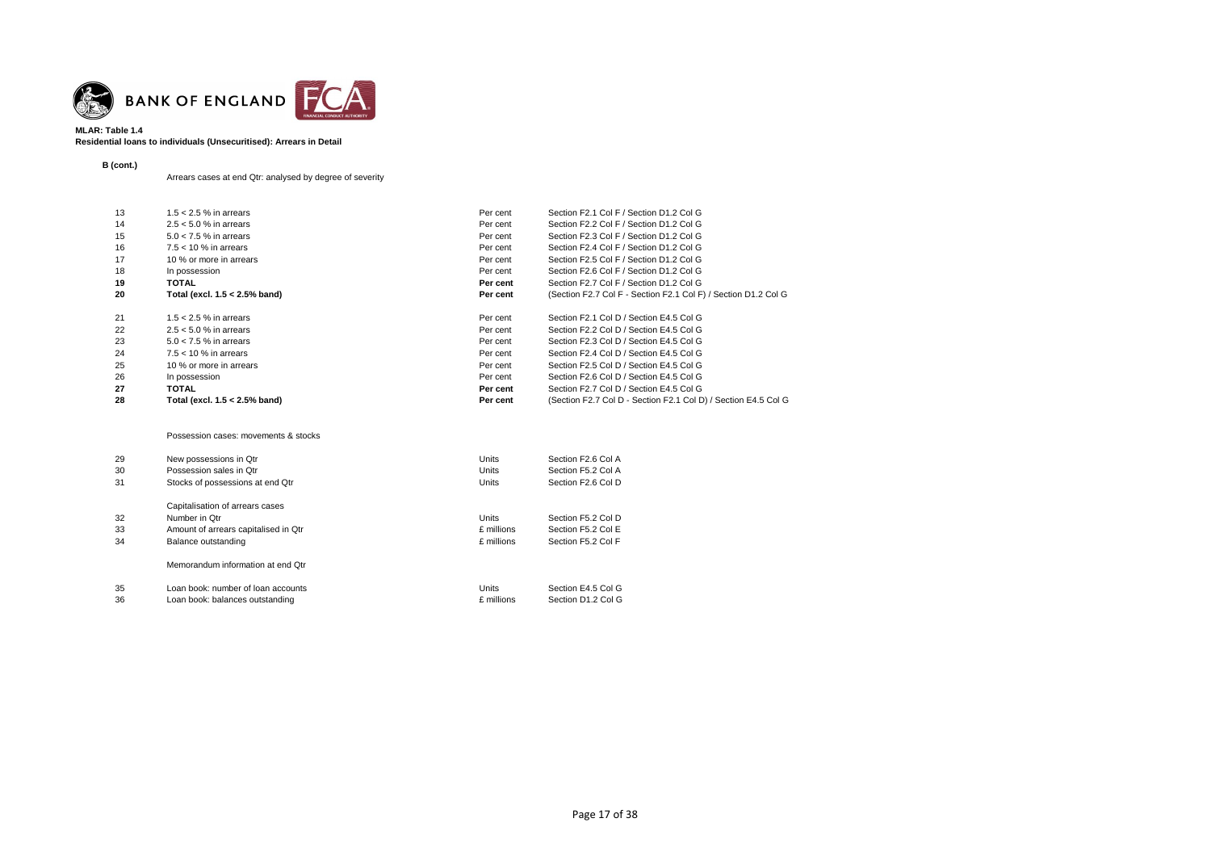**MLAR: Table 1.4**
**Residential loans to individuals (Unsecuritised): Arrears in Detail**

**B (cont.)**

Arrears cases at end Qtr: analysed by degree of severity

| | | | |
|---|---|---|---|
| 13 | 1.5 < 2.5 % in arrears | Per cent | Section F2.1 Col F / Section D1.2 Col G |
| 14 | 2.5 < 5.0 % in arrears | Per cent | Section F2.2 Col F / Section D1.2 Col G |
| 15 | 5.0 < 7.5 % in arrears | Per cent | Section F2.3 Col F / Section D1.2 Col G |
| 16 | 7.5 < 10 % in arrears | Per cent | Section F2.4 Col F / Section D1.2 Col G |
| 17 | 10 % or more in arrears | Per cent | Section F2.5 Col F / Section D1.2 Col G |
| 18 | In possession | Per cent | Section F2.6 Col F / Section D1.2 Col G |
| **19** | **TOTAL** | **Per cent** | Section F2.7 Col F / Section D1.2 Col G |
| **20** | **Total (excl. 1.5 < 2.5% band)** | **Per cent** | (Section F2.7 Col F - Section F2.1 Col F) / Section D1.2 Col G |
| 21 | 1.5 < 2.5 % in arrears | Per cent | Section F2.1 Col D / Section E4.5 Col G |
| 22 | 2.5 < 5.0 % in arrears | Per cent | Section F2.2 Col D / Section E4.5 Col G |
| 23 | 5.0 < 7.5 % in arrears | Per cent | Section F2.3 Col D / Section E4.5 Col G |
| 24 | 7.5 < 10 % in arrears | Per cent | Section F2.4 Col D / Section E4.5 Col G |
| 25 | 10 % or more in arrears | Per cent | Section F2.5 Col D / Section E4.5 Col G |
| 26 | In possession | Per cent | Section F2.6 Col D / Section E4.5 Col G |
| **27** | **TOTAL** | **Per cent** | Section F2.7 Col D / Section E4.5 Col G |
| **28** | **Total (excl. 1.5 < 2.5% band)** | **Per cent** | (Section F2.7 Col D - Section F2.1 Col D) / Section E4.5 Col G |

Possession cases: movements & stocks

| | | | |
|---|---|---|---|
| 29 | New possessions in Qtr | Units | Section F2.6 Col A |
| 30 | Possession sales in Qtr | Units | Section F5.2 Col A |
| 31 | Stocks of possessions at end Qtr | Units | Section F2.6 Col D |

Capitalisation of arrears cases

| | | | |
|---|---|---|---|
| 32 | Number in Qtr | Units | Section F5.2 Col D |
| 33 | Amount of arrears capitalised in Qtr | £ millions | Section F5.2 Col E |
| 34 | Balance outstanding | £ millions | Section F5.2 Col F |

Memorandum information at end Qtr

| | | | |
|---|---|---|---|
| 35 | Loan book: number of loan accounts | Units | Section E4.5 Col G |
| 36 | Loan book: balances outstanding | £ millions | Section D1.2 Col G |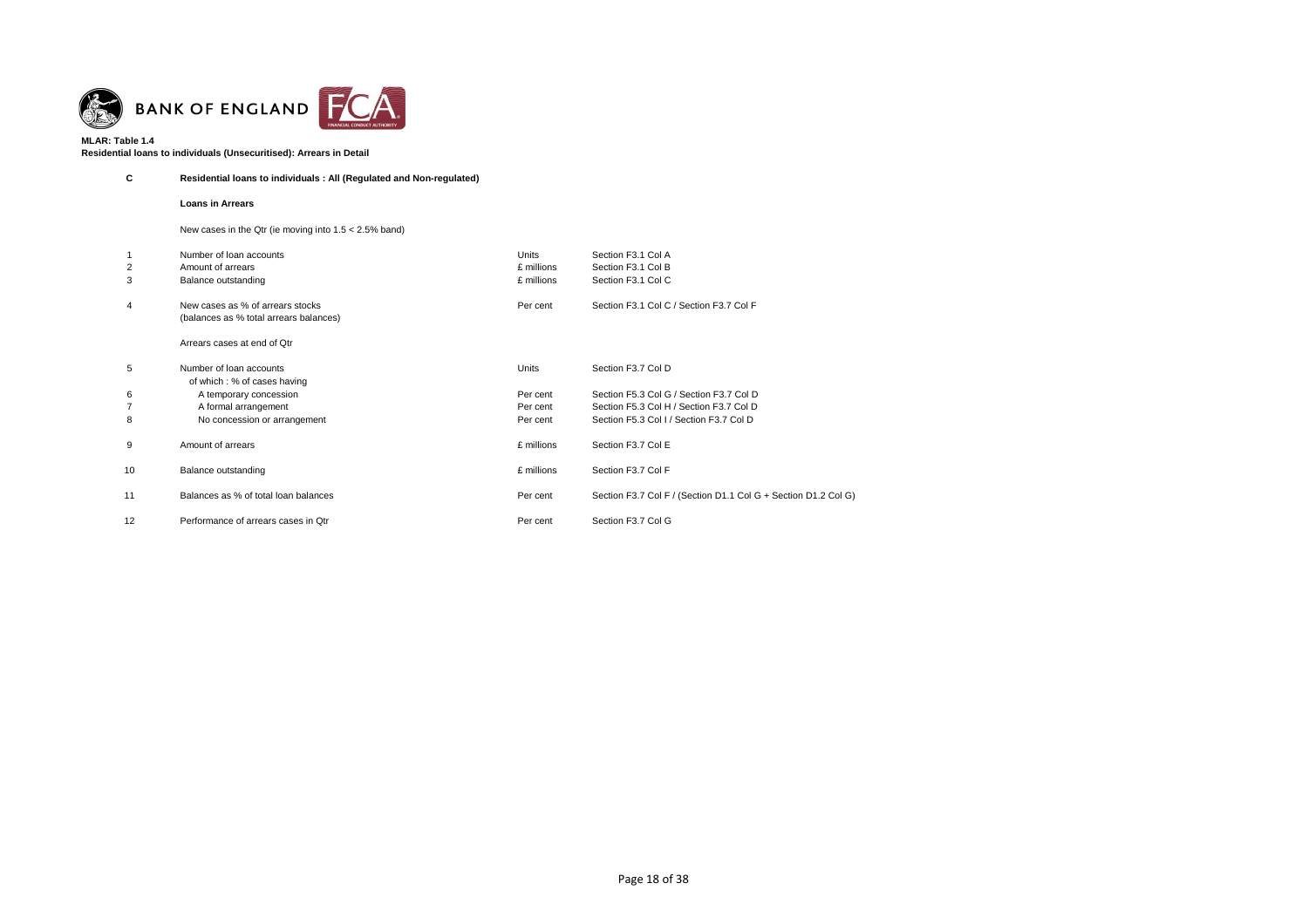**MLAR: Table 1.4**
**Residential loans to individuals (Unsecuritised): Arrears in Detail**

| | | | |
|---|---|---|---|
| **C** | **Residential loans to individuals : All (Regulated and Non-regulated)** | | |
| | **Loans in Arrears** | | |
| | New cases in the Qtr (ie moving into 1.5 < 2.5% band) | | |
| 1 | Number of loan accounts | Units | Section F3.1 Col A |
| 2 | Amount of arrears | £ millions | Section F3.1 Col B |
| 3 | Balance outstanding | £ millions | Section F3.1 Col C |
| 4 | New cases as % of arrears stocks (balances as % total arrears balances) | Per cent | Section F3.1 Col C / Section F3.7 Col F |
| | Arrears cases at end of Qtr | | |
| 5 | Number of loan accounts<br>of which : % of cases having | Units | Section F3.7 Col D |
| 6 | A temporary concession | Per cent | Section F5.3 Col G / Section F3.7 Col D |
| 7 | A formal arrangement | Per cent | Section F5.3 Col H / Section F3.7 Col D |
| 8 | No concession or arrangement | Per cent | Section F5.3 Col I / Section F3.7 Col D |
| 9 | Amount of arrears | £ millions | Section F3.7 Col E |
| 10 | Balance outstanding | £ millions | Section F3.7 Col F |
| 11 | Balances as % of total loan balances | Per cent | Section F3.7 Col F / (Section D1.1 Col G + Section D1.2 Col G) |
| 12 | Performance of arrears cases in Qtr | Per cent | Section F3.7 Col G |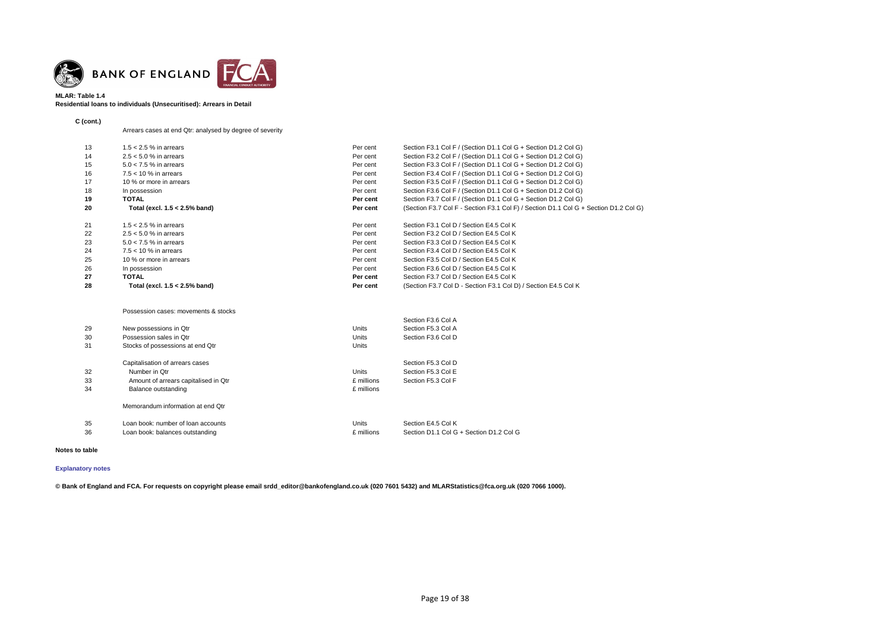**MLAR: Table 1.4**
**Residential loans to individuals (Unsecuritised): Arrears in Detail**

**C (cont.)**

| | | | |
|---|---|---|---|
| | Arrears cases at end Qtr: analysed by degree of severity | | |
| 13 | 1.5 < 2.5 % in arrears | Per cent | Section F3.1 Col F / (Section D1.1 Col G + Section D1.2 Col G) |
| 14 | 2.5 < 5.0 % in arrears | Per cent | Section F3.2 Col F / (Section D1.1 Col G + Section D1.2 Col G) |
| 15 | 5.0 < 7.5 % in arrears | Per cent | Section F3.3 Col F / (Section D1.1 Col G + Section D1.2 Col G) |
| 16 | 7.5 < 10 % in arrears | Per cent | Section F3.4 Col F / (Section D1.1 Col G + Section D1.2 Col G) |
| 17 | 10 % or more in arrears | Per cent | Section F3.5 Col F / (Section D1.1 Col G + Section D1.2 Col G) |
| 18 | In possession | Per cent | Section F3.6 Col F / (Section D1.1 Col G + Section D1.2 Col G) |
| **19** | **TOTAL** | **Per cent** | Section F3.7 Col F / (Section D1.1 Col G + Section D1.2 Col G) |
| **20** | **Total (excl. 1.5 < 2.5% band)** | **Per cent** | (Section F3.7 Col F - Section F3.1 Col F) / Section D1.1 Col G + Section D1.2 Col G) |
| 21 | 1.5 < 2.5 % in arrears | Per cent | Section F3.1 Col D / Section E4.5 Col K |
| 22 | 2.5 < 5.0 % in arrears | Per cent | Section F3.2 Col D / Section E4.5 Col K |
| 23 | 5.0 < 7.5 % in arrears | Per cent | Section F3.3 Col D / Section E4.5 Col K |
| 24 | 7.5 < 10 % in arrears | Per cent | Section F3.4 Col D / Section E4.5 Col K |
| 25 | 10 % or more in arrears | Per cent | Section F3.5 Col D / Section E4.5 Col K |
| 26 | In possession | Per cent | Section F3.6 Col D / Section E4.5 Col K |
| **27** | **TOTAL** | **Per cent** | Section F3.7 Col D / Section E4.5 Col K |
| **28** | **Total (excl. 1.5 < 2.5% band)** | **Per cent** | (Section F3.7 Col D - Section F3.1 Col D) / Section E4.5 Col K |
| | Possession cases: movements & stocks | | Section F3.6 Col A |
| 29 | New possessions in Qtr | Units | Section F5.3 Col A |
| 30 | Possession sales in Qtr | Units | Section F3.6 Col D |
| 31 | Stocks of possessions at end Qtr | Units | |
| | Capitalisation of arrears cases | | Section F5.3 Col D |
| 32 | Number in Qtr | Units | Section F5.3 Col E |
| 33 | Amount of arrears capitalised in Qtr | £ millions | Section F5.3 Col F |
| 34 | Balance outstanding | £ millions | |
| | Memorandum information at end Qtr | | |
| 35 | Loan book: number of loan accounts | Units | Section E4.5 Col K |
| 36 | Loan book: balances outstanding | £ millions | Section D1.1 Col G + Section D1.2 Col G |

**Notes to table**

**Explanatory notes**

**© Bank of England and FCA. For requests on copyright please email srdd_editor@bankofengland.co.uk (020 7601 5432) and MLARStatistics@fca.org.uk (020 7066 1000).**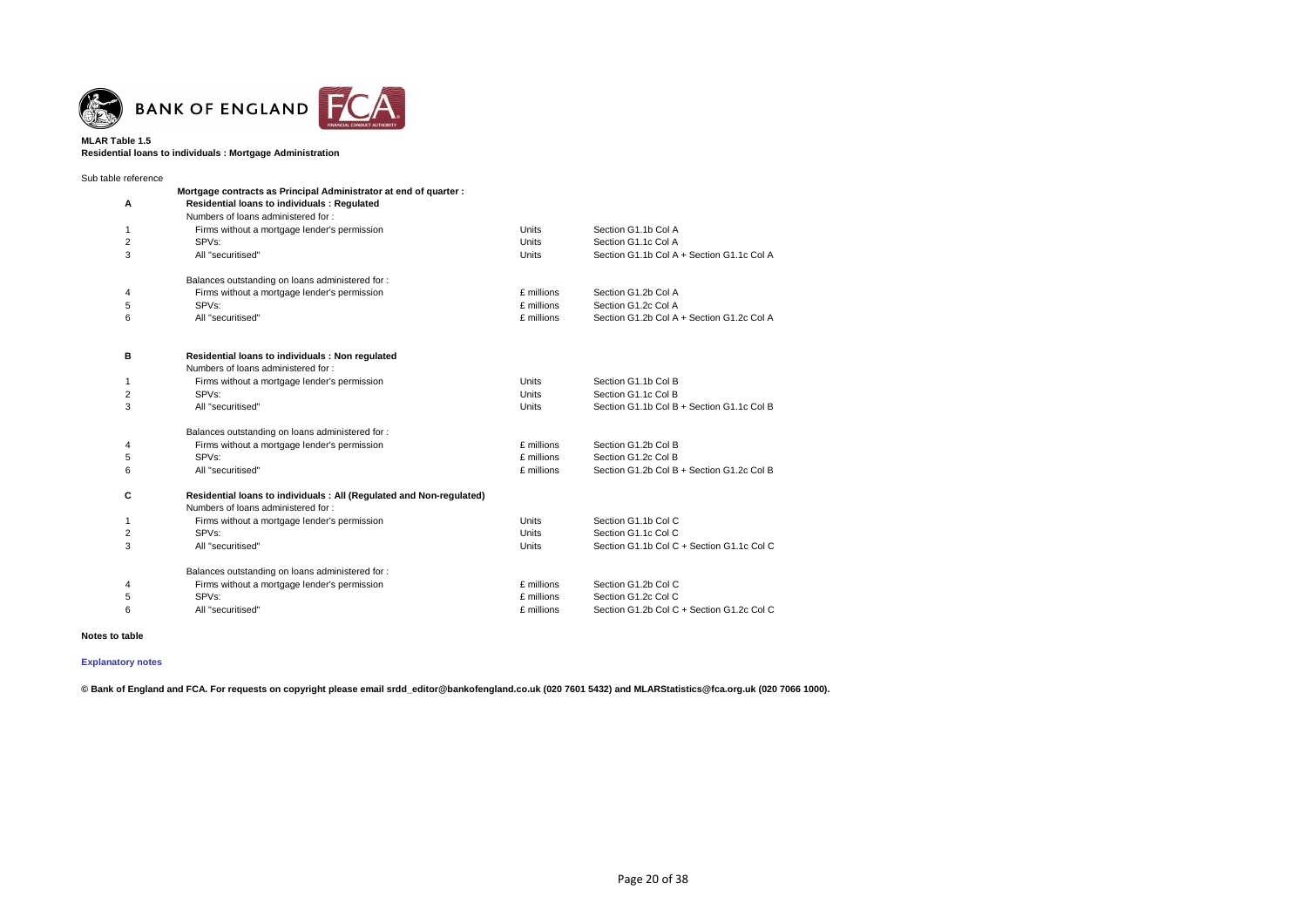**MLAR Table 1.5**

**Residential loans to individuals : Mortgage Administration**

| Sub table reference | | | |
|---|---|---|---|
| | **Mortgage contracts as Principal Administrator at end of quarter :** | | |
| **A** | **Residential loans to individuals : Regulated** | | |
| | Numbers of loans administered for : | | |
| 1 | Firms without a mortgage lender's permission | Units | Section G1.1b Col A |
| 2 | SPVs: | Units | Section G1.1c Col A |
| 3 | All "securitised" | Units | Section G1.1b Col A + Section G1.1c Col A |
| | Balances outstanding on loans administered for : | | |
| 4 | Firms without a mortgage lender's permission | £ millions | Section G1.2b Col A |
| 5 | SPVs: | £ millions | Section G1.2c Col A |
| 6 | All "securitised" | £ millions | Section G1.2b Col A + Section G1.2c Col A |
| **B** | **Residential loans to individuals : Non regulated** | | |
| | Numbers of loans administered for : | | |
| 1 | Firms without a mortgage lender's permission | Units | Section G1.1b Col B |
| 2 | SPVs: | Units | Section G1.1c Col B |
| 3 | All "securitised" | Units | Section G1.1b Col B + Section G1.1c Col B |
| | Balances outstanding on loans administered for : | | |
| 4 | Firms without a mortgage lender's permission | £ millions | Section G1.2b Col B |
| 5 | SPVs: | £ millions | Section G1.2c Col B |
| 6 | All "securitised" | £ millions | Section G1.2b Col B + Section G1.2c Col B |
| **C** | **Residential loans to individuals : All (Regulated and Non-regulated)** | | |
| | Numbers of loans administered for : | | |
| 1 | Firms without a mortgage lender's permission | Units | Section G1.1b Col C |
| 2 | SPVs: | Units | Section G1.1c Col C |
| 3 | All "securitised" | Units | Section G1.1b Col C + Section G1.1c Col C |
| | Balances outstanding on loans administered for : | | |
| 4 | Firms without a mortgage lender's permission | £ millions | Section G1.2b Col C |
| 5 | SPVs: | £ millions | Section G1.2c Col C |
| 6 | All "securitised" | £ millions | Section G1.2b Col C + Section G1.2c Col C |

**Notes to table**

**Explanatory notes**

**© Bank of England and FCA. For requests on copyright please email srdd_editor@bankofengland.co.uk (020 7601 5432) and MLARStatistics@fca.org.uk (020 7066 1000).**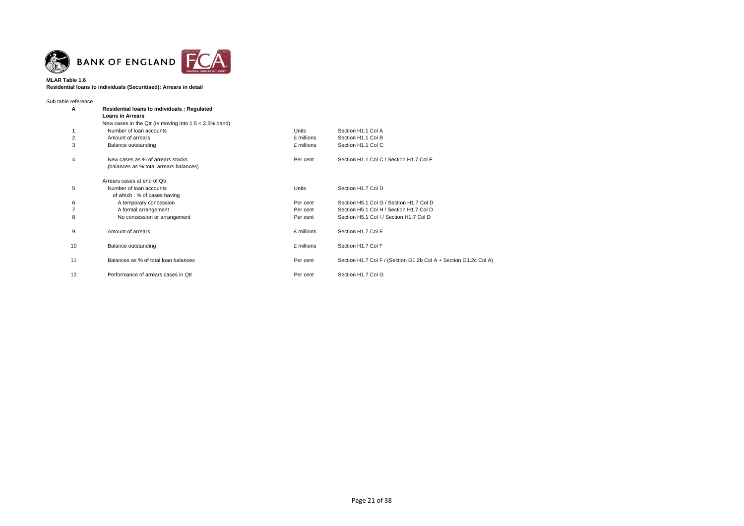**MLAR Table 1.6**
**Residential loans to individuals (Securitised): Arrears in detail**

Sub table reference

| | | | |
|---|---|---|---|
| **A** | **Residential loans to individuals : Regulated** | | |
| | **Loans in Arrears** | | |
| | New cases in the Qtr (ie moving into 1.5 < 2.5% band) | | |
| 1 | Number of loan accounts | Units | Section H1.1 Col A |
| 2 | Amount of arrears | £ millions | Section H1.1 Col B |
| 3 | Balance outstanding | £ millions | Section H1.1 Col C |
| 4 | New cases as % of arrears stocks (balances as % total arrears balances) | Per cent | Section H1.1 Col C / Section H1.7 Col F |
| | Arrears cases at end of Qtr | | |
| 5 | Number of loan accounts | Units | Section H1.7 Col D |
| | of which : % of cases having | | |
| 6 | A temporary concession | Per cent | Section H5.1 Col G / Section H1.7 Col D |
| 7 | A formal arrangement | Per cent | Section H5.1 Col H / Section H1.7 Col D |
| 8 | No concession or arrangement | Per cent | Section H5.1 Col I / Section H1.7 Col D |
| 9 | Amount of arrears | £ millions | Section H1.7 Col E |
| 10 | Balance outstanding | £ millions | Section H1.7 Col F |
| 11 | Balances as % of total loan balances | Per cent | Section H1.7 Col F / (Section G1.2b Col A + Section G1.2c Col A) |
| 12 | Performance of arrears cases in Qtr | Per cent | Section H1.7 Col G |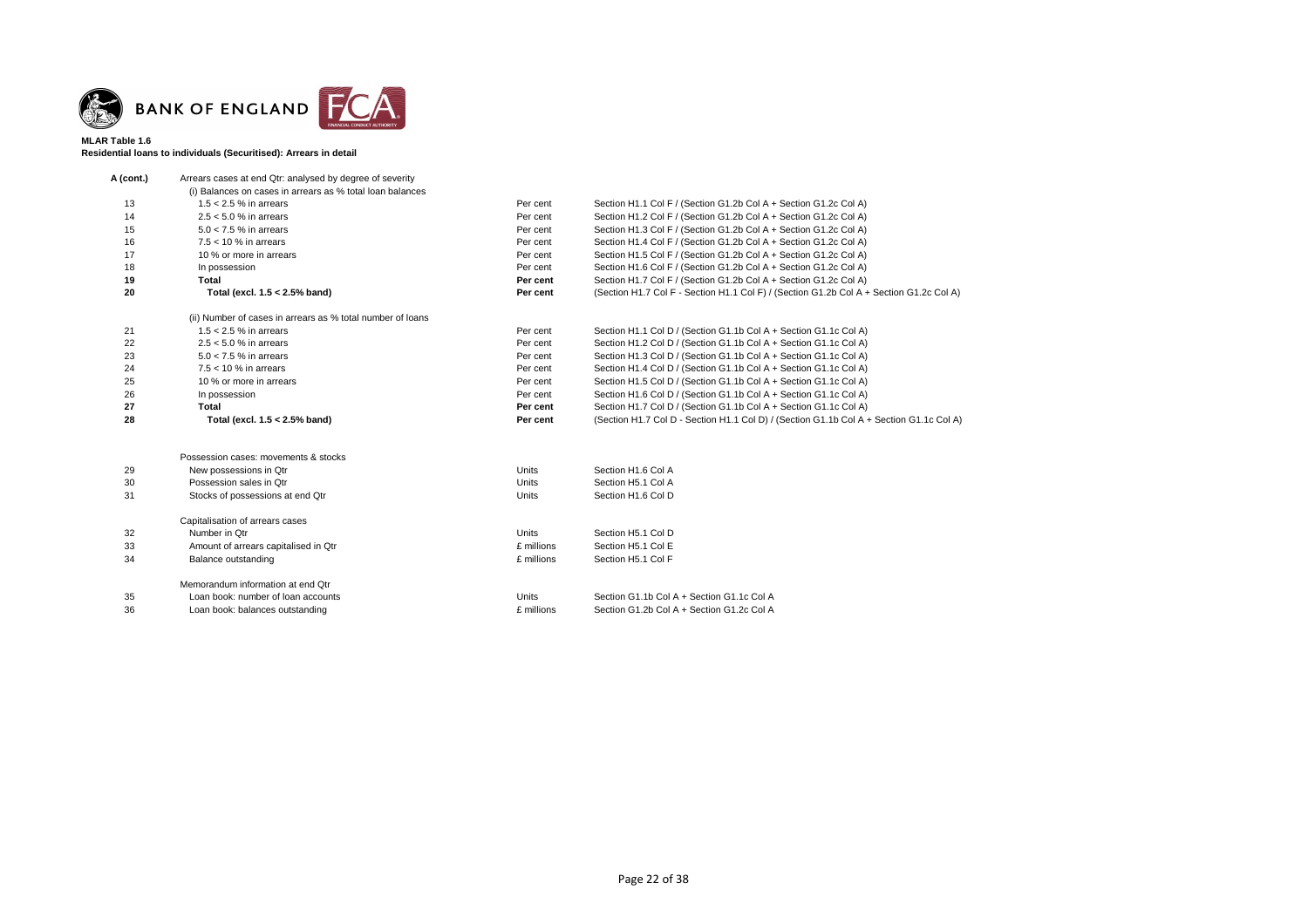**MLAR Table 1.6**

**Residential loans to individuals (Securitised): Arrears in detail**

| | | | |
|---|---|---|---|
| **A (cont.)** | Arrears cases at end Qtr: analysed by degree of severity | | |
| | (i) Balances on cases in arrears as % total loan balances | | |
| 13 | 1.5 < 2.5 % in arrears | Per cent | Section H1.1 Col F / (Section G1.2b Col A + Section G1.2c Col A) |
| 14 | 2.5 < 5.0 % in arrears | Per cent | Section H1.2 Col F / (Section G1.2b Col A + Section G1.2c Col A) |
| 15 | 5.0 < 7.5 % in arrears | Per cent | Section H1.3 Col F / (Section G1.2b Col A + Section G1.2c Col A) |
| 16 | 7.5 < 10 % in arrears | Per cent | Section H1.4 Col F / (Section G1.2b Col A + Section G1.2c Col A) |
| 17 | 10 % or more in arrears | Per cent | Section H1.5 Col F / (Section G1.2b Col A + Section G1.2c Col A) |
| 18 | In possession | Per cent | Section H1.6 Col F / (Section G1.2b Col A + Section G1.2c Col A) |
| **19** | **Total** | **Per cent** | Section H1.7 Col F / (Section G1.2b Col A + Section G1.2c Col A) |
| **20** | **Total (excl. 1.5 < 2.5% band)** | **Per cent** | (Section H1.7 Col F - Section H1.1 Col F) / (Section G1.2b Col A + Section G1.2c Col A) |
| | (ii) Number of cases in arrears as % total number of loans | | |
| 21 | 1.5 < 2.5 % in arrears | Per cent | Section H1.1 Col D / (Section G1.1b Col A + Section G1.1c Col A) |
| 22 | 2.5 < 5.0 % in arrears | Per cent | Section H1.2 Col D / (Section G1.1b Col A + Section G1.1c Col A) |
| 23 | 5.0 < 7.5 % in arrears | Per cent | Section H1.3 Col D / (Section G1.1b Col A + Section G1.1c Col A) |
| 24 | 7.5 < 10 % in arrears | Per cent | Section H1.4 Col D / (Section G1.1b Col A + Section G1.1c Col A) |
| 25 | 10 % or more in arrears | Per cent | Section H1.5 Col D / (Section G1.1b Col A + Section G1.1c Col A) |
| 26 | In possession | Per cent | Section H1.6 Col D / (Section G1.1b Col A + Section G1.1c Col A) |
| **27** | **Total** | **Per cent** | Section H1.7 Col D / (Section G1.1b Col A + Section G1.1c Col A) |
| **28** | **Total (excl. 1.5 < 2.5% band)** | **Per cent** | (Section H1.7 Col D - Section H1.1 Col D) / (Section G1.1b Col A + Section G1.1c Col A) |
| | Possession cases: movements & stocks | | |
| 29 | New possessions in Qtr | Units | Section H1.6 Col A |
| 30 | Possession sales in Qtr | Units | Section H5.1 Col A |
| 31 | Stocks of possessions at end Qtr | Units | Section H1.6 Col D |
| | Capitalisation of arrears cases | | |
| 32 | Number in Qtr | Units | Section H5.1 Col D |
| 33 | Amount of arrears capitalised in Qtr | £ millions | Section H5.1 Col E |
| 34 | Balance outstanding | £ millions | Section H5.1 Col F |
| | Memorandum information at end Qtr | | |
| 35 | Loan book: number of loan accounts | Units | Section G1.1b Col A + Section G1.1c Col A |
| 36 | Loan book: balances outstanding | £ millions | Section G1.2b Col A + Section G1.2c Col A |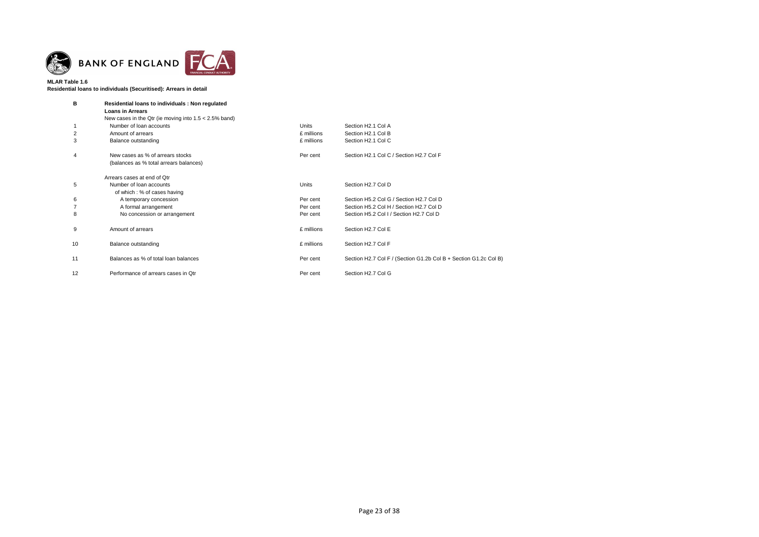**MLAR Table 1.6**
**Residential loans to individuals (Securitised): Arrears in detail**

| | | | |
|---|---|---|---|
| **B** | **Residential loans to individuals : Non regulated** | | |
| | **Loans in Arrears** | | |
| | New cases in the Qtr (ie moving into 1.5 < 2.5% band) | | |
| 1 | Number of loan accounts | Units | Section H2.1 Col A |
| 2 | Amount of arrears | £ millions | Section H2.1 Col B |
| 3 | Balance outstanding | £ millions | Section H2.1 Col C |
| 4 | New cases as % of arrears stocks (balances as % total arrears balances) | Per cent | Section H2.1 Col C / Section H2.7 Col F |
| | Arrears cases at end of Qtr | | |
| 5 | Number of loan accounts | Units | Section H2.7 Col D |
| | of which : % of cases having | | |
| 6 | A temporary concession | Per cent | Section H5.2 Col G / Section H2.7 Col D |
| 7 | A formal arrangement | Per cent | Section H5.2 Col H / Section H2.7 Col D |
| 8 | No concession or arrangement | Per cent | Section H5.2 Col I / Section H2.7 Col D |
| 9 | Amount of arrears | £ millions | Section H2.7 Col E |
| 10 | Balance outstanding | £ millions | Section H2.7 Col F |
| 11 | Balances as % of total loan balances | Per cent | Section H2.7 Col F / (Section G1.2b Col B + Section G1.2c Col B) |
| 12 | Performance of arrears cases in Qtr | Per cent | Section H2.7 Col G |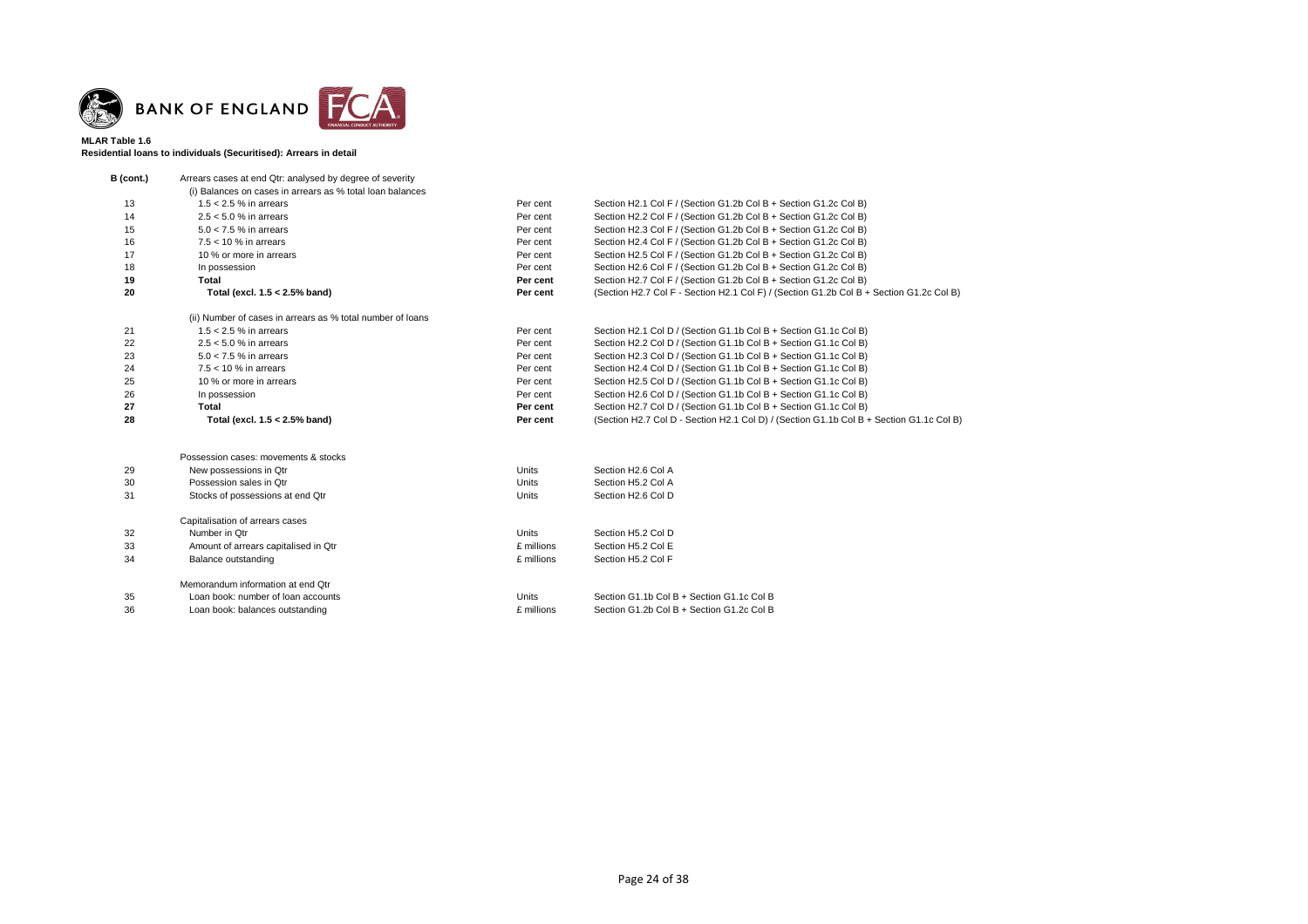BANK OF ENGLAND | FCA

**MLAR Table 1.6**
**Residential loans to individuals (Securitised): Arrears in detail**

| | | | |
|---|---|---|---|
| **B (cont.)** | Arrears cases at end Qtr: analysed by degree of severity | | |
| | (i) Balances on cases in arrears as % total loan balances | | |
| 13 | 1.5 < 2.5 % in arrears | Per cent | Section H2.1 Col F / (Section G1.2b Col B + Section G1.2c Col B) |
| 14 | 2.5 < 5.0 % in arrears | Per cent | Section H2.2 Col F / (Section G1.2b Col B + Section G1.2c Col B) |
| 15 | 5.0 < 7.5 % in arrears | Per cent | Section H2.3 Col F / (Section G1.2b Col B + Section G1.2c Col B) |
| 16 | 7.5 < 10 % in arrears | Per cent | Section H2.4 Col F / (Section G1.2b Col B + Section G1.2c Col B) |
| 17 | 10 % or more in arrears | Per cent | Section H2.5 Col F / (Section G1.2b Col B + Section G1.2c Col B) |
| 18 | In possession | Per cent | Section H2.6 Col F / (Section G1.2b Col B + Section G1.2c Col B) |
| **19** | **Total** | **Per cent** | Section H2.7 Col F / (Section G1.2b Col B + Section G1.2c Col B) |
| **20** | **Total (excl. 1.5 < 2.5% band)** | **Per cent** | (Section H2.7 Col F - Section H2.1 Col F) / (Section G1.2b Col B + Section G1.2c Col B) |
| | (ii) Number of cases in arrears as % total number of loans | | |
| 21 | 1.5 < 2.5 % in arrears | Per cent | Section H2.1 Col D / (Section G1.1b Col B + Section G1.1c Col B) |
| 22 | 2.5 < 5.0 % in arrears | Per cent | Section H2.2 Col D / (Section G1.1b Col B + Section G1.1c Col B) |
| 23 | 5.0 < 7.5 % in arrears | Per cent | Section H2.3 Col D / (Section G1.1b Col B + Section G1.1c Col B) |
| 24 | 7.5 < 10 % in arrears | Per cent | Section H2.4 Col D / (Section G1.1b Col B + Section G1.1c Col B) |
| 25 | 10 % or more in arrears | Per cent | Section H2.5 Col D / (Section G1.1b Col B + Section G1.1c Col B) |
| 26 | In possession | Per cent | Section H2.6 Col D / (Section G1.1b Col B + Section G1.1c Col B) |
| **27** | **Total** | **Per cent** | Section H2.7 Col D / (Section G1.1b Col B + Section G1.1c Col B) |
| **28** | **Total (excl. 1.5 < 2.5% band)** | **Per cent** | (Section H2.7 Col D - Section H2.1 Col D) / (Section G1.1b Col B + Section G1.1c Col B) |
| | Possession cases: movements & stocks | | |
| 29 | New possessions in Qtr | Units | Section H2.6 Col A |
| 30 | Possession sales in Qtr | Units | Section H5.2 Col A |
| 31 | Stocks of possessions at end Qtr | Units | Section H2.6 Col D |
| | Capitalisation of arrears cases | | |
| 32 | Number in Qtr | Units | Section H5.2 Col D |
| 33 | Amount of arrears capitalised in Qtr | £ millions | Section H5.2 Col E |
| 34 | Balance outstanding | £ millions | Section H5.2 Col F |
| | Memorandum information at end Qtr | | |
| 35 | Loan book: number of loan accounts | Units | Section G1.1b Col B + Section G1.1c Col B |
| 36 | Loan book: balances outstanding | £ millions | Section G1.2b Col B + Section G1.2c Col B |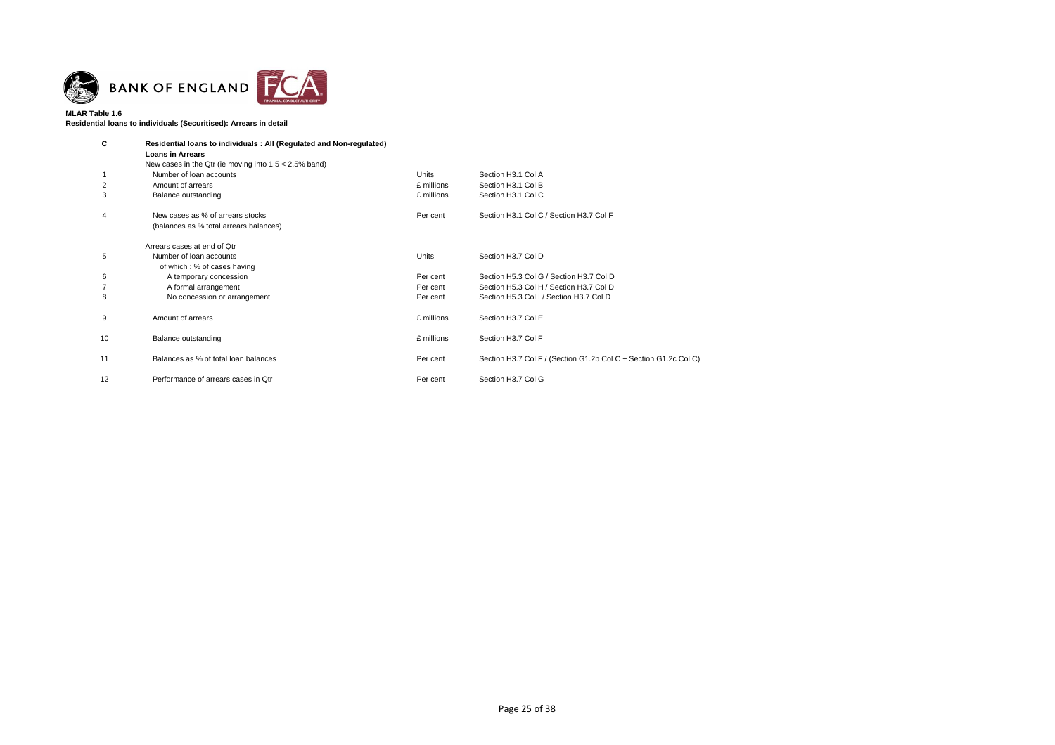**MLAR Table 1.6**
**Residential loans to individuals (Securitised): Arrears in detail**

| C | **Residential loans to individuals : All (Regulated and Non-regulated)** | | |
|---|---|---|---|
| | **Loans in Arrears** | | |
| | New cases in the Qtr (ie moving into 1.5 < 2.5% band) | | |
| 1 | Number of loan accounts | Units | Section H3.1 Col A |
| 2 | Amount of arrears | £ millions | Section H3.1 Col B |
| 3 | Balance outstanding | £ millions | Section H3.1 Col C |
| 4 | New cases as % of arrears stocks (balances as % total arrears balances) | Per cent | Section H3.1 Col C / Section H3.7 Col F |
| | Arrears cases at end of Qtr | | |
| 5 | Number of loan accounts | Units | Section H3.7 Col D |
| | of which : % of cases having | | |
| 6 | A temporary concession | Per cent | Section H5.3 Col G / Section H3.7 Col D |
| 7 | A formal arrangement | Per cent | Section H5.3 Col H / Section H3.7 Col D |
| 8 | No concession or arrangement | Per cent | Section H5.3 Col I / Section H3.7 Col D |
| 9 | Amount of arrears | £ millions | Section H3.7 Col E |
| 10 | Balance outstanding | £ millions | Section H3.7 Col F |
| 11 | Balances as % of total loan balances | Per cent | Section H3.7 Col F / (Section G1.2b Col C + Section G1.2c Col C) |
| 12 | Performance of arrears cases in Qtr | Per cent | Section H3.7 Col G |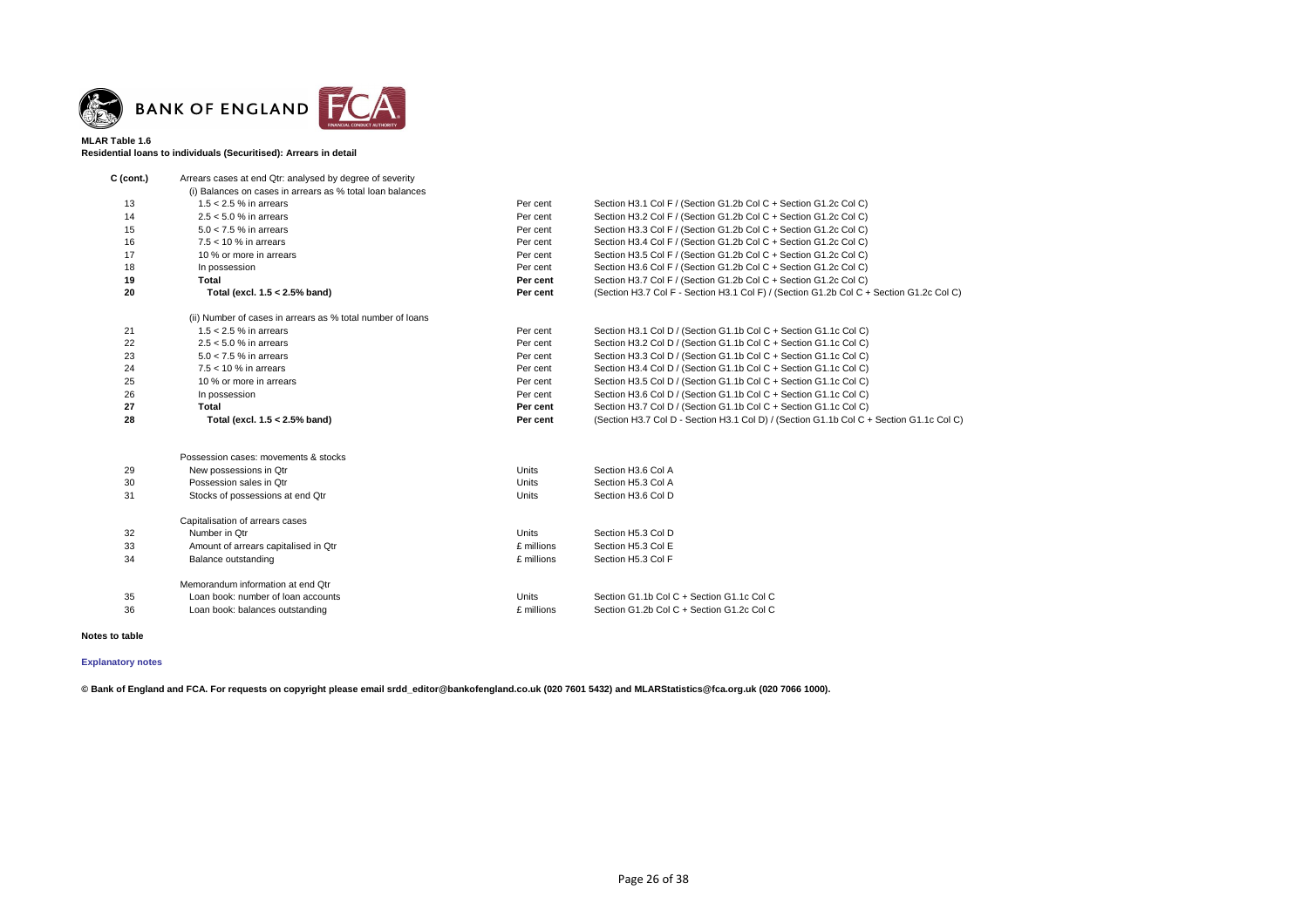BANK OF ENGLAND

**MLAR Table 1.6**
**Residential loans to individuals (Securitised): Arrears in detail**

| | | | |
|---|---|---|---|
| **C (cont.)** | Arrears cases at end Qtr: analysed by degree of severity | | |
| | (i) Balances on cases in arrears as % total loan balances | | |
| 13 | 1.5 < 2.5 % in arrears | Per cent | Section H3.1 Col F / (Section G1.2b Col C + Section G1.2c Col C) |
| 14 | 2.5 < 5.0 % in arrears | Per cent | Section H3.2 Col F / (Section G1.2b Col C + Section G1.2c Col C) |
| 15 | 5.0 < 7.5 % in arrears | Per cent | Section H3.3 Col F / (Section G1.2b Col C + Section G1.2c Col C) |
| 16 | 7.5 < 10 % in arrears | Per cent | Section H3.4 Col F / (Section G1.2b Col C + Section G1.2c Col C) |
| 17 | 10 % or more in arrears | Per cent | Section H3.5 Col F / (Section G1.2b Col C + Section G1.2c Col C) |
| 18 | In possession | Per cent | Section H3.6 Col F / (Section G1.2b Col C + Section G1.2c Col C) |
| **19** | **Total** | **Per cent** | Section H3.7 Col F / (Section G1.2b Col C + Section G1.2c Col C) |
| **20** | **Total (excl. 1.5 < 2.5% band)** | **Per cent** | (Section H3.7 Col F - Section H3.1 Col F) / (Section G1.2b Col C + Section G1.2c Col C) |
| | (ii) Number of cases in arrears as % total number of loans | | |
| 21 | 1.5 < 2.5 % in arrears | Per cent | Section H3.1 Col D / (Section G1.1b Col C + Section G1.1c Col C) |
| 22 | 2.5 < 5.0 % in arrears | Per cent | Section H3.2 Col D / (Section G1.1b Col C + Section G1.1c Col C) |
| 23 | 5.0 < 7.5 % in arrears | Per cent | Section H3.3 Col D / (Section G1.1b Col C + Section G1.1c Col C) |
| 24 | 7.5 < 10 % in arrears | Per cent | Section H3.4 Col D / (Section G1.1b Col C + Section G1.1c Col C) |
| 25 | 10 % or more in arrears | Per cent | Section H3.5 Col D / (Section G1.1b Col C + Section G1.1c Col C) |
| 26 | In possession | Per cent | Section H3.6 Col D / (Section G1.1b Col C + Section G1.1c Col C) |
| **27** | **Total** | **Per cent** | Section H3.7 Col D / (Section G1.1b Col C + Section G1.1c Col C) |
| **28** | **Total (excl. 1.5 < 2.5% band)** | **Per cent** | (Section H3.7 Col D - Section H3.1 Col D) / (Section G1.1b Col C + Section G1.1c Col C) |
| | Possession cases: movements & stocks | | |
| 29 | New possessions in Qtr | Units | Section H3.6 Col A |
| 30 | Possession sales in Qtr | Units | Section H5.3 Col A |
| 31 | Stocks of possessions at end Qtr | Units | Section H3.6 Col D |
| | Capitalisation of arrears cases | | |
| 32 | Number in Qtr | Units | Section H5.3 Col D |
| 33 | Amount of arrears capitalised in Qtr | £ millions | Section H5.3 Col E |
| 34 | Balance outstanding | £ millions | Section H5.3 Col F |
| | Memorandum information at end Qtr | | |
| 35 | Loan book: number of loan accounts | Units | Section G1.1b Col C + Section G1.1c Col C |
| 36 | Loan book: balances outstanding | £ millions | Section G1.2b Col C + Section G1.2c Col C |

**Notes to table**

**Explanatory notes**

**© Bank of England and FCA. For requests on copyright please email srdd_editor@bankofengland.co.uk (020 7601 5432) and MLARStatistics@fca.org.uk (020 7066 1000).**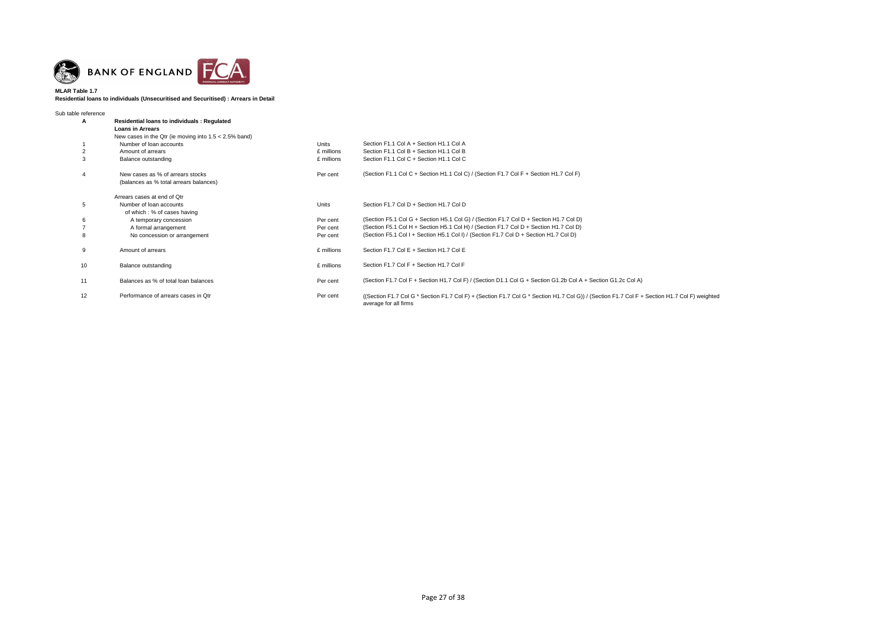**MLAR Table 1.7**

**Residential loans to individuals (Unsecuritised and Securitised) : Arrears in Detail**

Sub table reference

| | | | |
|---|---|---|---|
| **A** | **Residential loans to individuals : Regulated** | | |
| | **Loans in Arrears** | | |
| | New cases in the Qtr (ie moving into 1.5 < 2.5% band) | | |
| 1 | Number of loan accounts | Units | Section F1.1 Col A + Section H1.1 Col A |
| 2 | Amount of arrears | £ millions | Section F1.1 Col B + Section H1.1 Col B |
| 3 | Balance outstanding | £ millions | Section F1.1 Col C + Section H1.1 Col C |
| 4 | New cases as % of arrears stocks (balances as % total arrears balances) | Per cent | (Section F1.1 Col C + Section H1.1 Col C) / (Section F1.7 Col F + Section H1.7 Col F) |
| | Arrears cases at end of Qtr | | |
| 5 | Number of loan accounts | Units | Section F1.7 Col D + Section H1.7 Col D |
| | of which : % of cases having | | |
| 6 | A temporary concession | Per cent | (Section F5.1 Col G + Section H5.1 Col G) / (Section F1.7 Col D + Section H1.7 Col D) |
| 7 | A formal arrangement | Per cent | (Section F5.1 Col H + Section H5.1 Col H) / (Section F1.7 Col D + Section H1.7 Col D) |
| 8 | No concession or arrangement | Per cent | (Section F5.1 Col I + Section H5.1 Col I) / (Section F1.7 Col D + Section H1.7 Col D) |
| 9 | Amount of arrears | £ millions | Section F1.7 Col E + Section H1.7 Col E |
| 10 | Balance outstanding | £ millions | Section F1.7 Col F + Section H1.7 Col F |
| 11 | Balances as % of total loan balances | Per cent | (Section F1.7 Col F + Section H1.7 Col F) / (Section D1.1 Col G + Section G1.2b Col A + Section G1.2c Col A) |
| 12 | Performance of arrears cases in Qtr | Per cent | ((Section F1.7 Col G * Section F1.7 Col F) + (Section F1.7 Col G * Section H1.7 Col G)) / (Section F1.7 Col F + Section H1.7 Col F) weighted average for all firms |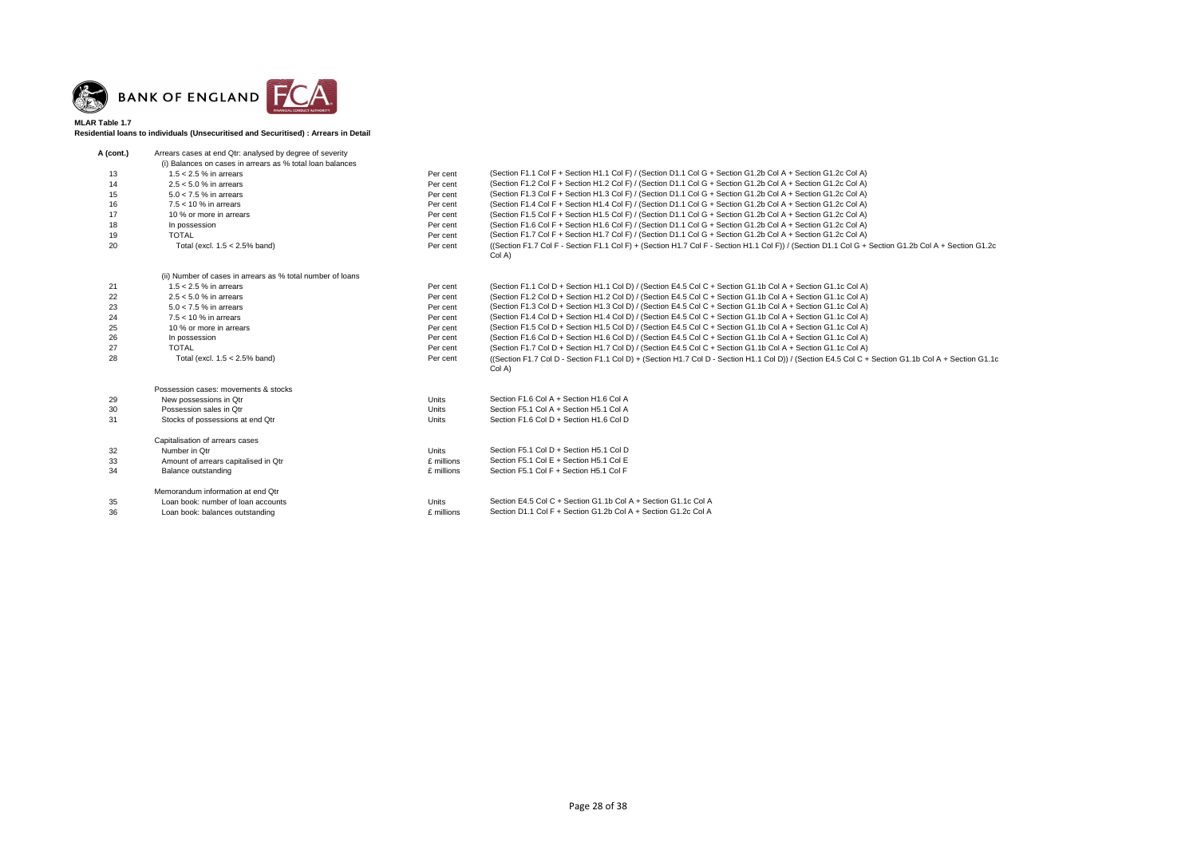**MLAR Table 1.7**

**Residential loans to individuals (Unsecuritised and Securitised) : Arrears in Detail**

| **A (cont.)** | Arrears cases at end Qtr: analysed by degree of severity | | |
|---|---|---|---|
| | (i) Balances on cases in arrears as % total loan balances | | |
| 13 | 1.5 < 2.5 % in arrears | Per cent | (Section F1.1 Col F + Section H1.1 Col F) / (Section D1.1 Col G + Section G1.2b Col A + Section G1.2c Col A) |
| 14 | 2.5 < 5.0 % in arrears | Per cent | (Section F1.2 Col F + Section H1.2 Col F) / (Section D1.1 Col G + Section G1.2b Col A + Section G1.2c Col A) |
| 15 | 5.0 < 7.5 % in arrears | Per cent | (Section F1.3 Col F + Section H1.3 Col F) / (Section D1.1 Col G + Section G1.2b Col A + Section G1.2c Col A) |
| 16 | 7.5 < 10 % in arrears | Per cent | (Section F1.4 Col F + Section H1.4 Col F) / (Section D1.1 Col G + Section G1.2b Col A + Section G1.2c Col A) |
| 17 | 10 % or more in arrears | Per cent | (Section F1.5 Col F + Section H1.5 Col F) / (Section D1.1 Col G + Section G1.2b Col A + Section G1.2c Col A) |
| 18 | In possession | Per cent | (Section F1.6 Col F + Section H1.6 Col F) / (Section D1.1 Col G + Section G1.2b Col A + Section G1.2c Col A) |
| 19 | TOTAL | Per cent | (Section F1.7 Col F + Section H1.7 Col F) / (Section D1.1 Col G + Section G1.2b Col A + Section G1.2c Col A) |
| 20 | Total (excl. 1.5 < 2.5% band) | Per cent | ((Section F1.7 Col F - Section F1.1 Col F) + (Section H1.7 Col F - Section H1.1 Col F)) / (Section D1.1 Col G + Section G1.2b Col A + Section G1.2c Col A) |
| | (ii) Number of cases in arrears as % total number of loans | | |
| 21 | 1.5 < 2.5 % in arrears | Per cent | (Section F1.1 Col D + Section H1.1 Col D) / (Section E4.5 Col C + Section G1.1b Col A + Section G1.1c Col A) |
| 22 | 2.5 < 5.0 % in arrears | Per cent | (Section F1.2 Col D + Section H1.2 Col D) / (Section E4.5 Col C + Section G1.1b Col A + Section G1.1c Col A) |
| 23 | 5.0 < 7.5 % in arrears | Per cent | (Section F1.3 Col D + Section H1.3 Col D) / (Section E4.5 Col C + Section G1.1b Col A + Section G1.1c Col A) |
| 24 | 7.5 < 10 % in arrears | Per cent | (Section F1.4 Col D + Section H1.4 Col D) / (Section E4.5 Col C + Section G1.1b Col A + Section G1.1c Col A) |
| 25 | 10 % or more in arrears | Per cent | (Section F1.5 Col D + Section H1.5 Col D) / (Section E4.5 Col C + Section G1.1b Col A + Section G1.1c Col A) |
| 26 | In possession | Per cent | (Section F1.6 Col D + Section H1.6 Col D) / (Section E4.5 Col C + Section G1.1b Col A + Section G1.1c Col A) |
| 27 | TOTAL | Per cent | (Section F1.7 Col D + Section H1.7 Col D) / (Section E4.5 Col C + Section G1.1b Col A + Section G1.1c Col A) |
| 28 | Total (excl. 1.5 < 2.5% band) | Per cent | ((Section F1.7 Col D - Section F1.1 Col D) + (Section H1.7 Col D - Section H1.1 Col D)) / (Section E4.5 Col C + Section G1.1b Col A + Section G1.1c Col A) |
| | Possession cases: movements & stocks | | |
| 29 | New possessions in Qtr | Units | Section F1.6 Col A + Section H1.6 Col A |
| 30 | Possession sales in Qtr | Units | Section F5.1 Col A + Section H5.1 Col A |
| 31 | Stocks of possessions at end Qtr | Units | Section F1.6 Col D + Section H1.6 Col D |
| | Capitalisation of arrears cases | | |
| 32 | Number in Qtr | Units | Section F5.1 Col D + Section H5.1 Col D |
| 33 | Amount of arrears capitalised in Qtr | £ millions | Section F5.1 Col E + Section H5.1 Col E |
| 34 | Balance outstanding | £ millions | Section F5.1 Col F + Section H5.1 Col F |
| | Memorandum information at end Qtr | | |
| 35 | Loan book: number of loan accounts | Units | Section E4.5 Col C + Section G1.1b Col A + Section G1.1c Col A |
| 36 | Loan book: balances outstanding | £ millions | Section D1.1 Col F + Section G1.2b Col A + Section G1.2c Col A |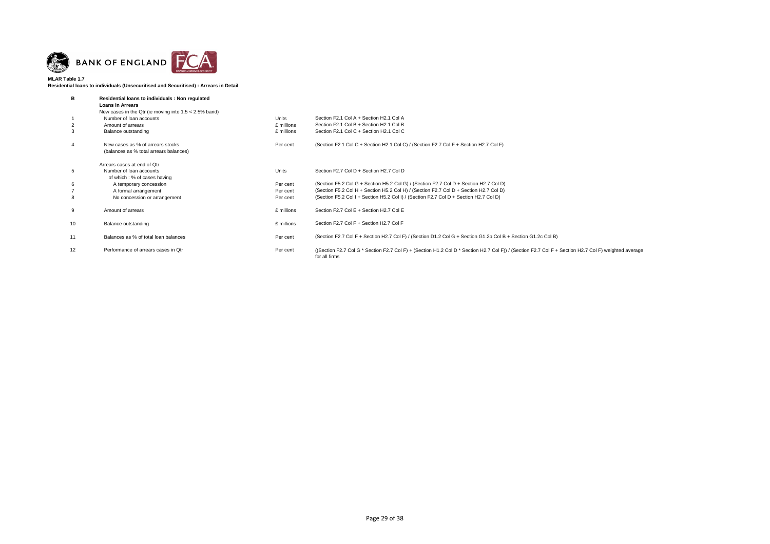**MLAR Table 1.7**

**Residential loans to individuals (Unsecuritised and Securitised) : Arrears in Detail**

| | | | |
|---|---|---|---|
| **B** | **Residential loans to individuals : Non regulated** | | |
| | **Loans in Arrears** | | |
| | New cases in the Qtr (ie moving into 1.5 < 2.5% band) | | |
| 1 | Number of loan accounts | Units | Section F2.1 Col A + Section H2.1 Col A |
| 2 | Amount of arrears | £ millions | Section F2.1 Col B + Section H2.1 Col B |
| 3 | Balance outstanding | £ millions | Section F2.1 Col C + Section H2.1 Col C |
| 4 | New cases as % of arrears stocks (balances as % total arrears balances) | Per cent | (Section F2.1 Col C + Section H2.1 Col C) / (Section F2.7 Col F + Section H2.7 Col F) |
| | Arrears cases at end of Qtr | | |
| 5 | Number of loan accounts | Units | Section F2.7 Col D + Section H2.7 Col D |
| | of which : % of cases having | | |
| 6 | A temporary concession | Per cent | (Section F5.2 Col G + Section H5.2 Col G) / (Section F2.7 Col D + Section H2.7 Col D) |
| 7 | A formal arrangement | Per cent | (Section F5.2 Col H + Section H5.2 Col H) / (Section F2.7 Col D + Section H2.7 Col D) |
| 8 | No concession or arrangement | Per cent | (Section F5.2 Col I + Section H5.2 Col I) / (Section F2.7 Col D + Section H2.7 Col D) |
| 9 | Amount of arrears | £ millions | Section F2.7 Col E + Section H2.7 Col E |
| 10 | Balance outstanding | £ millions | Section F2.7 Col F + Section H2.7 Col F |
| 11 | Balances as % of total loan balances | Per cent | (Section F2.7 Col F + Section H2.7 Col F) / (Section D1.2 Col G + Section G1.2b Col B + Section G1.2c Col B) |
| 12 | Performance of arrears cases in Qtr | Per cent | ((Section F2.7 Col G * Section F2.7 Col F) + (Section H1.2 Col D * Section H2.7 Col F)) / (Section F2.7 Col F + Section H2.7 Col F) weighted average for all firms |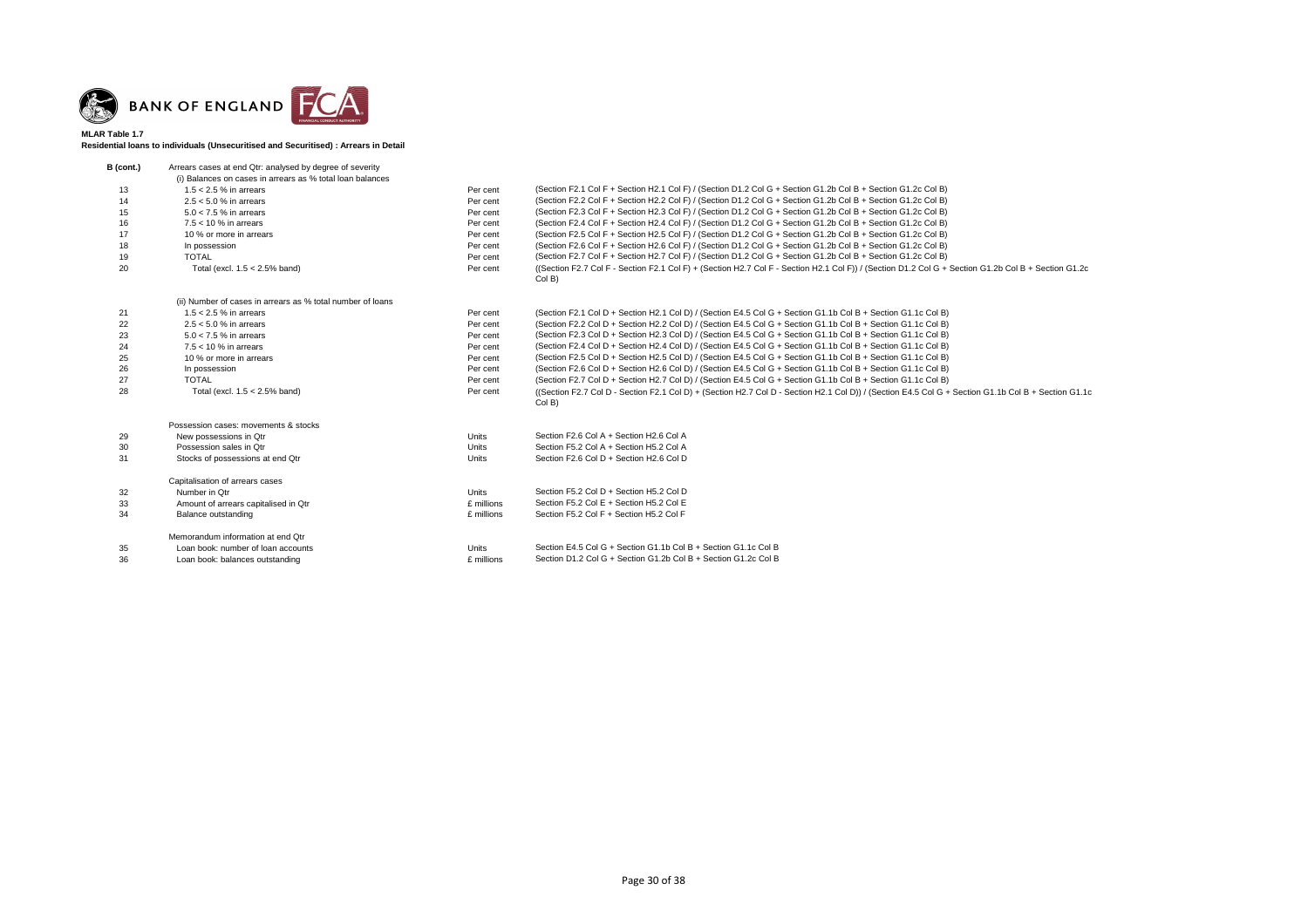**MLAR Table 1.7**

**Residential loans to individuals (Unsecuritised and Securitised) : Arrears in Detail**

| | | | |
|---|---|---|---|
| **B (cont.)** | Arrears cases at end Qtr: analysed by degree of severity | | |
| | (i) Balances on cases in arrears as % total loan balances | | |
| 13 | 1.5 < 2.5 % in arrears | Per cent | (Section F2.1 Col F + Section H2.1 Col F) / (Section D1.2 Col G + Section G1.2b Col B + Section G1.2c Col B) |
| 14 | 2.5 < 5.0 % in arrears | Per cent | (Section F2.2 Col F + Section H2.2 Col F) / (Section D1.2 Col G + Section G1.2b Col B + Section G1.2c Col B) |
| 15 | 5.0 < 7.5 % in arrears | Per cent | (Section F2.3 Col F + Section H2.3 Col F) / (Section D1.2 Col G + Section G1.2b Col B + Section G1.2c Col B) |
| 16 | 7.5 < 10 % in arrears | Per cent | (Section F2.4 Col F + Section H2.4 Col F) / (Section D1.2 Col G + Section G1.2b Col B + Section G1.2c Col B) |
| 17 | 10 % or more in arrears | Per cent | (Section F2.5 Col F + Section H2.5 Col F) / (Section D1.2 Col G + Section G1.2b Col B + Section G1.2c Col B) |
| 18 | In possession | Per cent | (Section F2.6 Col F + Section H2.6 Col F) / (Section D1.2 Col G + Section G1.2b Col B + Section G1.2c Col B) |
| 19 | TOTAL | Per cent | (Section F2.7 Col F + Section H2.7 Col F) / (Section D1.2 Col G + Section G1.2b Col B + Section G1.2c Col B) |
| 20 | Total (excl. 1.5 < 2.5% band) | Per cent | ((Section F2.7 Col F - Section F2.1 Col F) + (Section H2.7 Col F - Section H2.1 Col F)) / (Section D1.2 Col G + Section G1.2b Col B + Section G1.2c Col B) |
| | (ii) Number of cases in arrears as % total number of loans | | |
| 21 | 1.5 < 2.5 % in arrears | Per cent | (Section F2.1 Col D + Section H2.1 Col D) / (Section E4.5 Col G + Section G1.1b Col B + Section G1.1c Col B) |
| 22 | 2.5 < 5.0 % in arrears | Per cent | (Section F2.2 Col D + Section H2.2 Col D) / (Section E4.5 Col G + Section G1.1b Col B + Section G1.1c Col B) |
| 23 | 5.0 < 7.5 % in arrears | Per cent | (Section F2.3 Col D + Section H2.3 Col D) / (Section E4.5 Col G + Section G1.1b Col B + Section G1.1c Col B) |
| 24 | 7.5 < 10 % in arrears | Per cent | (Section F2.4 Col D + Section H2.4 Col D) / (Section E4.5 Col G + Section G1.1b Col B + Section G1.1c Col B) |
| 25 | 10 % or more in arrears | Per cent | (Section F2.5 Col D + Section H2.5 Col D) / (Section E4.5 Col G + Section G1.1b Col B + Section G1.1c Col B) |
| 26 | In possession | Per cent | (Section F2.6 Col D + Section H2.6 Col D) / (Section E4.5 Col G + Section G1.1b Col B + Section G1.1c Col B) |
| 27 | TOTAL | Per cent | (Section F2.7 Col D + Section H2.7 Col D) / (Section E4.5 Col G + Section G1.1b Col B + Section G1.1c Col B) |
| 28 | Total (excl. 1.5 < 2.5% band) | Per cent | ((Section F2.7 Col D - Section F2.1 Col D) + (Section H2.7 Col D - Section H2.1 Col D)) / (Section E4.5 Col G + Section G1.1b Col B + Section G1.1c Col B) |
| | Possession cases: movements & stocks | | |
| 29 | New possessions in Qtr | Units | Section F2.6 Col A + Section H2.6 Col A |
| 30 | Possession sales in Qtr | Units | Section F5.2 Col A + Section H5.2 Col A |
| 31 | Stocks of possessions at end Qtr | Units | Section F2.6 Col D + Section H2.6 Col D |
| | Capitalisation of arrears cases | | |
| 32 | Number in Qtr | Units | Section F5.2 Col D + Section H5.2 Col D |
| 33 | Amount of arrears capitalised in Qtr | £ millions | Section F5.2 Col E + Section H5.2 Col E |
| 34 | Balance outstanding | £ millions | Section F5.2 Col F + Section H5.2 Col F |
| | Memorandum information at end Qtr | | |
| 35 | Loan book: number of loan accounts | Units | Section E4.5 Col G + Section G1.1b Col B + Section G1.1c Col B |
| 36 | Loan book: balances outstanding | £ millions | Section D1.2 Col G + Section G1.2b Col B + Section G1.2c Col B |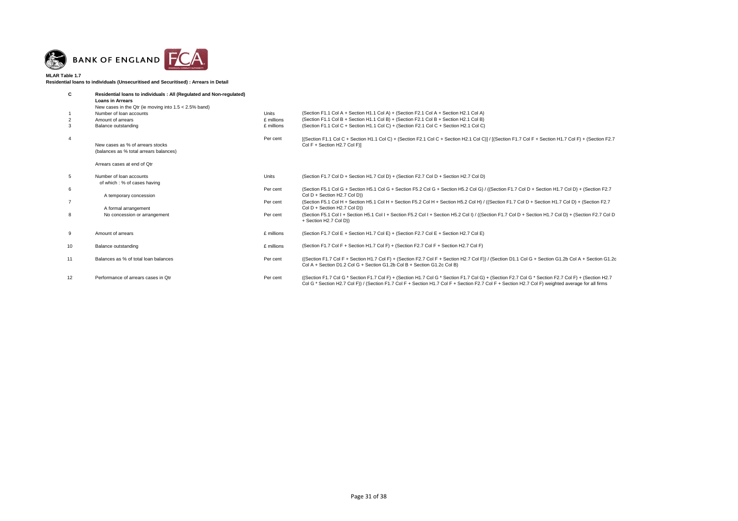**MLAR Table 1.7**

**Residential loans to individuals (Unsecuritised and Securitised) : Arrears in Detail**

| | | | |
|---|---|---|---|
| **C** | **Residential loans to individuals : All (Regulated and Non-regulated)** | | |
| | **Loans in Arrears** | | |
| | New cases in the Qtr (ie moving into 1.5 < 2.5% band) | | |
| 1 | Number of loan accounts | Units | (Section F1.1 Col A + Section H1.1 Col A) + (Section F2.1 Col A + Section H2.1 Col A) |
| 2 | Amount of arrears | £ millions | (Section F1.1 Col B + Section H1.1 Col B) + (Section F2.1 Col B + Section H2.1 Col B) |
| 3 | Balance outstanding | £ millions | (Section F1.1 Col C + Section H1.1 Col C) + (Section F2.1 Col C + Section H2.1 Col C) |
| 4 | New cases as % of arrears stocks (balances as % total arrears balances) | Per cent | [(Section F1.1 Col C + Section H1.1 Col C) + (Section F2.1 Col C + Section H2.1 Col C)] / [(Section F1.7 Col F + Section H1.7 Col F) + (Section F2.7 Col F + Section H2.7 Col F)] |
| | Arrears cases at end of Qtr | | |
| 5 | Number of loan accounts | Units | (Section F1.7 Col D + Section H1.7 Col D) + (Section F2.7 Col D + Section H2.7 Col D) |
| | of which : % of cases having | | |
| 6 | A temporary concession | Per cent | (Section F5.1 Col G + Section H5.1 Col G + Section F5.2 Col G + Section H5.2 Col G) / ((Section F1.7 Col D + Section H1.7 Col D) + (Section F2.7 Col D + Section H2.7 Col D)) |
| 7 | A formal arrangement | Per cent | (Section F5.1 Col H + Section H5.1 Col H + Section F5.2 Col H + Section H5.2 Col H) / ((Section F1.7 Col D + Section H1.7 Col D) + (Section F2.7 Col D + Section H2.7 Col D)) |
| 8 | No concession or arrangement | Per cent | (Section F5.1 Col I + Section H5.1 Col I + Section F5.2 Col I + Section H5.2 Col I) / ((Section F1.7 Col D + Section H1.7 Col D) + (Section F2.7 Col D + Section H2.7 Col D)) |
| 9 | Amount of arrears | £ millions | (Section F1.7 Col E + Section H1.7 Col E) + (Section F2.7 Col E + Section H2.7 Col E) |
| 10 | Balance outstanding | £ millions | (Section F1.7 Col F + Section H1.7 Col F) + (Section F2.7 Col F + Section H2.7 Col F) |
| 11 | Balances as % of total loan balances | Per cent | ((Section F1.7 Col F + Section H1.7 Col F) + (Section F2.7 Col F + Section H2.7 Col F)) / (Section D1.1 Col G + Section G1.2b Col A + Section G1.2c Col A + Section D1.2 Col G + Section G1.2b Col B + Section G1.2c Col B) |
| 12 | Performance of arrears cases in Qtr | Per cent | ((Section F1.7 Col G * Section F1.7 Col F) + (Section H1.7 Col G * Section F1.7 Col G) + (Section F2.7 Col G * Section F2.7 Col F) + (Section H2.7 Col G * Section H2.7 Col F)) / (Section F1.7 Col F + Section H1.7 Col F + Section F2.7 Col F + Section H2.7 Col F) weighted average for all firms |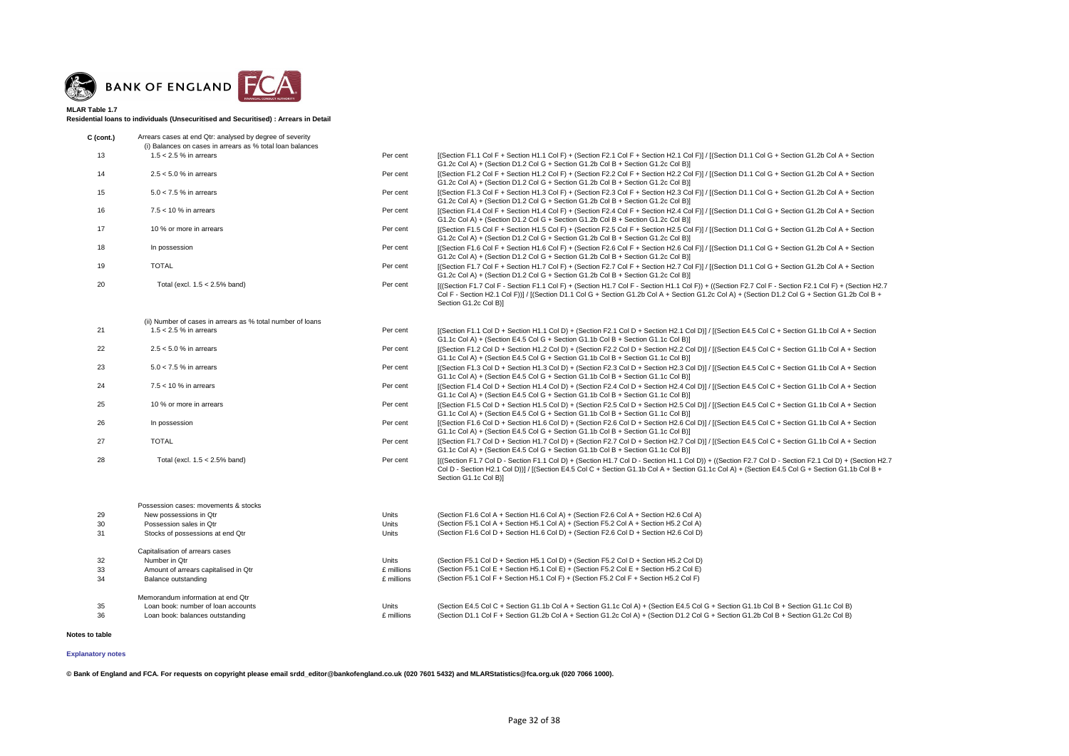**MLAR Table 1.7**

**Residential loans to individuals (Unsecuritised and Securitised) : Arrears in Detail**

| | | | |
|---|---|---|---|
| **C (cont.)** | Arrears cases at end Qtr: analysed by degree of severity | | |
| | (i) Balances on cases in arrears as % total loan balances | | |
| 13 | 1.5 < 2.5 % in arrears | Per cent | [(Section F1.1 Col F + Section H1.1 Col F) + (Section F2.1 Col F + Section H2.1 Col F)] / [(Section D1.1 Col G + Section G1.2b Col A + Section G1.2c Col A) + (Section D1.2 Col G + Section G1.2b Col B + Section G1.2c Col B)] |
| 14 | 2.5 < 5.0 % in arrears | Per cent | [(Section F1.2 Col F + Section H1.2 Col F) + (Section F2.2 Col F + Section H2.2 Col F)] / [(Section D1.1 Col G + Section G1.2b Col A + Section G1.2c Col A) + (Section D1.2 Col G + Section G1.2b Col B + Section G1.2c Col B)] |
| 15 | 5.0 < 7.5 % in arrears | Per cent | [(Section F1.3 Col F + Section H1.3 Col F) + (Section F2.3 Col F + Section H2.3 Col F)] / [(Section D1.1 Col G + Section G1.2b Col A + Section G1.2c Col A) + (Section D1.2 Col G + Section G1.2b Col B + Section G1.2c Col B)] |
| 16 | 7.5 < 10 % in arrears | Per cent | [(Section F1.4 Col F + Section H1.4 Col F) + (Section F2.4 Col F + Section H2.4 Col F)] / [(Section D1.1 Col G + Section G1.2b Col A + Section G1.2c Col A) + (Section D1.2 Col G + Section G1.2b Col B + Section G1.2c Col B)] |
| 17 | 10 % or more in arrears | Per cent | [(Section F1.5 Col F + Section H1.5 Col F) + (Section F2.5 Col F + Section H2.5 Col F)] / [(Section D1.1 Col G + Section G1.2b Col A + Section G1.2c Col A) + (Section D1.2 Col G + Section G1.2b Col B + Section G1.2c Col B)] |
| 18 | In possession | Per cent | [(Section F1.6 Col F + Section H1.6 Col F) + (Section F2.6 Col F + Section H2.6 Col F)] / [(Section D1.1 Col G + Section G1.2b Col A + Section G1.2c Col A) + (Section D1.2 Col G + Section G1.2b Col B + Section G1.2c Col B)] |
| 19 | TOTAL | Per cent | [(Section F1.7 Col F + Section H1.7 Col F) + (Section F2.7 Col F + Section H2.7 Col F)] / [(Section D1.1 Col G + Section G1.2b Col A + Section G1.2c Col A) + (Section D1.2 Col G + Section G1.2b Col B + Section G1.2c Col B)] |
| 20 | Total (excl. 1.5 < 2.5% band) | Per cent | [((Section F1.7 Col F - Section F1.1 Col F) + (Section H1.7 Col F - Section H1.1 Col F)) + ((Section F2.7 Col F - Section F2.1 Col F) + (Section H2.7 Col F - Section H2.1 Col F))] / [(Section D1.1 Col G + Section G1.2b Col A + Section G1.2c Col A) + (Section D1.2 Col G + Section G1.2b Col B + Section G1.2c Col B)] |
| | (ii) Number of cases in arrears as % total number of loans | | |
| 21 | 1.5 < 2.5 % in arrears | Per cent | [(Section F1.1 Col D + Section H1.1 Col D) + (Section F2.1 Col D + Section H2.1 Col D)] / [(Section E4.5 Col C + Section G1.1b Col A + Section G1.1c Col A) + (Section E4.5 Col G + Section G1.1b Col B + Section G1.1c Col B)] |
| 22 | 2.5 < 5.0 % in arrears | Per cent | [(Section F1.2 Col D + Section H1.2 Col D) + (Section F2.2 Col D + Section H2.2 Col D)] / [(Section E4.5 Col C + Section G1.1b Col A + Section G1.1c Col A) + (Section E4.5 Col G + Section G1.1b Col B + Section G1.1c Col B)] |
| 23 | 5.0 < 7.5 % in arrears | Per cent | [(Section F1.3 Col D + Section H1.3 Col D) + (Section F2.3 Col D + Section H2.3 Col D)] / [(Section E4.5 Col C + Section G1.1b Col A + Section G1.1c Col A) + (Section E4.5 Col G + Section G1.1b Col B + Section G1.1c Col B)] |
| 24 | 7.5 < 10 % in arrears | Per cent | [(Section F1.4 Col D + Section H1.4 Col D) + (Section F2.4 Col D + Section H2.4 Col D)] / [(Section E4.5 Col C + Section G1.1b Col A + Section G1.1c Col A) + (Section E4.5 Col G + Section G1.1b Col B + Section G1.1c Col B)] |
| 25 | 10 % or more in arrears | Per cent | [(Section F1.5 Col D + Section H1.5 Col D) + (Section F2.5 Col D + Section H2.5 Col D)] / [(Section E4.5 Col C + Section G1.1b Col A + Section G1.1c Col A) + (Section E4.5 Col G + Section G1.1b Col B + Section G1.1c Col B)] |
| 26 | In possession | Per cent | [(Section F1.6 Col D + Section H1.6 Col D) + (Section F2.6 Col D + Section H2.6 Col D)] / [(Section E4.5 Col C + Section G1.1b Col A + Section G1.1c Col A) + (Section E4.5 Col G + Section G1.1b Col B + Section G1.1c Col B)] |
| 27 | TOTAL | Per cent | [(Section F1.7 Col D + Section H1.7 Col D) + (Section F2.7 Col D + Section H2.7 Col D)] / [(Section E4.5 Col C + Section G1.1b Col A + Section G1.1c Col A) + (Section E4.5 Col G + Section G1.1b Col B + Section G1.1c Col B)] |
| 28 | Total (excl. 1.5 < 2.5% band) | Per cent | [((Section F1.7 Col D - Section F1.1 Col D) + (Section H1.7 Col D - Section H1.1 Col D)) + ((Section F2.7 Col D - Section F2.1 Col D) + (Section H2.7 Col D - Section H2.1 Col D))] / [(Section E4.5 Col C + Section G1.1b Col A + Section G1.1c Col A) + (Section E4.5 Col G + Section G1.1b Col B + Section G1.1c Col B)] |
| | Possession cases: movements & stocks | | |
| 29 | New possessions in Qtr | Units | (Section F1.6 Col A + Section H1.6 Col A) + (Section F2.6 Col A + Section H2.6 Col A) |
| 30 | Possession sales in Qtr | Units | (Section F5.1 Col A + Section H5.1 Col A) + (Section F5.2 Col A + Section H5.2 Col A) |
| 31 | Stocks of possessions at end Qtr | Units | (Section F1.6 Col D + Section H1.6 Col D) + (Section F2.6 Col D + Section H2.6 Col D) |
| | Capitalisation of arrears cases | | |
| 32 | Number in Qtr | Units | (Section F5.1 Col D + Section H5.1 Col D) + (Section F5.2 Col D + Section H5.2 Col D) |
| 33 | Amount of arrears capitalised in Qtr | £ millions | (Section F5.1 Col E + Section H5.1 Col E) + (Section F5.2 Col E + Section H5.2 Col E) |
| 34 | Balance outstanding | £ millions | (Section F5.1 Col F + Section H5.1 Col F) + (Section F5.2 Col F + Section H5.2 Col F) |
| | Memorandum information at end Qtr | | |
| 35 | Loan book: number of loan accounts | Units | (Section E4.5 Col C + Section G1.1b Col A + Section G1.1c Col A) + (Section E4.5 Col G + Section G1.1b Col B + Section G1.1c Col B) |
| 36 | Loan book: balances outstanding | £ millions | (Section D1.1 Col F + Section G1.2b Col A + Section G1.2c Col A) + (Section D1.2 Col G + Section G1.2b Col B + Section G1.2c Col B) |

**Notes to table**

**Explanatory notes**

**© Bank of England and FCA. For requests on copyright please email srdd_editor@bankofengland.co.uk (020 7601 5432) and MLARStatistics@fca.org.uk (020 7066 1000).**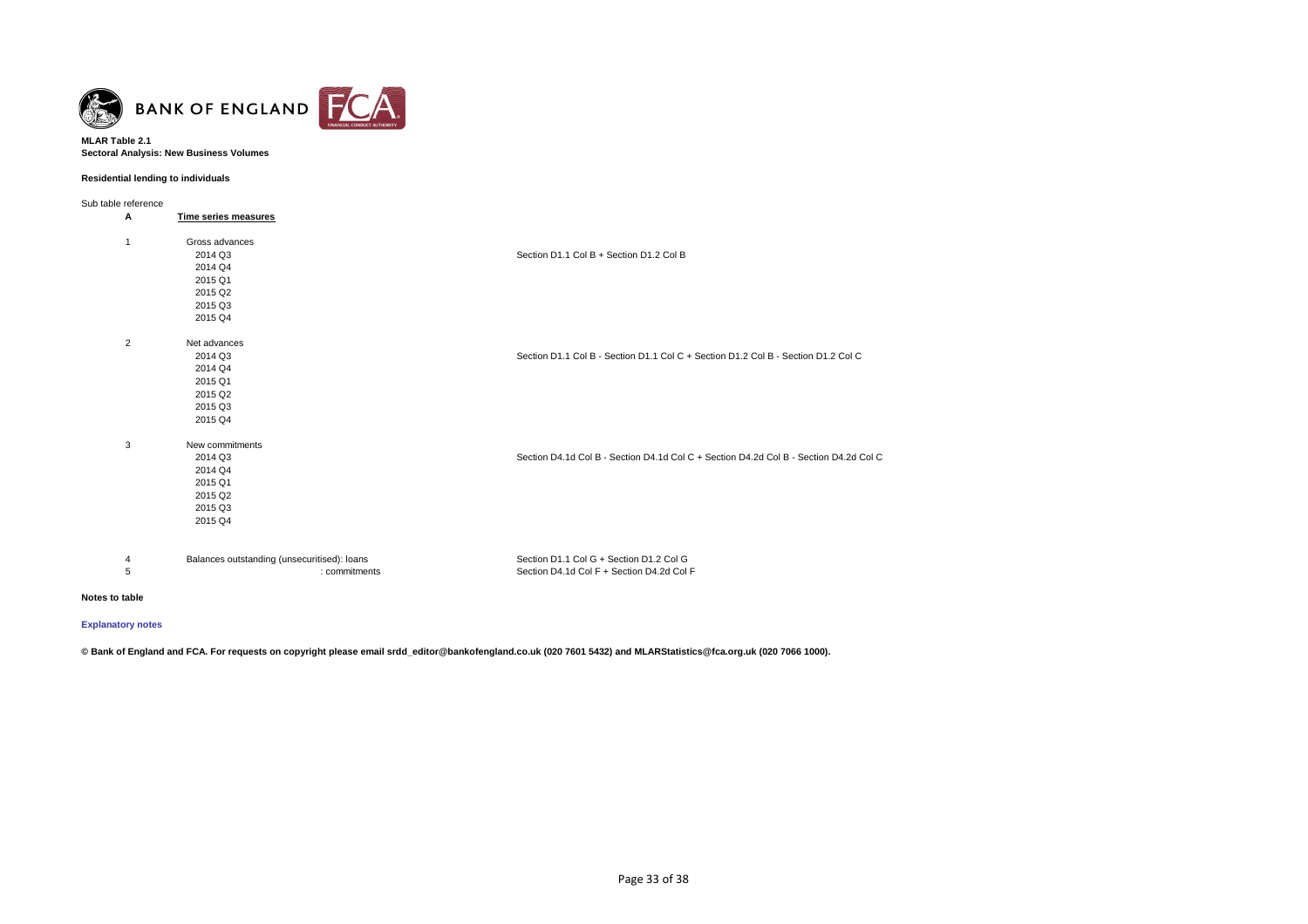**MLAR Table 2.1**
**Sectoral Analysis: New Business Volumes**

**Residential lending to individuals**

| Sub table reference | | |
|---|---|---|
| **A** | **Time series measures** | |
| 1 | Gross advances | |
| | 2014 Q3 | Section D1.1 Col B + Section D1.2 Col B |
| | 2014 Q4 | |
| | 2015 Q1 | |
| | 2015 Q2 | |
| | 2015 Q3 | |
| | 2015 Q4 | |
| 2 | Net advances | |
| | 2014 Q3 | Section D1.1 Col B - Section D1.1 Col C + Section D1.2 Col B - Section D1.2 Col C |
| | 2014 Q4 | |
| | 2015 Q1 | |
| | 2015 Q2 | |
| | 2015 Q3 | |
| | 2015 Q4 | |
| 3 | New commitments | |
| | 2014 Q3 | Section D4.1d Col B - Section D4.1d Col C + Section D4.2d Col B - Section D4.2d Col C |
| | 2014 Q4 | |
| | 2015 Q1 | |
| | 2015 Q2 | |
| | 2015 Q3 | |
| | 2015 Q4 | |
| 4 | Balances outstanding (unsecuritised): loans | Section D1.1 Col G + Section D1.2 Col G |
| 5 | : commitments | Section D4.1d Col F + Section D4.2d Col F |

**Notes to table**

**Explanatory notes**

**© Bank of England and FCA. For requests on copyright please email srdd_editor@bankofengland.co.uk (020 7601 5432) and MLARStatistics@fca.org.uk (020 7066 1000).**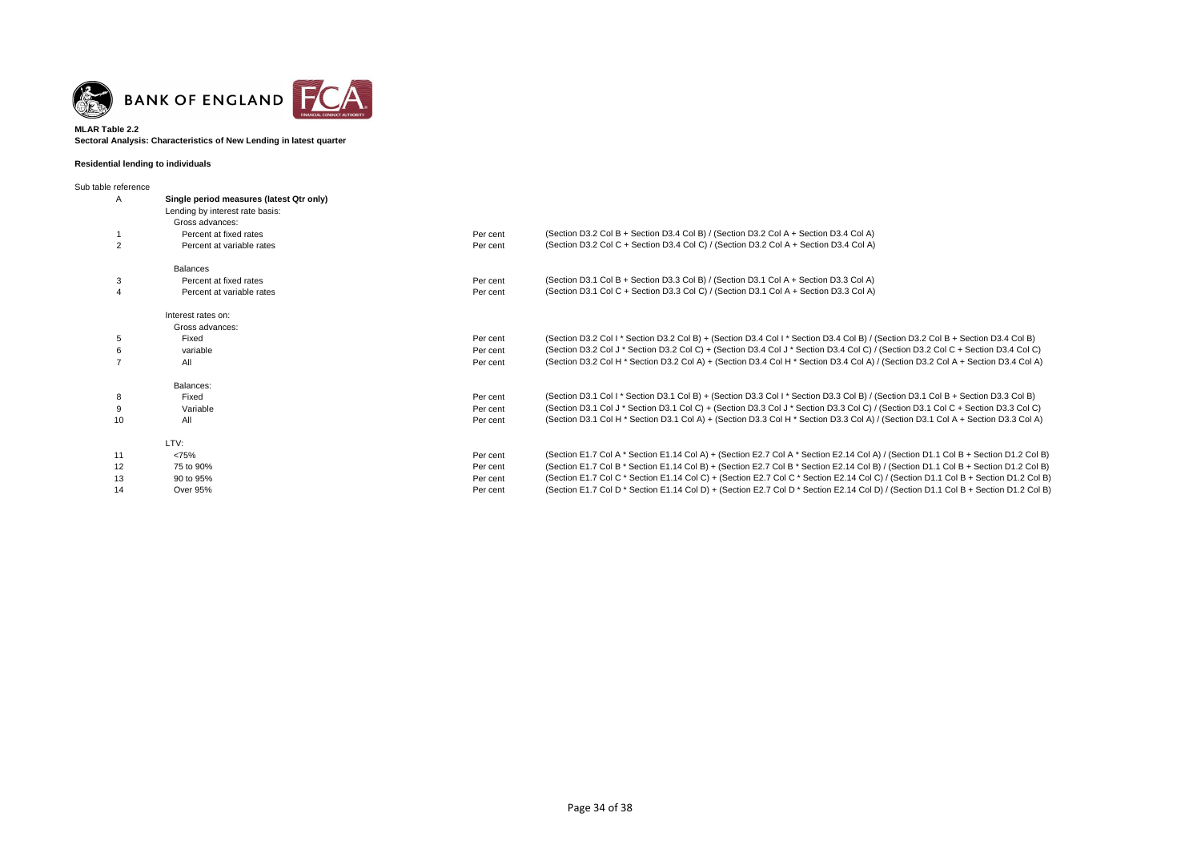BANK OF ENGLAND

**MLAR Table 2.2**
**Sectoral Analysis: Characteristics of New Lending in latest quarter**

**Residential lending to individuals**

| Sub table reference | | | |
|---|---|---|---|
| A | **Single period measures (latest Qtr only)** | | |
| | Lending by interest rate basis: | | |
| | Gross advances: | | |
| 1 | Percent at fixed rates | Per cent | (Section D3.2 Col B + Section D3.4 Col B) / (Section D3.2 Col A + Section D3.4 Col A) |
| 2 | Percent at variable rates | Per cent | (Section D3.2 Col C + Section D3.4 Col C) / (Section D3.2 Col A + Section D3.4 Col A) |
| | Balances | | |
| 3 | Percent at fixed rates | Per cent | (Section D3.1 Col B + Section D3.3 Col B) / (Section D3.1 Col A + Section D3.3 Col A) |
| 4 | Percent at variable rates | Per cent | (Section D3.1 Col C + Section D3.3 Col C) / (Section D3.1 Col A + Section D3.3 Col A) |
| | Interest rates on: | | |
| | Gross advances: | | |
| 5 | Fixed | Per cent | (Section D3.2 Col I * Section D3.2 Col B) + (Section D3.4 Col I * Section D3.4 Col B) / (Section D3.2 Col B + Section D3.4 Col B) |
| 6 | variable | Per cent | (Section D3.2 Col J * Section D3.2 Col C) + (Section D3.4 Col J * Section D3.4 Col C) / (Section D3.2 Col C + Section D3.4 Col C) |
| 7 | All | Per cent | (Section D3.2 Col H * Section D3.2 Col A) + (Section D3.4 Col H * Section D3.4 Col A) / (Section D3.2 Col A + Section D3.4 Col A) |
| | Balances: | | |
| 8 | Fixed | Per cent | (Section D3.1 Col I * Section D3.1 Col B) + (Section D3.3 Col I * Section D3.3 Col B) / (Section D3.1 Col B + Section D3.3 Col B) |
| 9 | Variable | Per cent | (Section D3.1 Col J * Section D3.1 Col C) + (Section D3.3 Col J * Section D3.3 Col C) / (Section D3.1 Col C + Section D3.3 Col C) |
| 10 | All | Per cent | (Section D3.1 Col H * Section D3.1 Col A) + (Section D3.3 Col H * Section D3.3 Col A) / (Section D3.1 Col A + Section D3.3 Col A) |
| | LTV: | | |
| 11 | <75% | Per cent | (Section E1.7 Col A * Section E1.14 Col A) + (Section E2.7 Col A * Section E2.14 Col A) / (Section D1.1 Col B + Section D1.2 Col B) |
| 12 | 75 to 90% | Per cent | (Section E1.7 Col B * Section E1.14 Col B) + (Section E2.7 Col B * Section E2.14 Col B) / (Section D1.1 Col B + Section D1.2 Col B) |
| 13 | 90 to 95% | Per cent | (Section E1.7 Col C * Section E1.14 Col C) + (Section E2.7 Col C * Section E2.14 Col C) / (Section D1.1 Col B + Section D1.2 Col B) |
| 14 | Over 95% | Per cent | (Section E1.7 Col D * Section E1.14 Col D) + (Section E2.7 Col D * Section E2.14 Col D) / (Section D1.1 Col B + Section D1.2 Col B) |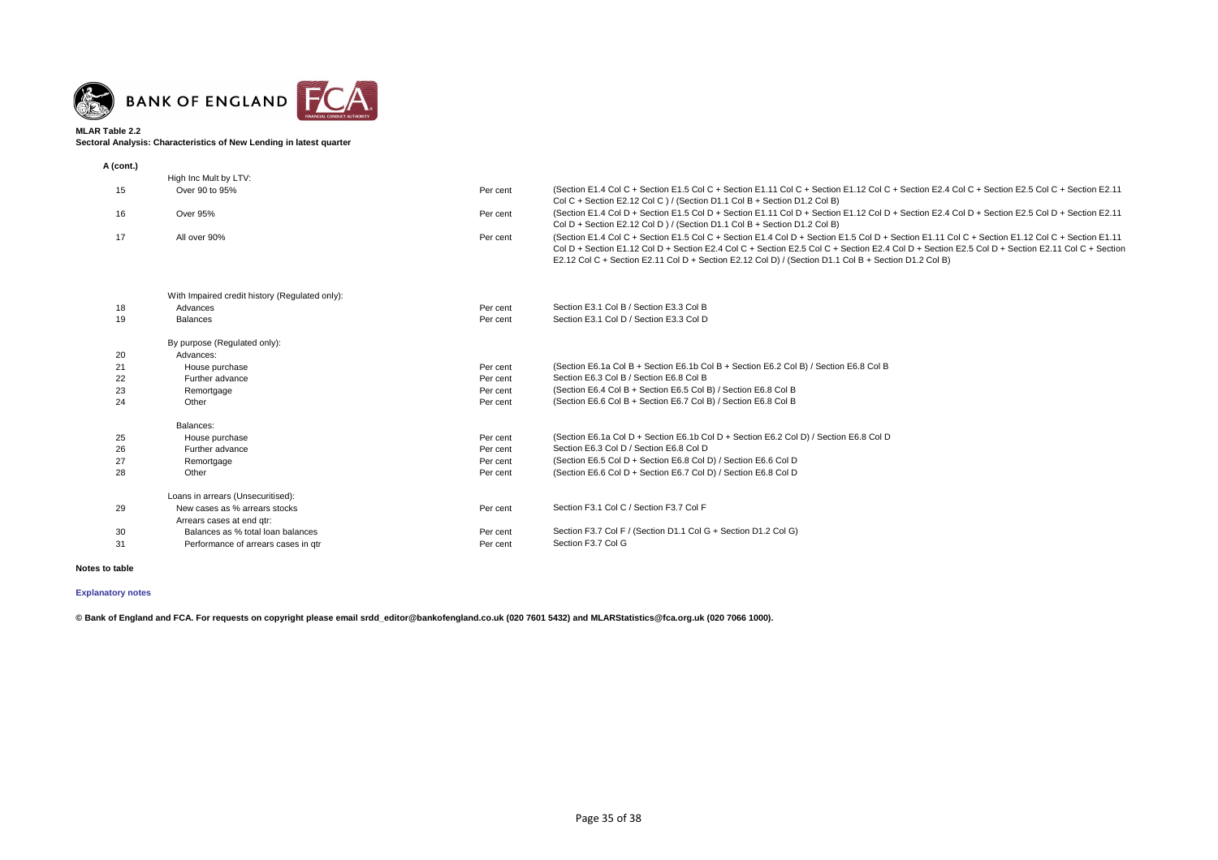**MLAR Table 2.2**
**Sectoral Analysis: Characteristics of New Lending in latest quarter**

**A (cont.)**

| | | | |
|---|---|---|---|
| | High Inc Mult by LTV: | | |
| 15 | Over 90 to 95% | Per cent | (Section E1.4 Col C + Section E1.5 Col C + Section E1.11 Col C + Section E1.12 Col C + Section E2.4 Col C + Section E2.5 Col C + Section E2.11 Col C + Section E2.12 Col C ) / (Section D1.1 Col B + Section D1.2 Col B) |
| 16 | Over 95% | Per cent | (Section E1.4 Col D + Section E1.5 Col D + Section E1.11 Col D + Section E1.12 Col D + Section E2.4 Col D + Section E2.5 Col D + Section E2.11 Col D + Section E2.12 Col D ) / (Section D1.1 Col B + Section D1.2 Col B) |
| 17 | All over 90% | Per cent | (Section E1.4 Col C + Section E1.5 Col C + Section E1.4 Col D + Section E1.5 Col D + Section E1.11 Col C + Section E1.12 Col C + Section E1.11 Col D + Section E1.12 Col D + Section E2.4 Col C + Section E2.5 Col C + Section E2.4 Col D + Section E2.5 Col D + Section E2.11 Col C + Section E2.12 Col C + Section E2.11 Col D + Section E2.12 Col D) / (Section D1.1 Col B + Section D1.2 Col B) |
| | With Impaired credit history (Regulated only): | | |
| 18 | Advances | Per cent | Section E3.1 Col B / Section E3.3 Col B |
| 19 | Balances | Per cent | Section E3.1 Col D / Section E3.3 Col D |
| | By purpose (Regulated only): | | |
| 20 | Advances: | | |
| 21 | House purchase | Per cent | (Section E6.1a Col B + Section E6.1b Col B + Section E6.2 Col B) / Section E6.8 Col B |
| 22 | Further advance | Per cent | Section E6.3 Col B / Section E6.8 Col B |
| 23 | Remortgage | Per cent | (Section E6.4 Col B + Section E6.5 Col B) / Section E6.8 Col B |
| 24 | Other | Per cent | (Section E6.6 Col B + Section E6.7 Col B) / Section E6.8 Col B |
| | Balances: | | |
| 25 | House purchase | Per cent | (Section E6.1a Col D + Section E6.1b Col D + Section E6.2 Col D) / Section E6.8 Col D |
| 26 | Further advance | Per cent | Section E6.3 Col D / Section E6.8 Col D |
| 27 | Remortgage | Per cent | (Section E6.5 Col D + Section E6.8 Col D) / Section E6.6 Col D |
| 28 | Other | Per cent | (Section E6.6 Col D + Section E6.7 Col D) / Section E6.8 Col D |
| | Loans in arrears (Unsecuritised): | | |
| 29 | New cases as % arrears stocks | Per cent | Section F3.1 Col C / Section F3.7 Col F |
| | Arrears cases at end qtr: | | |
| 30 | Balances as % total loan balances | Per cent | Section F3.7 Col F / (Section D1.1 Col G + Section D1.2 Col G) |
| 31 | Performance of arrears cases in qtr | Per cent | Section F3.7 Col G |

**Notes to table**

**Explanatory notes**

**© Bank of England and FCA. For requests on copyright please email srdd_editor@bankofengland.co.uk (020 7601 5432) and MLARStatistics@fca.org.uk (020 7066 1000).**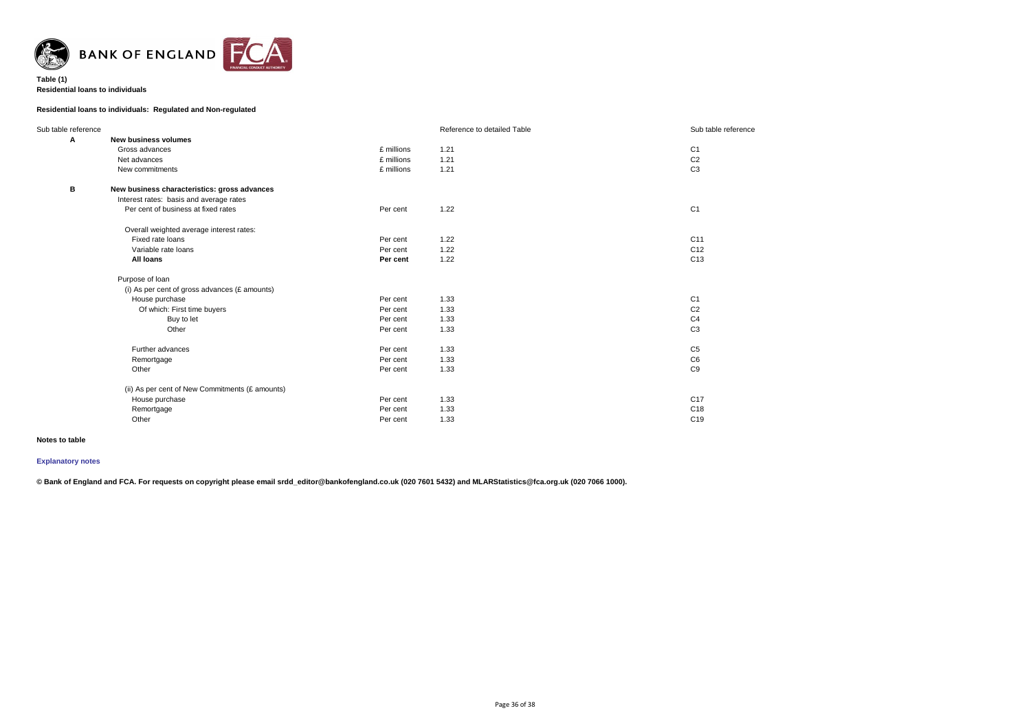BANK OF ENGLAND FCA

**Table (1)**
**Residential loans to individuals**

**Residential loans to individuals: Regulated and Non-regulated**

| Sub table reference | | | Reference to detailed Table | Sub table reference |
|---|---|---|---|---|
| **A** | **New business volumes** | | | |
| | Gross advances | £ millions | 1.21 | C1 |
| | Net advances | £ millions | 1.21 | C2 |
| | New commitments | £ millions | 1.21 | C3 |
| | | | | |
| **B** | **New business characteristics: gross advances** | | | |
| | Interest rates: basis and average rates | | | |
| | Per cent of business at fixed rates | Per cent | 1.22 | C1 |
| | | | | |
| | Overall weighted average interest rates: | | | |
| | Fixed rate loans | Per cent | 1.22 | C11 |
| | Variable rate loans | Per cent | 1.22 | C12 |
| | **All loans** | **Per cent** | 1.22 | C13 |
| | | | | |
| | Purpose of loan | | | |
| | (i) As per cent of gross advances (£ amounts) | | | |
| | House purchase | Per cent | 1.33 | C1 |
| | Of which: First time buyers | Per cent | 1.33 | C2 |
| | Buy to let | Per cent | 1.33 | C4 |
| | Other | Per cent | 1.33 | C3 |
| | | | | |
| | Further advances | Per cent | 1.33 | C5 |
| | Remortgage | Per cent | 1.33 | C6 |
| | Other | Per cent | 1.33 | C9 |
| | | | | |
| | (ii) As per cent of New Commitments (£ amounts) | | | |
| | House purchase | Per cent | 1.33 | C17 |
| | Remortgage | Per cent | 1.33 | C18 |
| | Other | Per cent | 1.33 | C19 |

**Notes to table**

**Explanatory notes**

**© Bank of England and FCA. For requests on copyright please email srdd_editor@bankofengland.co.uk (020 7601 5432) and MLARStatistics@fca.org.uk (020 7066 1000).**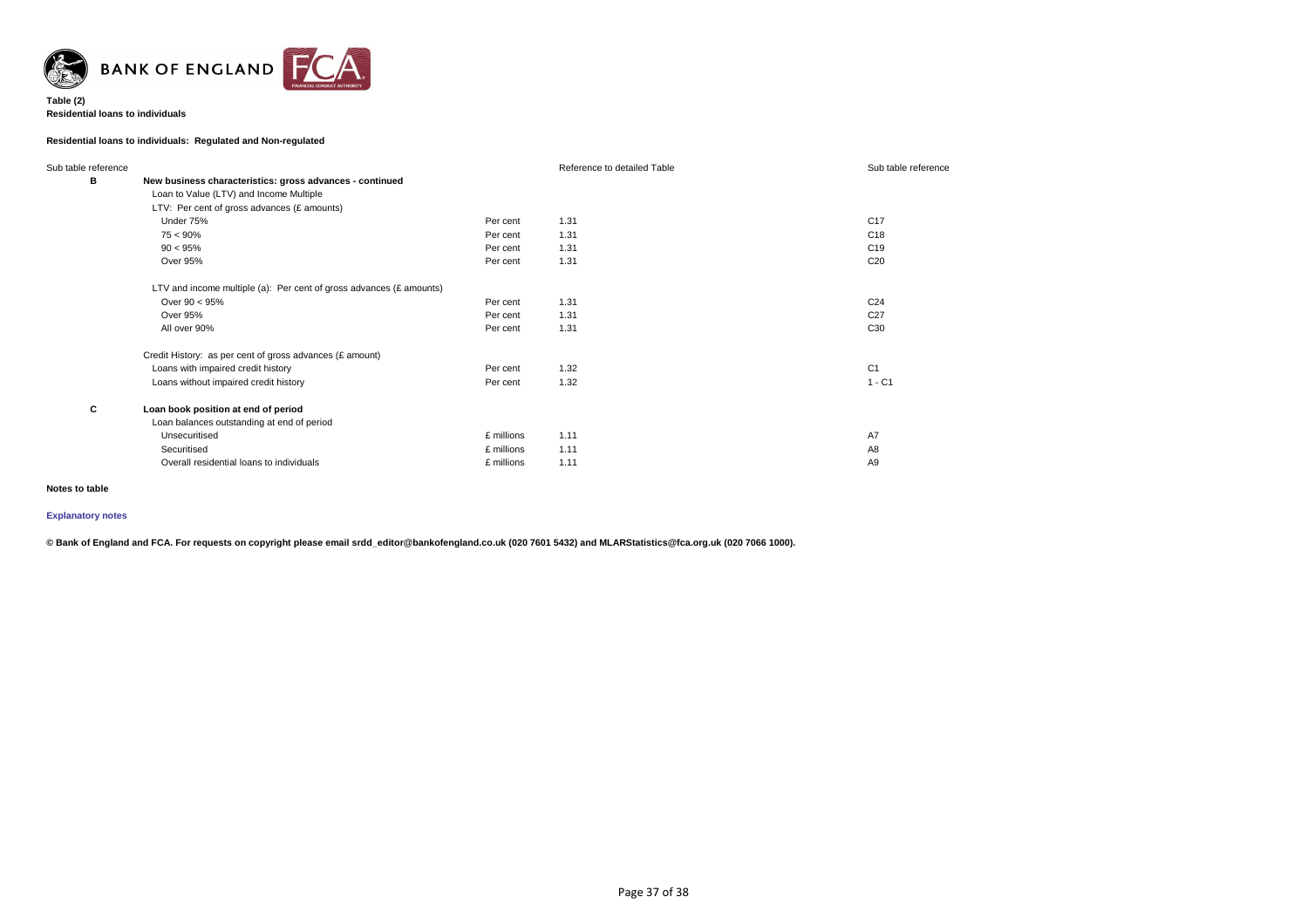**Table (2)**
**Residential loans to individuals**

**Residential loans to individuals: Regulated and Non-regulated**

| Sub table reference | | | Reference to detailed Table | Sub table reference |
|---|---|---|---|---|
| **B** | **New business characteristics: gross advances - continued** | | | |
| | Loan to Value (LTV) and Income Multiple | | | |
| | LTV: Per cent of gross advances (£ amounts) | | | |
| | Under 75% | Per cent | 1.31 | C17 |
| | 75 < 90% | Per cent | 1.31 | C18 |
| | 90 < 95% | Per cent | 1.31 | C19 |
| | Over 95% | Per cent | 1.31 | C20 |
| | | | | |
| | LTV and income multiple (a): Per cent of gross advances (£ amounts) | | | |
| | Over 90 < 95% | Per cent | 1.31 | C24 |
| | Over 95% | Per cent | 1.31 | C27 |
| | All over 90% | Per cent | 1.31 | C30 |
| | | | | |
| | Credit History: as per cent of gross advances (£ amount) | | | |
| | Loans with impaired credit history | Per cent | 1.32 | C1 |
| | Loans without impaired credit history | Per cent | 1.32 | 1 - C1 |
| | | | | |
| **C** | **Loan book position at end of period** | | | |
| | Loan balances outstanding at end of period | | | |
| | Unsecuritised | £ millions | 1.11 | A7 |
| | Securitised | £ millions | 1.11 | A8 |
| | Overall residential loans to individuals | £ millions | 1.11 | A9 |

**Notes to table**

**Explanatory notes**

**© Bank of England and FCA. For requests on copyright please email srdd_editor@bankofengland.co.uk (020 7601 5432) and MLARStatistics@fca.org.uk (020 7066 1000).**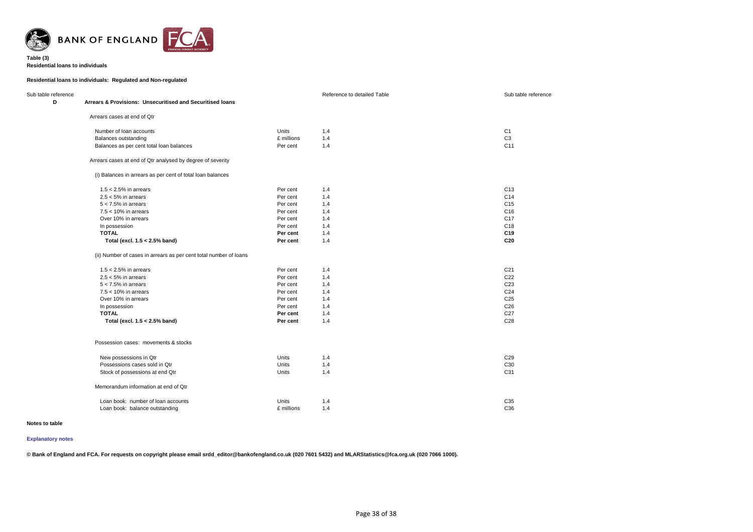**Table (3)**
**Residential loans to individuals**

**Residential loans to individuals: Regulated and Non-regulated**

| Sub table reference | | | Reference to detailed Table | Sub table reference |
|---|---|---|---|---|
| **D** | **Arrears & Provisions: Unsecuritised and Securitised loans** | | | |
| | Arrears cases at end of Qtr | | | |
| | Number of loan accounts | Units | 1.4 | C1 |
| | Balances outstanding | £ millions | 1.4 | C3 |
| | Balances as per cent total loan balances | Per cent | 1.4 | C11 |
| | Arrears cases at end of Qtr analysed by degree of severity | | | |
| | (i) Balances in arrears as per cent of total loan balances | | | |
| | 1.5 < 2.5% in arrears | Per cent | 1.4 | C13 |
| | 2.5 < 5% in arrears | Per cent | 1.4 | C14 |
| | 5 < 7.5% in arrears | Per cent | 1.4 | C15 |
| | 7.5 < 10% in arrears | Per cent | 1.4 | C16 |
| | Over 10% in arrears | Per cent | 1.4 | C17 |
| | In possession | Per cent | 1.4 | C18 |
| | **TOTAL** | **Per cent** | 1.4 | **C19** |
| | **Total (excl. 1.5 < 2.5% band)** | **Per cent** | 1.4 | **C20** |
| | (ii) Number of cases in arrears as per cent total number of loans | | | |
| | 1.5 < 2.5% in arrears | Per cent | 1.4 | C21 |
| | 2.5 < 5% in arrears | Per cent | 1.4 | C22 |
| | 5 < 7.5% in arrears | Per cent | 1.4 | C23 |
| | 7.5 < 10% in arrears | Per cent | 1.4 | C24 |
| | Over 10% in arrears | Per cent | 1.4 | C25 |
| | In possession | Per cent | 1.4 | C26 |
| | **TOTAL** | **Per cent** | 1.4 | C27 |
| | **Total (excl. 1.5 < 2.5% band)** | **Per cent** | 1.4 | C28 |
| | Possession cases: movements & stocks | | | |
| | New possessions in Qtr | Units | 1.4 | C29 |
| | Possessions cases sold in Qtr | Units | 1.4 | C30 |
| | Stock of possessions at end Qtr | Units | 1.4 | C31 |
| | Memorandum information at end of Qtr | | | |
| | Loan book: number of loan accounts | Units | 1.4 | C35 |
| | Loan book: balance outstanding | £ millions | 1.4 | C36 |

**Notes to table**

**Explanatory notes**

**© Bank of England and FCA. For requests on copyright please email srdd_editor@bankofengland.co.uk (020 7601 5432) and MLARStatistics@fca.org.uk (020 7066 1000).**